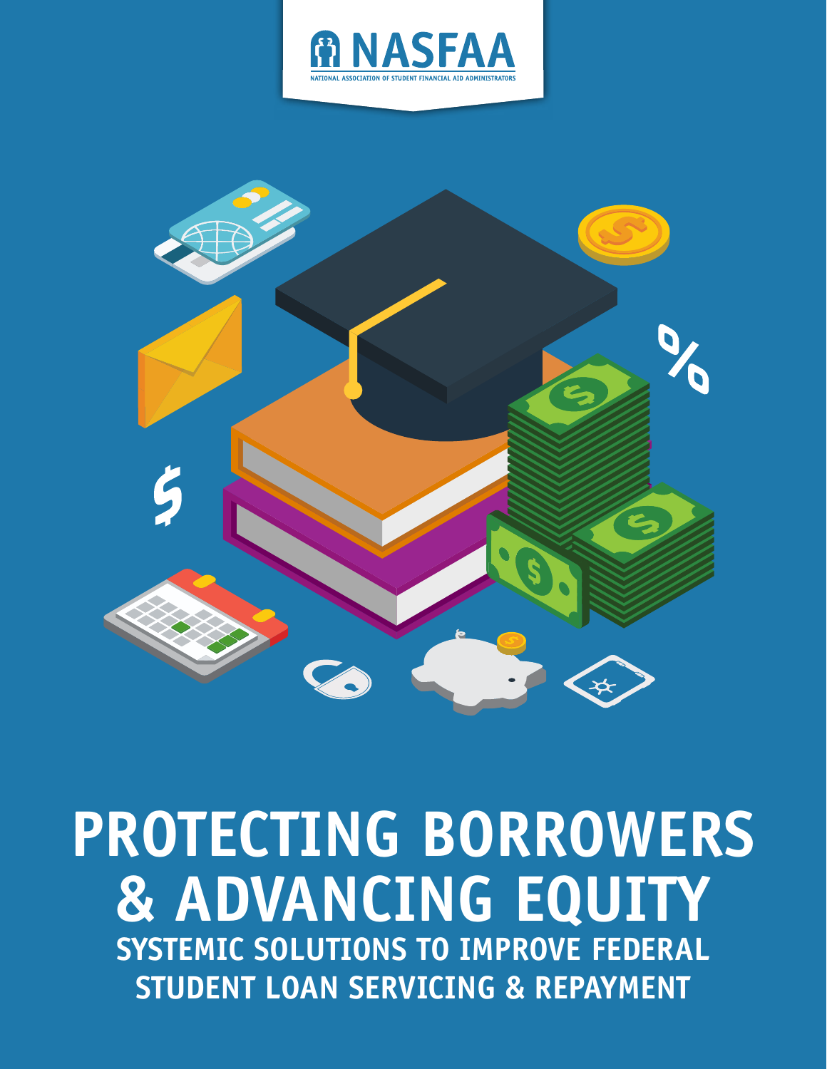NASFAA

NATIONAL ASSOCIATION OF STUDENT FINANCIAL AID ADMINISTRATORS

# PROTECTING BORROWERS & ADVANCING EQUITY

## SYSTEMIC SOLUTIONS TO IMPROVE FEDERAL STUDENT LOAN SERVICING & REPAYMENT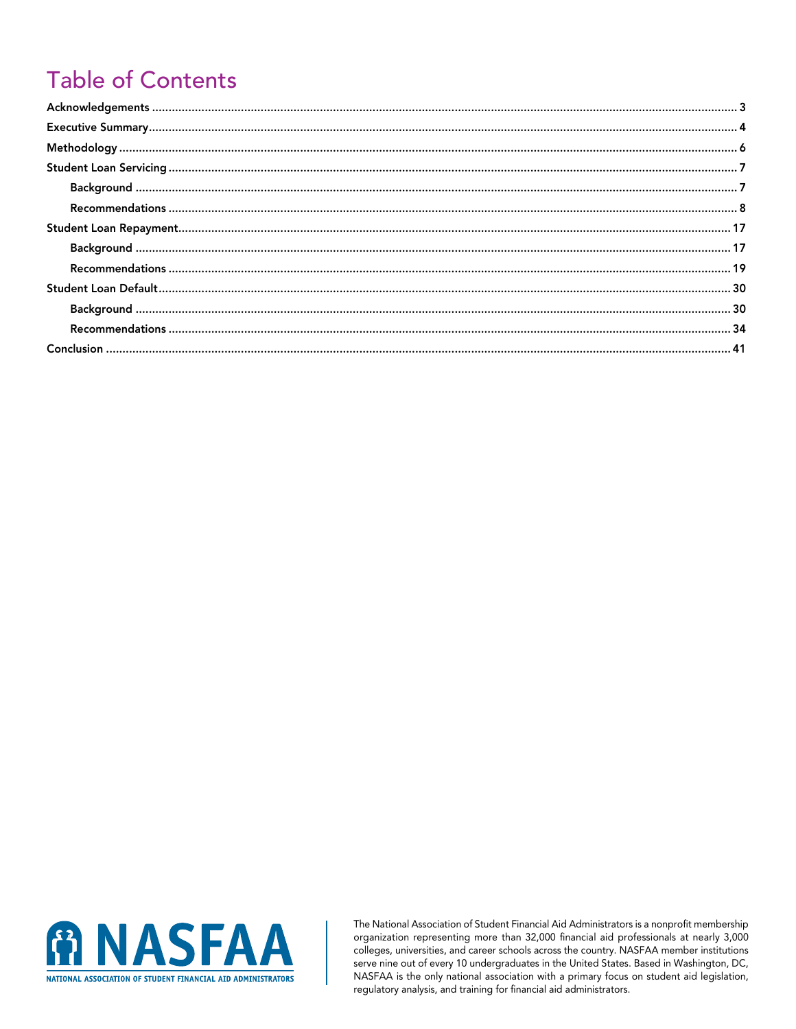# Table of Contents

Acknowledgements ..... 3

Executive Summary ..... 4

Methodology ..... 6

Student Loan Servicing ..... 7

- Background ..... 7
- Recommendations ..... 8

Student Loan Repayment ..... 17

- Background ..... 17
- Recommendations ..... 19

Student Loan Default ..... 30

- Background ..... 30
- Recommendations ..... 34

Conclusion ..... 41

NASFAA

NATIONAL ASSOCIATION OF STUDENT FINANCIAL AID ADMINISTRATORS

The National Association of Student Financial Aid Administrators is a nonprofit membership organization representing more than 32,000 financial aid professionals at nearly 3,000 colleges, universities, and career schools across the country. NASFAA member institutions serve nine out of every 10 undergraduates in the United States. Based in Washington, DC, NASFAA is the only national association with a primary focus on student aid legislation, regulatory analysis, and training for financial aid administrators.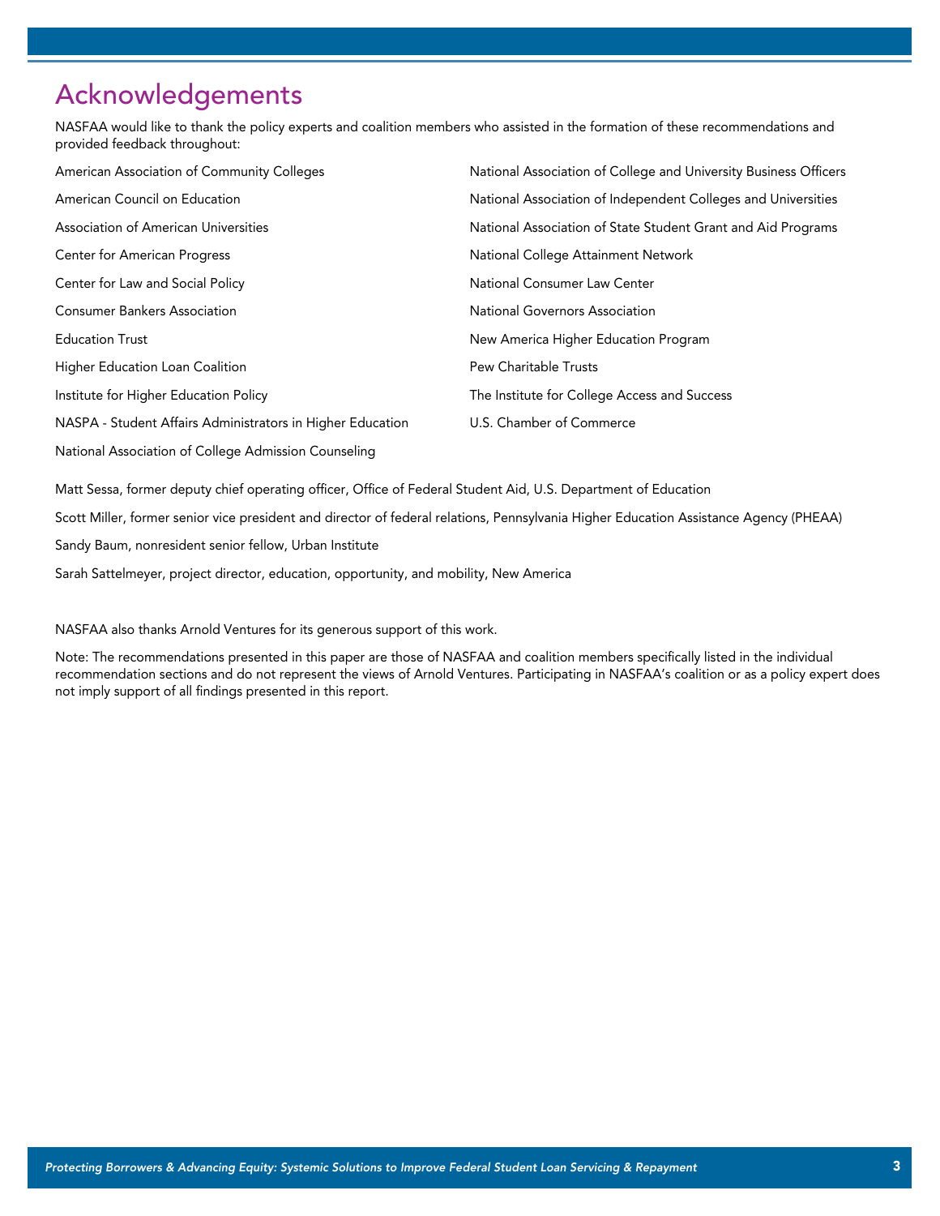# Acknowledgements

NASFAA would like to thank the policy experts and coalition members who assisted in the formation of these recommendations and provided feedback throughout:

American Association of Community Colleges

American Council on Education

Association of American Universities

Center for American Progress

Center for Law and Social Policy

Consumer Bankers Association

Education Trust

Higher Education Loan Coalition

Institute for Higher Education Policy

NASPA - Student Affairs Administrators in Higher Education

National Association of College Admission Counseling

National Association of College and University Business Officers

National Association of Independent Colleges and Universities

National Association of State Student Grant and Aid Programs

National College Attainment Network

National Consumer Law Center

National Governors Association

New America Higher Education Program

Pew Charitable Trusts

The Institute for College Access and Success

U.S. Chamber of Commerce

Matt Sessa, former deputy chief operating officer, Office of Federal Student Aid, U.S. Department of Education

Scott Miller, former senior vice president and director of federal relations, Pennsylvania Higher Education Assistance Agency (PHEAA)

Sandy Baum, nonresident senior fellow, Urban Institute

Sarah Sattelmeyer, project director, education, opportunity, and mobility, New America

NASFAA also thanks Arnold Ventures for its generous support of this work.

Note: The recommendations presented in this paper are those of NASFAA and coalition members specifically listed in the individual recommendation sections and do not represent the views of Arnold Ventures. Participating in NASFAA's coalition or as a policy expert does not imply support of all findings presented in this report.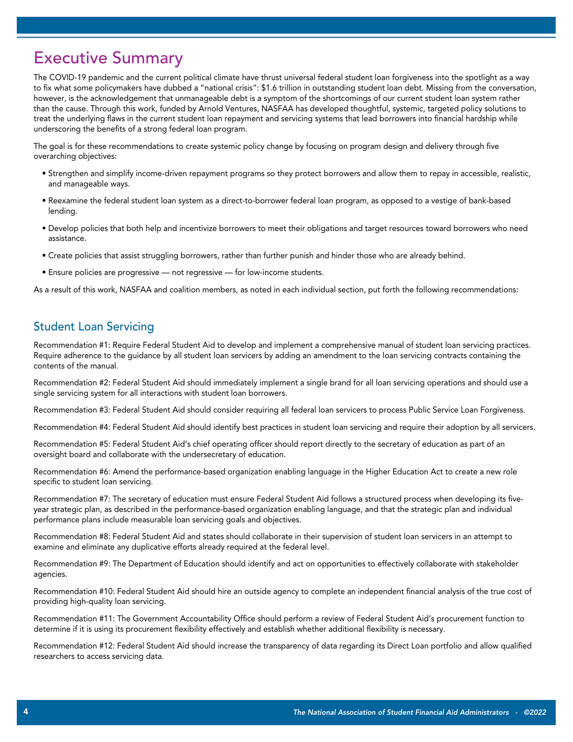# Executive Summary

The COVID-19 pandemic and the current political climate have thrust universal federal student loan forgiveness into the spotlight as a way to fix what some policymakers have dubbed a "national crisis": $1.6 trillion in outstanding student loan debt. Missing from the conversation, however, is the acknowledgement that unmanageable debt is a symptom of the shortcomings of our current student loan system rather than the cause. Through this work, funded by Arnold Ventures, NASFAA has developed thoughtful, systemic, targeted policy solutions to treat the underlying flaws in the current student loan repayment and servicing systems that lead borrowers into financial hardship while underscoring the benefits of a strong federal loan program.

The goal is for these recommendations to create systemic policy change by focusing on program design and delivery through five overarching objectives:

- Strengthen and simplify income-driven repayment programs so they protect borrowers and allow them to repay in accessible, realistic, and manageable ways.
- Reexamine the federal student loan system as a direct-to-borrower federal loan program, as opposed to a vestige of bank-based lending.
- Develop policies that both help and incentivize borrowers to meet their obligations and target resources toward borrowers who need assistance.
- Create policies that assist struggling borrowers, rather than further punish and hinder those who are already behind.
- Ensure policies are progressive — not regressive — for low-income students.

As a result of this work, NASFAA and coalition members, as noted in each individual section, put forth the following recommendations:

## Student Loan Servicing

Recommendation #1: Require Federal Student Aid to develop and implement a comprehensive manual of student loan servicing practices. Require adherence to the guidance by all student loan servicers by adding an amendment to the loan servicing contracts containing the contents of the manual.

Recommendation #2: Federal Student Aid should immediately implement a single brand for all loan servicing operations and should use a single servicing system for all interactions with student loan borrowers.

Recommendation #3: Federal Student Aid should consider requiring all federal loan servicers to process Public Service Loan Forgiveness.

Recommendation #4: Federal Student Aid should identify best practices in student loan servicing and require their adoption by all servicers.

Recommendation #5: Federal Student Aid's chief operating officer should report directly to the secretary of education as part of an oversight board and collaborate with the undersecretary of education.

Recommendation #6: Amend the performance-based organization enabling language in the Higher Education Act to create a new role specific to student loan servicing.

Recommendation #7: The secretary of education must ensure Federal Student Aid follows a structured process when developing its five-year strategic plan, as described in the performance-based organization enabling language, and that the strategic plan and individual performance plans include measurable loan servicing goals and objectives.

Recommendation #8: Federal Student Aid and states should collaborate in their supervision of student loan servicers in an attempt to examine and eliminate any duplicative efforts already required at the federal level.

Recommendation #9: The Department of Education should identify and act on opportunities to effectively collaborate with stakeholder agencies.

Recommendation #10: Federal Student Aid should hire an outside agency to complete an independent financial analysis of the true cost of providing high-quality loan servicing.

Recommendation #11: The Government Accountability Office should perform a review of Federal Student Aid's procurement function to determine if it is using its procurement flexibility effectively and establish whether additional flexibility is necessary.

Recommendation #12: Federal Student Aid should increase the transparency of data regarding its Direct Loan portfolio and allow qualified researchers to access servicing data.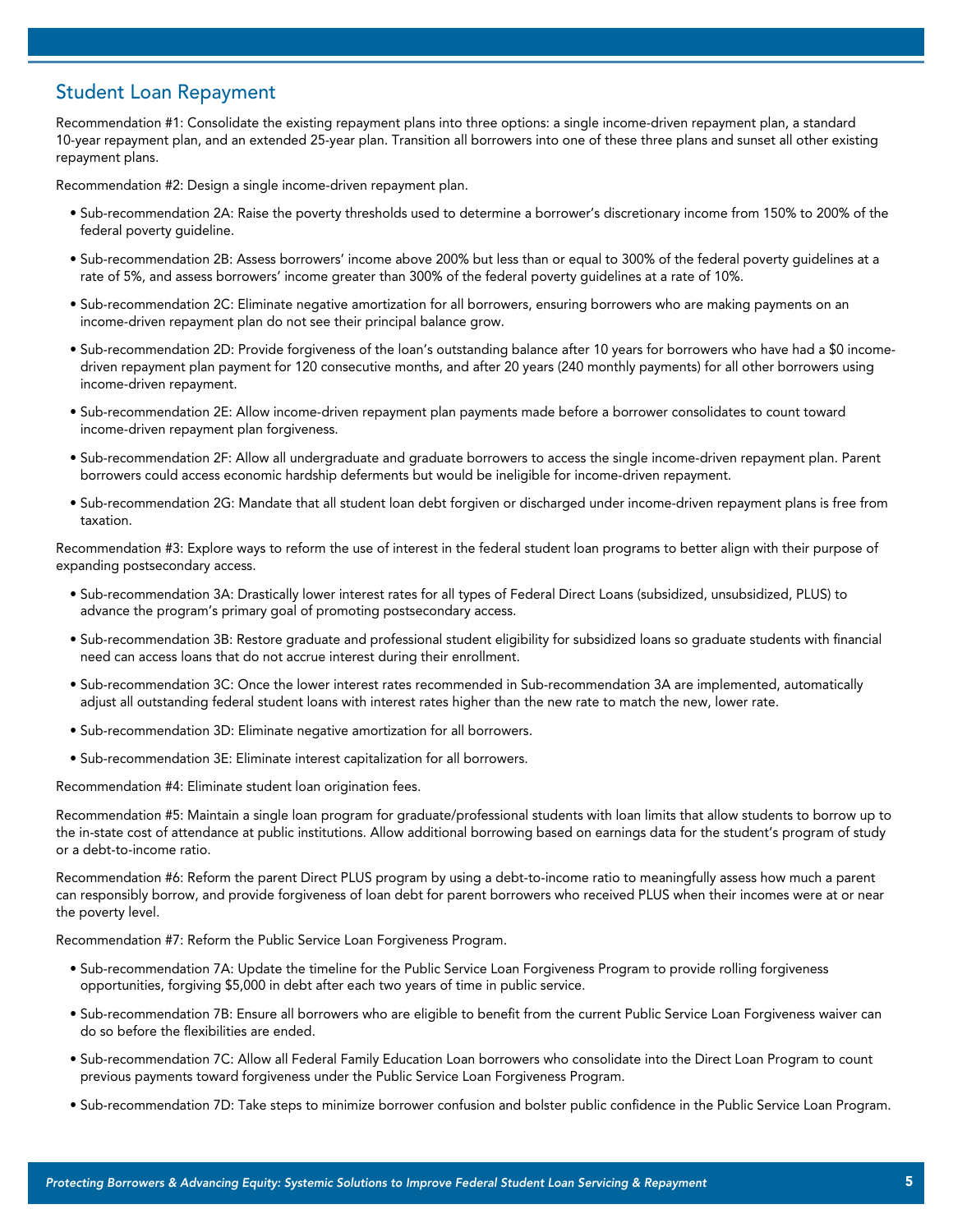## Student Loan Repayment

Recommendation #1: Consolidate the existing repayment plans into three options: a single income-driven repayment plan, a standard 10-year repayment plan, and an extended 25-year plan. Transition all borrowers into one of these three plans and sunset all other existing repayment plans.

Recommendation #2: Design a single income-driven repayment plan.

- Sub-recommendation 2A: Raise the poverty thresholds used to determine a borrower's discretionary income from 150% to 200% of the federal poverty guideline.
- Sub-recommendation 2B: Assess borrowers' income above 200% but less than or equal to 300% of the federal poverty guidelines at a rate of 5%, and assess borrowers' income greater than 300% of the federal poverty guidelines at a rate of 10%.
- Sub-recommendation 2C: Eliminate negative amortization for all borrowers, ensuring borrowers who are making payments on an income-driven repayment plan do not see their principal balance grow.
- Sub-recommendation 2D: Provide forgiveness of the loan's outstanding balance after 10 years for borrowers who have had a $0 income-driven repayment plan payment for 120 consecutive months, and after 20 years (240 monthly payments) for all other borrowers using income-driven repayment.
- Sub-recommendation 2E: Allow income-driven repayment plan payments made before a borrower consolidates to count toward income-driven repayment plan forgiveness.
- Sub-recommendation 2F: Allow all undergraduate and graduate borrowers to access the single income-driven repayment plan. Parent borrowers could access economic hardship deferments but would be ineligible for income-driven repayment.
- Sub-recommendation 2G: Mandate that all student loan debt forgiven or discharged under income-driven repayment plans is free from taxation.

Recommendation #3: Explore ways to reform the use of interest in the federal student loan programs to better align with their purpose of expanding postsecondary access.

- Sub-recommendation 3A: Drastically lower interest rates for all types of Federal Direct Loans (subsidized, unsubsidized, PLUS) to advance the program's primary goal of promoting postsecondary access.
- Sub-recommendation 3B: Restore graduate and professional student eligibility for subsidized loans so graduate students with financial need can access loans that do not accrue interest during their enrollment.
- Sub-recommendation 3C: Once the lower interest rates recommended in Sub-recommendation 3A are implemented, automatically adjust all outstanding federal student loans with interest rates higher than the new rate to match the new, lower rate.
- Sub-recommendation 3D: Eliminate negative amortization for all borrowers.
- Sub-recommendation 3E: Eliminate interest capitalization for all borrowers.

Recommendation #4: Eliminate student loan origination fees.

Recommendation #5: Maintain a single loan program for graduate/professional students with loan limits that allow students to borrow up to the in-state cost of attendance at public institutions. Allow additional borrowing based on earnings data for the student's program of study or a debt-to-income ratio.

Recommendation #6: Reform the parent Direct PLUS program by using a debt-to-income ratio to meaningfully assess how much a parent can responsibly borrow, and provide forgiveness of loan debt for parent borrowers who received PLUS when their incomes were at or near the poverty level.

Recommendation #7: Reform the Public Service Loan Forgiveness Program.

- Sub-recommendation 7A: Update the timeline for the Public Service Loan Forgiveness Program to provide rolling forgiveness opportunities, forgiving $5,000 in debt after each two years of time in public service.
- Sub-recommendation 7B: Ensure all borrowers who are eligible to benefit from the current Public Service Loan Forgiveness waiver can do so before the flexibilities are ended.
- Sub-recommendation 7C: Allow all Federal Family Education Loan borrowers who consolidate into the Direct Loan Program to count previous payments toward forgiveness under the Public Service Loan Forgiveness Program.
- Sub-recommendation 7D: Take steps to minimize borrower confusion and bolster public confidence in the Public Service Loan Program.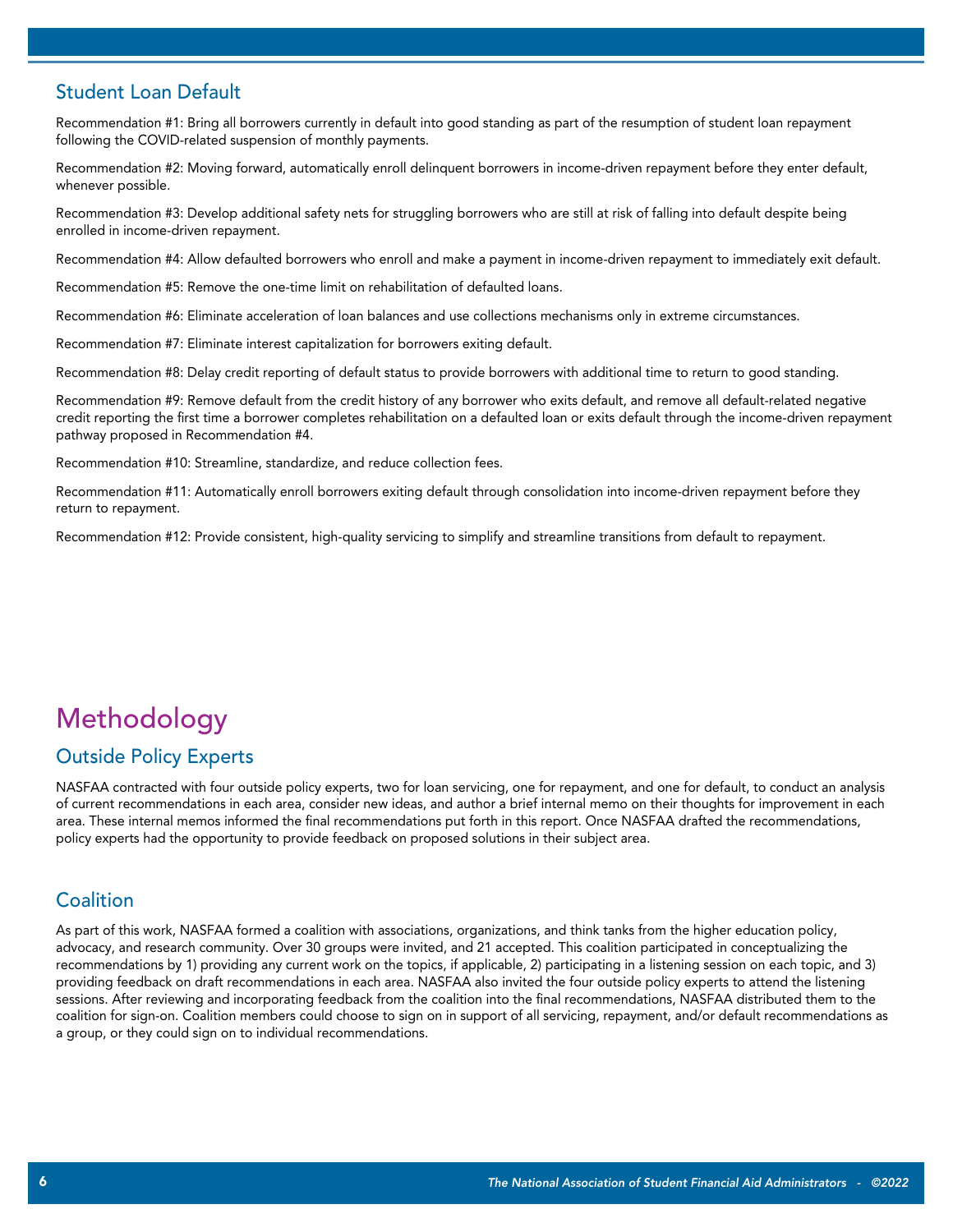## Student Loan Default

Recommendation #1: Bring all borrowers currently in default into good standing as part of the resumption of student loan repayment following the COVID-related suspension of monthly payments.

Recommendation #2: Moving forward, automatically enroll delinquent borrowers in income-driven repayment before they enter default, whenever possible.

Recommendation #3: Develop additional safety nets for struggling borrowers who are still at risk of falling into default despite being enrolled in income-driven repayment.

Recommendation #4: Allow defaulted borrowers who enroll and make a payment in income-driven repayment to immediately exit default.

Recommendation #5: Remove the one-time limit on rehabilitation of defaulted loans.

Recommendation #6: Eliminate acceleration of loan balances and use collections mechanisms only in extreme circumstances.

Recommendation #7: Eliminate interest capitalization for borrowers exiting default.

Recommendation #8: Delay credit reporting of default status to provide borrowers with additional time to return to good standing.

Recommendation #9: Remove default from the credit history of any borrower who exits default, and remove all default-related negative credit reporting the first time a borrower completes rehabilitation on a defaulted loan or exits default through the income-driven repayment pathway proposed in Recommendation #4.

Recommendation #10: Streamline, standardize, and reduce collection fees.

Recommendation #11: Automatically enroll borrowers exiting default through consolidation into income-driven repayment before they return to repayment.

Recommendation #12: Provide consistent, high-quality servicing to simplify and streamline transitions from default to repayment.

# Methodology

## Outside Policy Experts

NASFAA contracted with four outside policy experts, two for loan servicing, one for repayment, and one for default, to conduct an analysis of current recommendations in each area, consider new ideas, and author a brief internal memo on their thoughts for improvement in each area. These internal memos informed the final recommendations put forth in this report. Once NASFAA drafted the recommendations, policy experts had the opportunity to provide feedback on proposed solutions in their subject area.

## Coalition

As part of this work, NASFAA formed a coalition with associations, organizations, and think tanks from the higher education policy, advocacy, and research community. Over 30 groups were invited, and 21 accepted. This coalition participated in conceptualizing the recommendations by 1) providing any current work on the topics, if applicable, 2) participating in a listening session on each topic, and 3) providing feedback on draft recommendations in each area. NASFAA also invited the four outside policy experts to attend the listening sessions. After reviewing and incorporating feedback from the coalition into the final recommendations, NASFAA distributed them to the coalition for sign-on. Coalition members could choose to sign on in support of all servicing, repayment, and/or default recommendations as a group, or they could sign on to individual recommendations.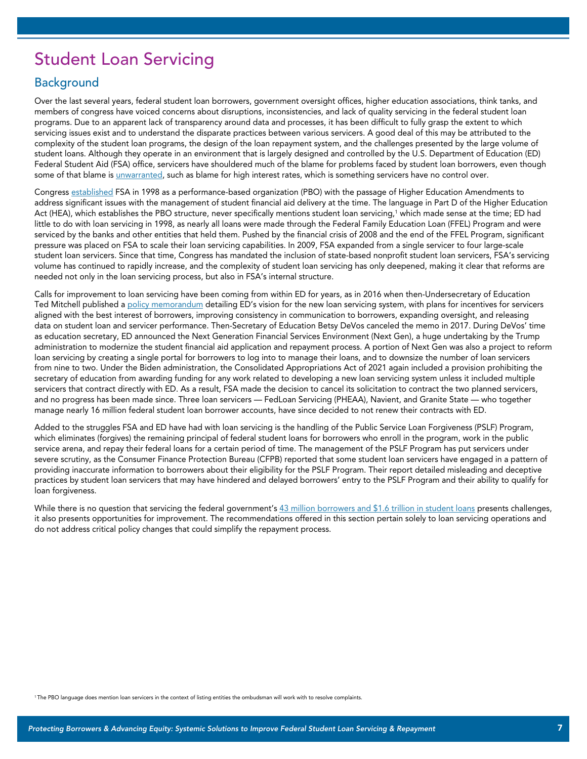# Student Loan Servicing

## Background

Over the last several years, federal student loan borrowers, government oversight offices, higher education associations, think tanks, and members of congress have voiced concerns about disruptions, inconsistencies, and lack of quality servicing in the federal student loan programs. Due to an apparent lack of transparency around data and processes, it has been difficult to fully grasp the extent to which servicing issues exist and to understand the disparate practices between various servicers. A good deal of this may be attributed to the complexity of the student loan programs, the design of the loan repayment system, and the challenges presented by the large volume of student loans. Although they operate in an environment that is largely designed and controlled by the U.S. Department of Education (ED) Federal Student Aid (FSA) office, servicers have shouldered much of the blame for problems faced by student loan borrowers, even though some of that blame is unwarranted, such as blame for high interest rates, which is something servicers have no control over.

Congress established FSA in 1998 as a performance-based organization (PBO) with the passage of Higher Education Amendments to address significant issues with the management of student financial aid delivery at the time. The language in Part D of the Higher Education Act (HEA), which establishes the PBO structure, never specifically mentions student loan servicing,[1] which made sense at the time; ED had little to do with loan servicing in 1998, as nearly all loans were made through the Federal Family Education Loan (FFEL) Program and were serviced by the banks and other entities that held them. Pushed by the financial crisis of 2008 and the end of the FFEL Program, significant pressure was placed on FSA to scale their loan servicing capabilities. In 2009, FSA expanded from a single servicer to four large-scale student loan servicers. Since that time, Congress has mandated the inclusion of state-based nonprofit student loan servicers, FSA's servicing volume has continued to rapidly increase, and the complexity of student loan servicing has only deepened, making it clear that reforms are needed not only in the loan servicing process, but also in FSA's internal structure.

Calls for improvement to loan servicing have been coming from within ED for years, as in 2016 when then-Undersecretary of Education Ted Mitchell published a policy memorandum detailing ED's vision for the new loan servicing system, with plans for incentives for servicers aligned with the best interest of borrowers, improving consistency in communication to borrowers, expanding oversight, and releasing data on student loan and servicer performance. Then-Secretary of Education Betsy DeVos canceled the memo in 2017. During DeVos' time as education secretary, ED announced the Next Generation Financial Services Environment (Next Gen), a huge undertaking by the Trump administration to modernize the student financial aid application and repayment process. A portion of Next Gen was also a project to reform loan servicing by creating a single portal for borrowers to log into to manage their loans, and to downsize the number of loan servicers from nine to two. Under the Biden administration, the Consolidated Appropriations Act of 2021 again included a provision prohibiting the secretary of education from awarding funding for any work related to developing a new loan servicing system unless it included multiple servicers that contract directly with ED. As a result, FSA made the decision to cancel its solicitation to contract the two planned servicers, and no progress has been made since. Three loan servicers — FedLoan Servicing (PHEAA), Navient, and Granite State — who together manage nearly 16 million federal student loan borrower accounts, have since decided to not renew their contracts with ED.

Added to the struggles FSA and ED have had with loan servicing is the handling of the Public Service Loan Forgiveness (PSLF) Program, which eliminates (forgives) the remaining principal of federal student loans for borrowers who enroll in the program, work in the public service arena, and repay their federal loans for a certain period of time. The management of the PSLF Program has put servicers under severe scrutiny, as the Consumer Finance Protection Bureau (CFPB) reported that some student loan servicers have engaged in a pattern of providing inaccurate information to borrowers about their eligibility for the PSLF Program. Their report detailed misleading and deceptive practices by student loan servicers that may have hindered and delayed borrowers' entry to the PSLF Program and their ability to qualify for loan forgiveness.

While there is no question that servicing the federal government's 43 million borrowers and $1.6 trillion in student loans presents challenges, it also presents opportunities for improvement. The recommendations offered in this section pertain solely to loan servicing operations and do not address critical policy changes that could simplify the repayment process.

[1] The PBO language does mention loan servicers in the context of listing entities the ombudsman will work with to resolve complaints.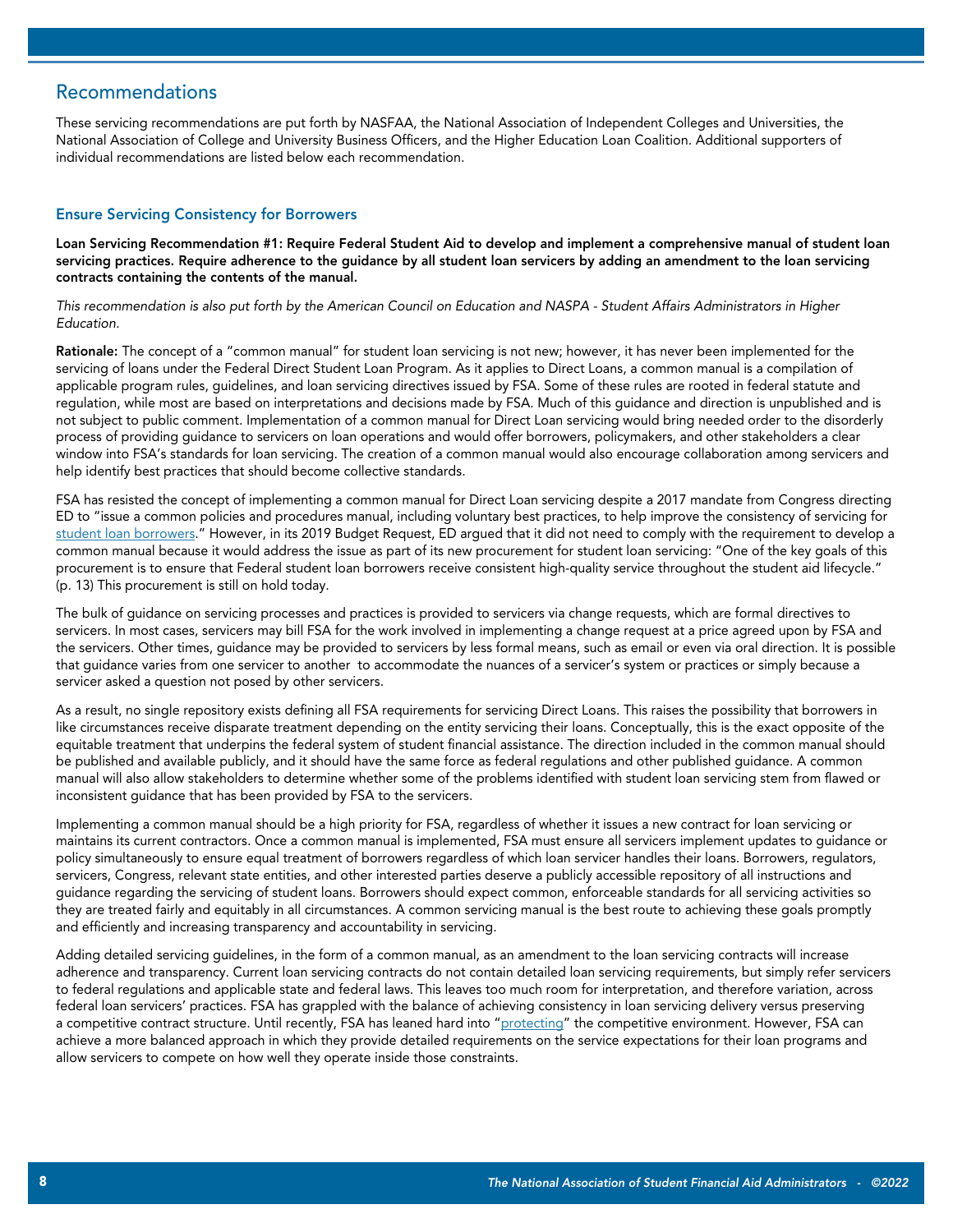## Recommendations

These servicing recommendations are put forth by NASFAA, the National Association of Independent Colleges and Universities, the National Association of College and University Business Officers, and the Higher Education Loan Coalition. Additional supporters of individual recommendations are listed below each recommendation.

### Ensure Servicing Consistency for Borrowers

**Loan Servicing Recommendation #1: Require Federal Student Aid to develop and implement a comprehensive manual of student loan servicing practices. Require adherence to the guidance by all student loan servicers by adding an amendment to the loan servicing contracts containing the contents of the manual.**

*This recommendation is also put forth by the American Council on Education and NASPA - Student Affairs Administrators in Higher Education.*

**Rationale:** The concept of a "common manual" for student loan servicing is not new; however, it has never been implemented for the servicing of loans under the Federal Direct Student Loan Program. As it applies to Direct Loans, a common manual is a compilation of applicable program rules, guidelines, and loan servicing directives issued by FSA. Some of these rules are rooted in federal statute and regulation, while most are based on interpretations and decisions made by FSA. Much of this guidance and direction is unpublished and is not subject to public comment. Implementation of a common manual for Direct Loan servicing would bring needed order to the disorderly process of providing guidance to servicers on loan operations and would offer borrowers, policymakers, and other stakeholders a clear window into FSA's standards for loan servicing. The creation of a common manual would also encourage collaboration among servicers and help identify best practices that should become collective standards.

FSA has resisted the concept of implementing a common manual for Direct Loan servicing despite a 2017 mandate from Congress directing ED to "issue a common policies and procedures manual, including voluntary best practices, to help improve the consistency of servicing for student loan borrowers." However, in its 2019 Budget Request, ED argued that it did not need to comply with the requirement to develop a common manual because it would address the issue as part of its new procurement for student loan servicing: "One of the key goals of this procurement is to ensure that Federal student loan borrowers receive consistent high-quality service throughout the student aid lifecycle." (p. 13) This procurement is still on hold today.

The bulk of guidance on servicing processes and practices is provided to servicers via change requests, which are formal directives to servicers. In most cases, servicers may bill FSA for the work involved in implementing a change request at a price agreed upon by FSA and the servicers. Other times, guidance may be provided to servicers by less formal means, such as email or even via oral direction. It is possible that guidance varies from one servicer to another to accommodate the nuances of a servicer's system or practices or simply because a servicer asked a question not posed by other servicers.

As a result, no single repository exists defining all FSA requirements for servicing Direct Loans. This raises the possibility that borrowers in like circumstances receive disparate treatment depending on the entity servicing their loans. Conceptually, this is the exact opposite of the equitable treatment that underpins the federal system of student financial assistance. The direction included in the common manual should be published and available publicly, and it should have the same force as federal regulations and other published guidance. A common manual will also allow stakeholders to determine whether some of the problems identified with student loan servicing stem from flawed or inconsistent guidance that has been provided by FSA to the servicers.

Implementing a common manual should be a high priority for FSA, regardless of whether it issues a new contract for loan servicing or maintains its current contractors. Once a common manual is implemented, FSA must ensure all servicers implement updates to guidance or policy simultaneously to ensure equal treatment of borrowers regardless of which loan servicer handles their loans. Borrowers, regulators, servicers, Congress, relevant state entities, and other interested parties deserve a publicly accessible repository of all instructions and guidance regarding the servicing of student loans. Borrowers should expect common, enforceable standards for all servicing activities so they are treated fairly and equitably in all circumstances. A common servicing manual is the best route to achieving these goals promptly and efficiently and increasing transparency and accountability in servicing.

Adding detailed servicing guidelines, in the form of a common manual, as an amendment to the loan servicing contracts will increase adherence and transparency. Current loan servicing contracts do not contain detailed loan servicing requirements, but simply refer servicers to federal regulations and applicable state and federal laws. This leaves too much room for interpretation, and therefore variation, across federal loan servicers' practices. FSA has grappled with the balance of achieving consistency in loan servicing delivery versus preserving a competitive contract structure. Until recently, FSA has leaned hard into "protecting" the competitive environment. However, FSA can achieve a more balanced approach in which they provide detailed requirements on the service expectations for their loan programs and allow servicers to compete on how well they operate inside those constraints.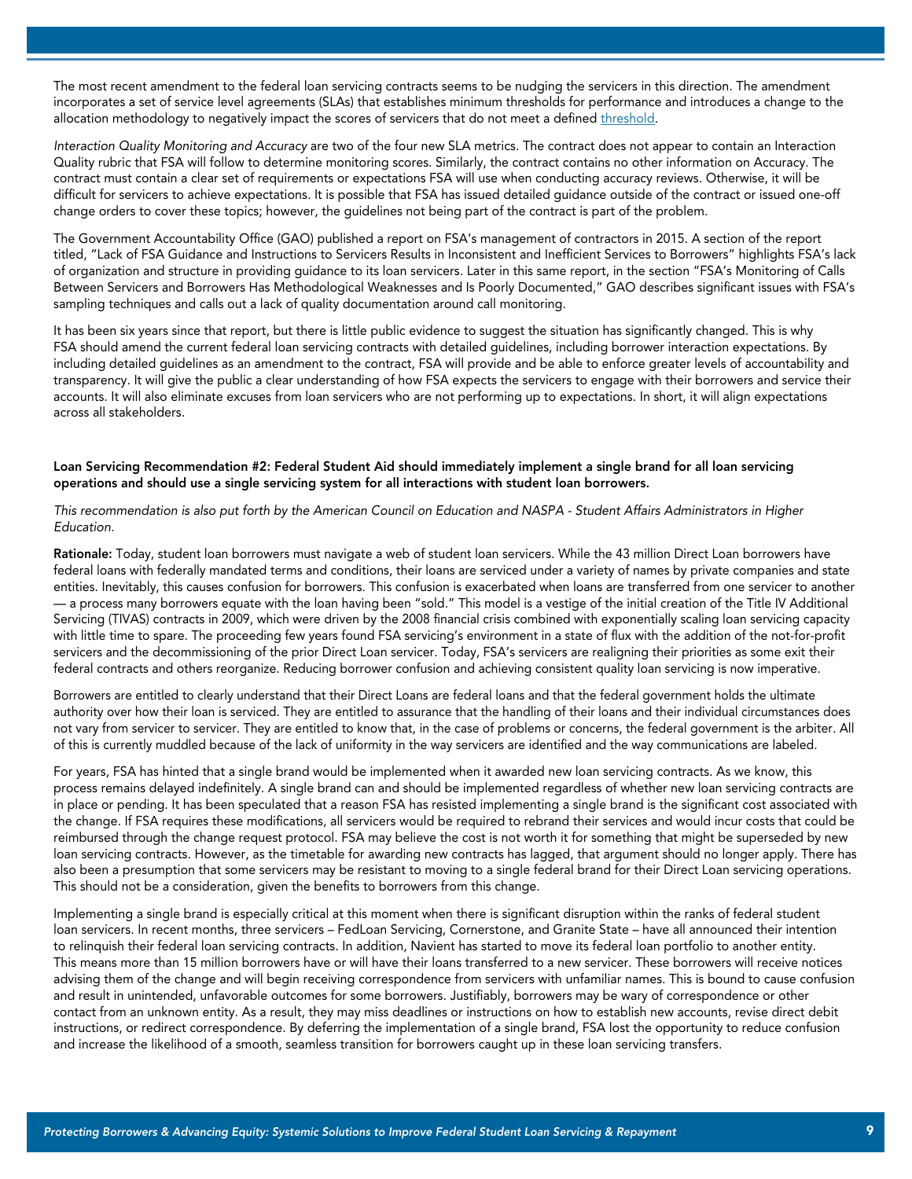The most recent amendment to the federal loan servicing contracts seems to be nudging the servicers in this direction. The amendment incorporates a set of service level agreements (SLAs) that establishes minimum thresholds for performance and introduces a change to the allocation methodology to negatively impact the scores of servicers that do not meet a defined threshold.

*Interaction Quality Monitoring and Accuracy* are two of the four new SLA metrics. The contract does not appear to contain an Interaction Quality rubric that FSA will follow to determine monitoring scores. Similarly, the contract contains no other information on Accuracy. The contract must contain a clear set of requirements or expectations FSA will use when conducting accuracy reviews. Otherwise, it will be difficult for servicers to achieve expectations. It is possible that FSA has issued detailed guidance outside of the contract or issued one-off change orders to cover these topics; however, the guidelines not being part of the contract is part of the problem.

The Government Accountability Office (GAO) published a report on FSA's management of contractors in 2015. A section of the report titled, "Lack of FSA Guidance and Instructions to Servicers Results in Inconsistent and Inefficient Services to Borrowers" highlights FSA's lack of organization and structure in providing guidance to its loan servicers. Later in this same report, in the section "FSA's Monitoring of Calls Between Servicers and Borrowers Has Methodological Weaknesses and Is Poorly Documented," GAO describes significant issues with FSA's sampling techniques and calls out a lack of quality documentation around call monitoring.

It has been six years since that report, but there is little public evidence to suggest the situation has significantly changed. This is why FSA should amend the current federal loan servicing contracts with detailed guidelines, including borrower interaction expectations. By including detailed guidelines as an amendment to the contract, FSA will provide and be able to enforce greater levels of accountability and transparency. It will give the public a clear understanding of how FSA expects the servicers to engage with their borrowers and service their accounts. It will also eliminate excuses from loan servicers who are not performing up to expectations. In short, it will align expectations across all stakeholders.

**Loan Servicing Recommendation #2: Federal Student Aid should immediately implement a single brand for all loan servicing operations and should use a single servicing system for all interactions with student loan borrowers.**

*This recommendation is also put forth by the American Council on Education and NASPA - Student Affairs Administrators in Higher Education.*

**Rationale:** Today, student loan borrowers must navigate a web of student loan servicers. While the 43 million Direct Loan borrowers have federal loans with federally mandated terms and conditions, their loans are serviced under a variety of names by private companies and state entities. Inevitably, this causes confusion for borrowers. This confusion is exacerbated when loans are transferred from one servicer to another — a process many borrowers equate with the loan having been "sold." This model is a vestige of the initial creation of the Title IV Additional Servicing (TIVAS) contracts in 2009, which were driven by the 2008 financial crisis combined with exponentially scaling loan servicing capacity with little time to spare. The proceeding few years found FSA servicing's environment in a state of flux with the addition of the not-for-profit servicers and the decommissioning of the prior Direct Loan servicer. Today, FSA's servicers are realigning their priorities as some exit their federal contracts and others reorganize. Reducing borrower confusion and achieving consistent quality loan servicing is now imperative.

Borrowers are entitled to clearly understand that their Direct Loans are federal loans and that the federal government holds the ultimate authority over how their loan is serviced. They are entitled to assurance that the handling of their loans and their individual circumstances does not vary from servicer to servicer. They are entitled to know that, in the case of problems or concerns, the federal government is the arbiter. All of this is currently muddled because of the lack of uniformity in the way servicers are identified and the way communications are labeled.

For years, FSA has hinted that a single brand would be implemented when it awarded new loan servicing contracts. As we know, this process remains delayed indefinitely. A single brand can and should be implemented regardless of whether new loan servicing contracts are in place or pending. It has been speculated that a reason FSA has resisted implementing a single brand is the significant cost associated with the change. If FSA requires these modifications, all servicers would be required to rebrand their services and would incur costs that could be reimbursed through the change request protocol. FSA may believe the cost is not worth it for something that might be superseded by new loan servicing contracts. However, as the timetable for awarding new contracts has lagged, that argument should no longer apply. There has also been a presumption that some servicers may be resistant to moving to a single federal brand for their Direct Loan servicing operations. This should not be a consideration, given the benefits to borrowers from this change.

Implementing a single brand is especially critical at this moment when there is significant disruption within the ranks of federal student loan servicers. In recent months, three servicers – FedLoan Servicing, Cornerstone, and Granite State – have all announced their intention to relinquish their federal loan servicing contracts. In addition, Navient has started to move its federal loan portfolio to another entity. This means more than 15 million borrowers have or will have their loans transferred to a new servicer. These borrowers will receive notices advising them of the change and will begin receiving correspondence from servicers with unfamiliar names. This is bound to cause confusion and result in unintended, unfavorable outcomes for some borrowers. Justifiably, borrowers may be wary of correspondence or other contact from an unknown entity. As a result, they may miss deadlines or instructions on how to establish new accounts, revise direct debit instructions, or redirect correspondence. By deferring the implementation of a single brand, FSA lost the opportunity to reduce confusion and increase the likelihood of a smooth, seamless transition for borrowers caught up in these loan servicing transfers.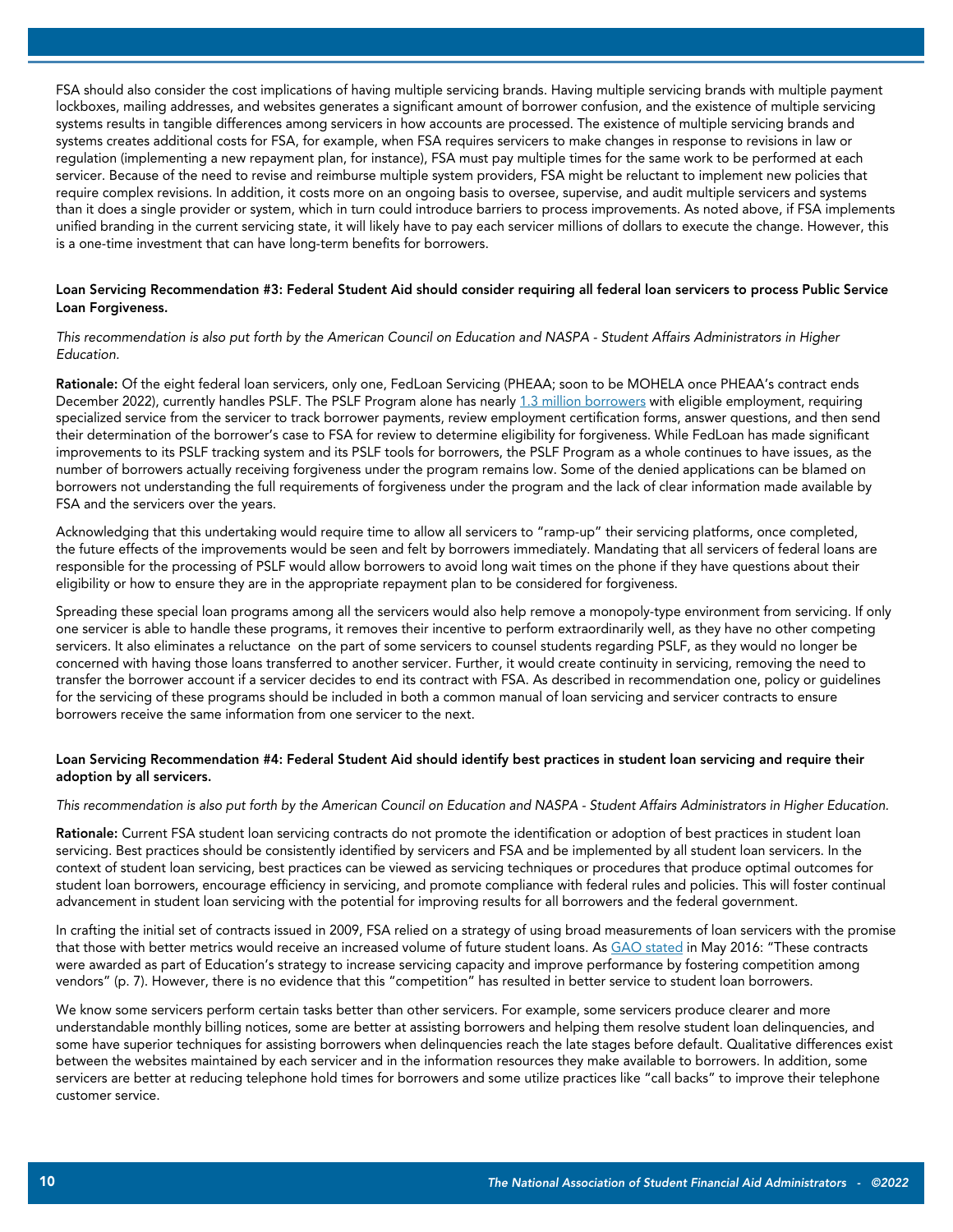FSA should also consider the cost implications of having multiple servicing brands. Having multiple servicing brands with multiple payment lockboxes, mailing addresses, and websites generates a significant amount of borrower confusion, and the existence of multiple servicing systems results in tangible differences among servicers in how accounts are processed. The existence of multiple servicing brands and systems creates additional costs for FSA, for example, when FSA requires servicers to make changes in response to revisions in law or regulation (implementing a new repayment plan, for instance), FSA must pay multiple times for the same work to be performed at each servicer. Because of the need to revise and reimburse multiple system providers, FSA might be reluctant to implement new policies that require complex revisions. In addition, it costs more on an ongoing basis to oversee, supervise, and audit multiple servicers and systems than it does a single provider or system, which in turn could introduce barriers to process improvements. As noted above, if FSA implements unified branding in the current servicing state, it will likely have to pay each servicer millions of dollars to execute the change. However, this is a one-time investment that can have long-term benefits for borrowers.

**Loan Servicing Recommendation #3: Federal Student Aid should consider requiring all federal loan servicers to process Public Service Loan Forgiveness.**

*This recommendation is also put forth by the American Council on Education and NASPA - Student Affairs Administrators in Higher Education.*

**Rationale:** Of the eight federal loan servicers, only one, FedLoan Servicing (PHEAA; soon to be MOHELA once PHEAA's contract ends December 2022), currently handles PSLF. The PSLF Program alone has nearly 1.3 million borrowers with eligible employment, requiring specialized service from the servicer to track borrower payments, review employment certification forms, answer questions, and then send their determination of the borrower's case to FSA for review to determine eligibility for forgiveness. While FedLoan has made significant improvements to its PSLF tracking system and its PSLF tools for borrowers, the PSLF Program as a whole continues to have issues, as the number of borrowers actually receiving forgiveness under the program remains low. Some of the denied applications can be blamed on borrowers not understanding the full requirements of forgiveness under the program and the lack of clear information made available by FSA and the servicers over the years.

Acknowledging that this undertaking would require time to allow all servicers to "ramp-up" their servicing platforms, once completed, the future effects of the improvements would be seen and felt by borrowers immediately. Mandating that all servicers of federal loans are responsible for the processing of PSLF would allow borrowers to avoid long wait times on the phone if they have questions about their eligibility or how to ensure they are in the appropriate repayment plan to be considered for forgiveness.

Spreading these special loan programs among all the servicers would also help remove a monopoly-type environment from servicing. If only one servicer is able to handle these programs, it removes their incentive to perform extraordinarily well, as they have no other competing servicers. It also eliminates a reluctance on the part of some servicers to counsel students regarding PSLF, as they would no longer be concerned with having those loans transferred to another servicer. Further, it would create continuity in servicing, removing the need to transfer the borrower account if a servicer decides to end its contract with FSA. As described in recommendation one, policy or guidelines for the servicing of these programs should be included in both a common manual of loan servicing and servicer contracts to ensure borrowers receive the same information from one servicer to the next.

**Loan Servicing Recommendation #4: Federal Student Aid should identify best practices in student loan servicing and require their adoption by all servicers.**

*This recommendation is also put forth by the American Council on Education and NASPA - Student Affairs Administrators in Higher Education.*

**Rationale:** Current FSA student loan servicing contracts do not promote the identification or adoption of best practices in student loan servicing. Best practices should be consistently identified by servicers and FSA and be implemented by all student loan servicers. In the context of student loan servicing, best practices can be viewed as servicing techniques or procedures that produce optimal outcomes for student loan borrowers, encourage efficiency in servicing, and promote compliance with federal rules and policies. This will foster continual advancement in student loan servicing with the potential for improving results for all borrowers and the federal government.

In crafting the initial set of contracts issued in 2009, FSA relied on a strategy of using broad measurements of loan servicers with the promise that those with better metrics would receive an increased volume of future student loans. As GAO stated in May 2016: "These contracts were awarded as part of Education's strategy to increase servicing capacity and improve performance by fostering competition among vendors" (p. 7). However, there is no evidence that this "competition" has resulted in better service to student loan borrowers.

We know some servicers perform certain tasks better than other servicers. For example, some servicers produce clearer and more understandable monthly billing notices, some are better at assisting borrowers and helping them resolve student loan delinquencies, and some have superior techniques for assisting borrowers when delinquencies reach the late stages before default. Qualitative differences exist between the websites maintained by each servicer and in the information resources they make available to borrowers. In addition, some servicers are better at reducing telephone hold times for borrowers and some utilize practices like "call backs" to improve their telephone customer service.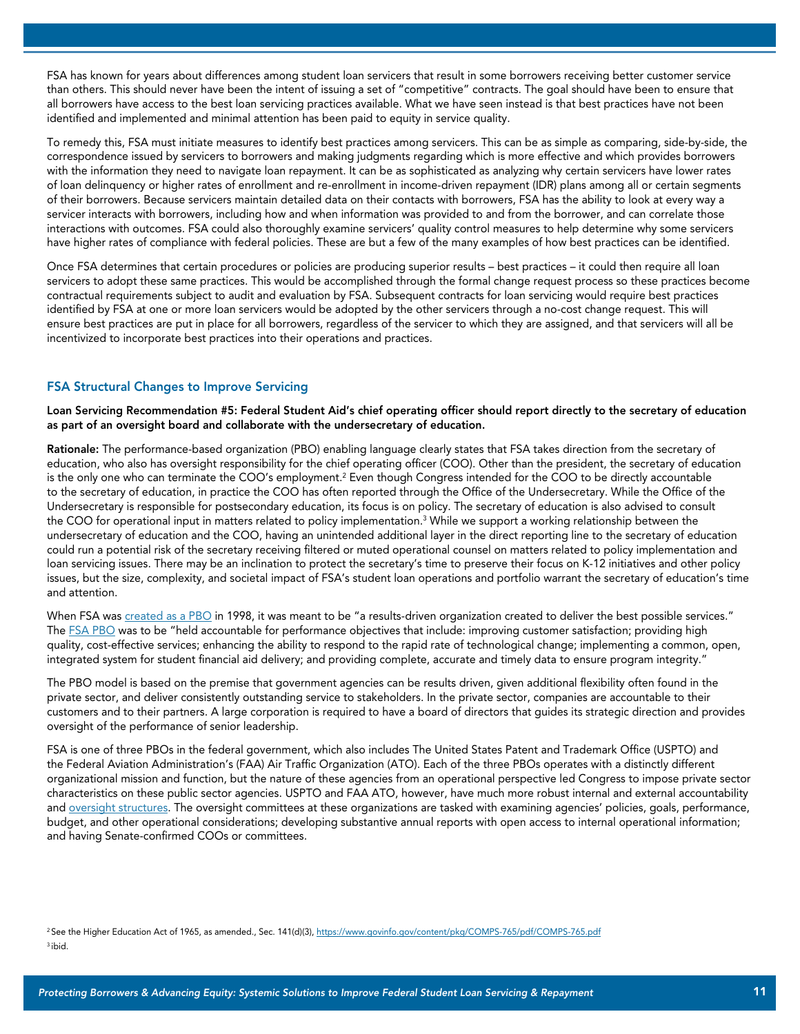FSA has known for years about differences among student loan servicers that result in some borrowers receiving better customer service than others. This should never have been the intent of issuing a set of "competitive" contracts. The goal should have been to ensure that all borrowers have access to the best loan servicing practices available. What we have seen instead is that best practices have not been identified and implemented and minimal attention has been paid to equity in service quality.

To remedy this, FSA must initiate measures to identify best practices among servicers. This can be as simple as comparing, side-by-side, the correspondence issued by servicers to borrowers and making judgments regarding which is more effective and which provides borrowers with the information they need to navigate loan repayment. It can be as sophisticated as analyzing why certain servicers have lower rates of loan delinquency or higher rates of enrollment and re-enrollment in income-driven repayment (IDR) plans among all or certain segments of their borrowers. Because servicers maintain detailed data on their contacts with borrowers, FSA has the ability to look at every way a servicer interacts with borrowers, including how and when information was provided to and from the borrower, and can correlate those interactions with outcomes. FSA could also thoroughly examine servicers' quality control measures to help determine why some servicers have higher rates of compliance with federal policies. These are but a few of the many examples of how best practices can be identified.

Once FSA determines that certain procedures or policies are producing superior results – best practices – it could then require all loan servicers to adopt these same practices. This would be accomplished through the formal change request process so these practices become contractual requirements subject to audit and evaluation by FSA. Subsequent contracts for loan servicing would require best practices identified by FSA at one or more loan servicers would be adopted by the other servicers through a no-cost change request. This will ensure best practices are put in place for all borrowers, regardless of the servicer to which they are assigned, and that servicers will all be incentivized to incorporate best practices into their operations and practices.

### FSA Structural Changes to Improve Servicing

**Loan Servicing Recommendation #5: Federal Student Aid's chief operating officer should report directly to the secretary of education as part of an oversight board and collaborate with the undersecretary of education.**

**Rationale:** The performance-based organization (PBO) enabling language clearly states that FSA takes direction from the secretary of education, who also has oversight responsibility for the chief operating officer (COO). Other than the president, the secretary of education is the only one who can terminate the COO's employment.[2] Even though Congress intended for the COO to be directly accountable to the secretary of education, in practice the COO has often reported through the Office of the Undersecretary. While the Office of the Undersecretary is responsible for postsecondary education, its focus is on policy. The secretary of education is also advised to consult the COO for operational input in matters related to policy implementation.[3] While we support a working relationship between the undersecretary of education and the COO, having an unintended additional layer in the direct reporting line to the secretary of education could run a potential risk of the secretary receiving filtered or muted operational counsel on matters related to policy implementation and loan servicing issues. There may be an inclination to protect the secretary's time to preserve their focus on K-12 initiatives and other policy issues, but the size, complexity, and societal impact of FSA's student loan operations and portfolio warrant the secretary of education's time and attention.

When FSA was created as a PBO in 1998, it was meant to be "a results-driven organization created to deliver the best possible services." The FSA PBO was to be "held accountable for performance objectives that include: improving customer satisfaction; providing high quality, cost-effective services; enhancing the ability to respond to the rapid rate of technological change; implementing a common, open, integrated system for student financial aid delivery; and providing complete, accurate and timely data to ensure program integrity."

The PBO model is based on the premise that government agencies can be results driven, given additional flexibility often found in the private sector, and deliver consistently outstanding service to stakeholders. In the private sector, companies are accountable to their customers and to their partners. A large corporation is required to have a board of directors that guides its strategic direction and provides oversight of the performance of senior leadership.

FSA is one of three PBOs in the federal government, which also includes The United States Patent and Trademark Office (USPTO) and the Federal Aviation Administration's (FAA) Air Traffic Organization (ATO). Each of the three PBOs operates with a distinctly different organizational mission and function, but the nature of these agencies from an operational perspective led Congress to impose private sector characteristics on these public sector agencies. USPTO and FAA ATO, however, have much more robust internal and external accountability and oversight structures. The oversight committees at these organizations are tasked with examining agencies' policies, goals, performance, budget, and other operational considerations; developing substantive annual reports with open access to internal operational information; and having Senate-confirmed COOs or committees.

[2] See the Higher Education Act of 1965, as amended., Sec. 141(d)(3), https://www.govinfo.gov/content/pkg/COMPS-765/pdf/COMPS-765.pdf

[3] ibid.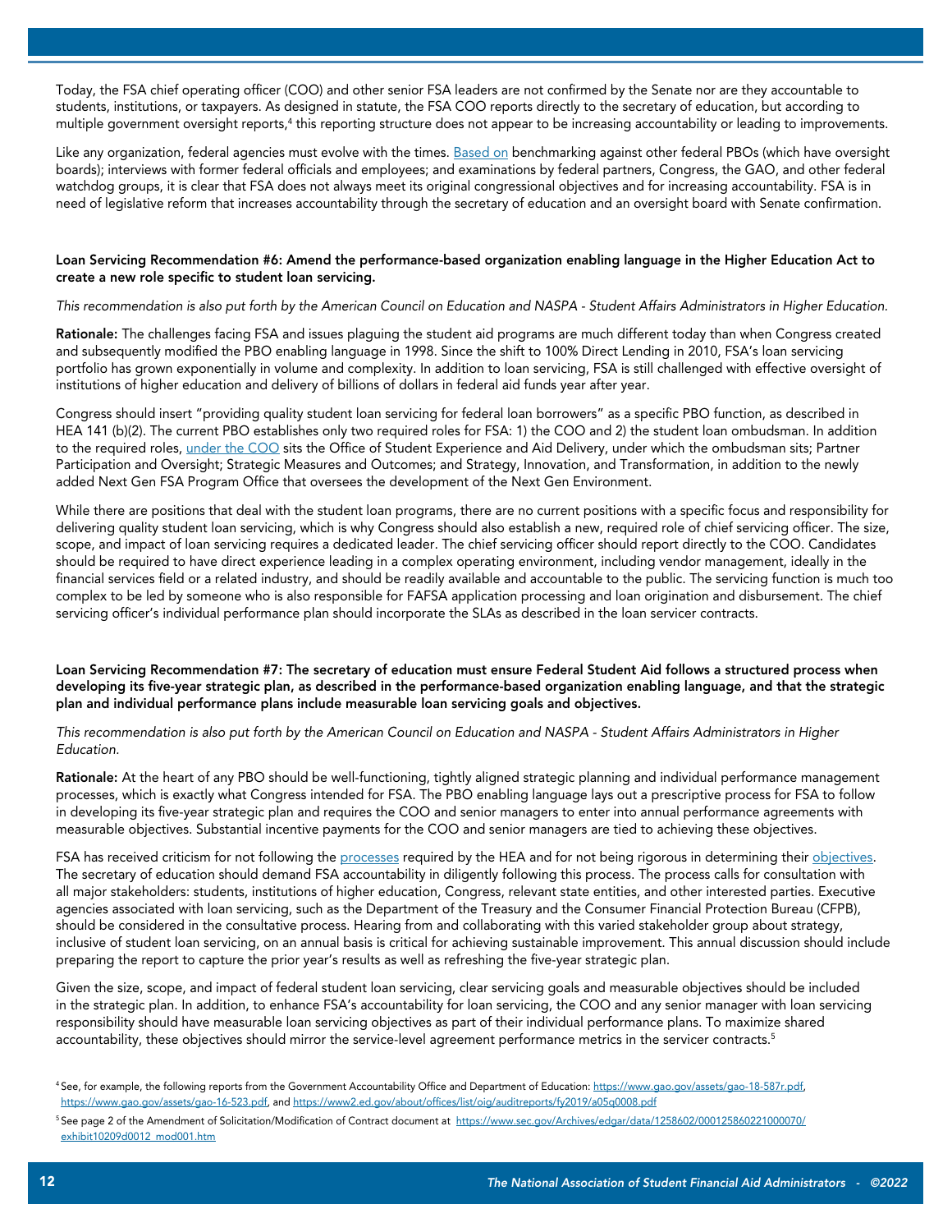Today, the FSA chief operating officer (COO) and other senior FSA leaders are not confirmed by the Senate nor are they accountable to students, institutions, or taxpayers. As designed in statute, the FSA COO reports directly to the secretary of education, but according to multiple government oversight reports,[4] this reporting structure does not appear to be increasing accountability or leading to improvements.

Like any organization, federal agencies must evolve with the times. Based on benchmarking against other federal PBOs (which have oversight boards); interviews with former federal officials and employees; and examinations by federal partners, Congress, the GAO, and other federal watchdog groups, it is clear that FSA does not always meet its original congressional objectives and for increasing accountability. FSA is in need of legislative reform that increases accountability through the secretary of education and an oversight board with Senate confirmation.

**Loan Servicing Recommendation #6: Amend the performance-based organization enabling language in the Higher Education Act to create a new role specific to student loan servicing.**

*This recommendation is also put forth by the American Council on Education and NASPA - Student Affairs Administrators in Higher Education.*

**Rationale:** The challenges facing FSA and issues plaguing the student aid programs are much different today than when Congress created and subsequently modified the PBO enabling language in 1998. Since the shift to 100% Direct Lending in 2010, FSA's loan servicing portfolio has grown exponentially in volume and complexity. In addition to loan servicing, FSA is still challenged with effective oversight of institutions of higher education and delivery of billions of dollars in federal aid funds year after year.

Congress should insert "providing quality student loan servicing for federal loan borrowers" as a specific PBO function, as described in HEA 141 (b)(2). The current PBO establishes only two required roles for FSA: 1) the COO and 2) the student loan ombudsman. In addition to the required roles, under the COO sits the Office of Student Experience and Aid Delivery, under which the ombudsman sits; Partner Participation and Oversight; Strategic Measures and Outcomes; and Strategy, Innovation, and Transformation, in addition to the newly added Next Gen FSA Program Office that oversees the development of the Next Gen Environment.

While there are positions that deal with the student loan programs, there are no current positions with a specific focus and responsibility for delivering quality student loan servicing, which is why Congress should also establish a new, required role of chief servicing officer. The size, scope, and impact of loan servicing requires a dedicated leader. The chief servicing officer should report directly to the COO. Candidates should be required to have direct experience leading in a complex operating environment, including vendor management, ideally in the financial services field or a related industry, and should be readily available and accountable to the public. The servicing function is much too complex to be led by someone who is also responsible for FAFSA application processing and loan origination and disbursement. The chief servicing officer's individual performance plan should incorporate the SLAs as described in the loan servicer contracts.

**Loan Servicing Recommendation #7: The secretary of education must ensure Federal Student Aid follows a structured process when developing its five-year strategic plan, as described in the performance-based organization enabling language, and that the strategic plan and individual performance plans include measurable loan servicing goals and objectives.**

*This recommendation is also put forth by the American Council on Education and NASPA - Student Affairs Administrators in Higher Education.*

**Rationale:** At the heart of any PBO should be well-functioning, tightly aligned strategic planning and individual performance management processes, which is exactly what Congress intended for FSA. The PBO enabling language lays out a prescriptive process for FSA to follow in developing its five-year strategic plan and requires the COO and senior managers to enter into annual performance agreements with measurable objectives. Substantial incentive payments for the COO and senior managers are tied to achieving these objectives.

FSA has received criticism for not following the processes required by the HEA and for not being rigorous in determining their objectives. The secretary of education should demand FSA accountability in diligently following this process. The process calls for consultation with all major stakeholders: students, institutions of higher education, Congress, relevant state entities, and other interested parties. Executive agencies associated with loan servicing, such as the Department of the Treasury and the Consumer Financial Protection Bureau (CFPB), should be considered in the consultative process. Hearing from and collaborating with this varied stakeholder group about strategy, inclusive of student loan servicing, on an annual basis is critical for achieving sustainable improvement. This annual discussion should include preparing the report to capture the prior year's results as well as refreshing the five-year strategic plan.

Given the size, scope, and impact of federal student loan servicing, clear servicing goals and measurable objectives should be included in the strategic plan. In addition, to enhance FSA's accountability for loan servicing, the COO and any senior manager with loan servicing responsibility should have measurable loan servicing objectives as part of their individual performance plans. To maximize shared accountability, these objectives should mirror the service-level agreement performance metrics in the servicer contracts.[5]

[4] See, for example, the following reports from the Government Accountability Office and Department of Education: https://www.gao.gov/assets/gao-18-587r.pdf, https://www.gao.gov/assets/gao-16-523.pdf, and https://www2.ed.gov/about/offices/list/oig/auditreports/fy2019/a05q0008.pdf

[5] See page 2 of the Amendment of Solicitation/Modification of Contract document at https://www.sec.gov/Archives/edgar/data/1258602/000125860221000070/exhibit10209d0012_mod001.htm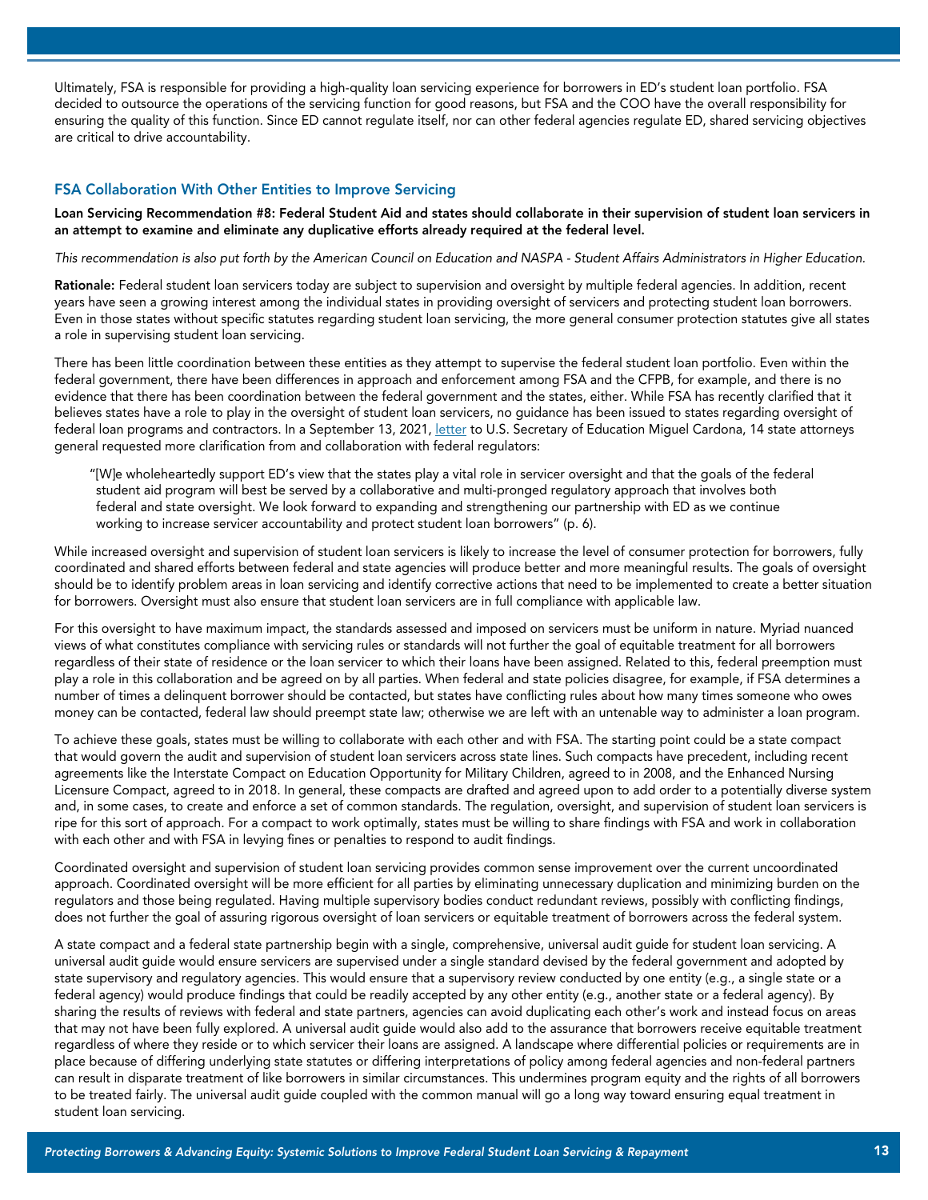Ultimately, FSA is responsible for providing a high-quality loan servicing experience for borrowers in ED's student loan portfolio. FSA decided to outsource the operations of the servicing function for good reasons, but FSA and the COO have the overall responsibility for ensuring the quality of this function. Since ED cannot regulate itself, nor can other federal agencies regulate ED, shared servicing objectives are critical to drive accountability.

### FSA Collaboration With Other Entities to Improve Servicing

**Loan Servicing Recommendation #8: Federal Student Aid and states should collaborate in their supervision of student loan servicers in an attempt to examine and eliminate any duplicative efforts already required at the federal level.**

*This recommendation is also put forth by the American Council on Education and NASPA - Student Affairs Administrators in Higher Education.*

**Rationale:** Federal student loan servicers today are subject to supervision and oversight by multiple federal agencies. In addition, recent years have seen a growing interest among the individual states in providing oversight of servicers and protecting student loan borrowers. Even in those states without specific statutes regarding student loan servicing, the more general consumer protection statutes give all states a role in supervising student loan servicing.

There has been little coordination between these entities as they attempt to supervise the federal student loan portfolio. Even within the federal government, there have been differences in approach and enforcement among FSA and the CFPB, for example, and there is no evidence that there has been coordination between the federal government and the states, either. While FSA has recently clarified that it believes states have a role to play in the oversight of student loan servicers, no guidance has been issued to states regarding oversight of federal loan programs and contractors. In a September 13, 2021, letter to U.S. Secretary of Education Miguel Cardona, 14 state attorneys general requested more clarification from and collaboration with federal regulators:

> "[W]e wholeheartedly support ED's view that the states play a vital role in servicer oversight and that the goals of the federal student aid program will best be served by a collaborative and multi-pronged regulatory approach that involves both federal and state oversight. We look forward to expanding and strengthening our partnership with ED as we continue working to increase servicer accountability and protect student loan borrowers" (p. 6).

While increased oversight and supervision of student loan servicers is likely to increase the level of consumer protection for borrowers, fully coordinated and shared efforts between federal and state agencies will produce better and more meaningful results. The goals of oversight should be to identify problem areas in loan servicing and identify corrective actions that need to be implemented to create a better situation for borrowers. Oversight must also ensure that student loan servicers are in full compliance with applicable law.

For this oversight to have maximum impact, the standards assessed and imposed on servicers must be uniform in nature. Myriad nuanced views of what constitutes compliance with servicing rules or standards will not further the goal of equitable treatment for all borrowers regardless of their state of residence or the loan servicer to which their loans have been assigned. Related to this, federal preemption must play a role in this collaboration and be agreed on by all parties. When federal and state policies disagree, for example, if FSA determines a number of times a delinquent borrower should be contacted, but states have conflicting rules about how many times someone who owes money can be contacted, federal law should preempt state law; otherwise we are left with an untenable way to administer a loan program.

To achieve these goals, states must be willing to collaborate with each other and with FSA. The starting point could be a state compact that would govern the audit and supervision of student loan servicers across state lines. Such compacts have precedent, including recent agreements like the Interstate Compact on Education Opportunity for Military Children, agreed to in 2008, and the Enhanced Nursing Licensure Compact, agreed to in 2018. In general, these compacts are drafted and agreed upon to add order to a potentially diverse system and, in some cases, to create and enforce a set of common standards. The regulation, oversight, and supervision of student loan servicers is ripe for this sort of approach. For a compact to work optimally, states must be willing to share findings with FSA and work in collaboration with each other and with FSA in levying fines or penalties to respond to audit findings.

Coordinated oversight and supervision of student loan servicing provides common sense improvement over the current uncoordinated approach. Coordinated oversight will be more efficient for all parties by eliminating unnecessary duplication and minimizing burden on the regulators and those being regulated. Having multiple supervisory bodies conduct redundant reviews, possibly with conflicting findings, does not further the goal of assuring rigorous oversight of loan servicers or equitable treatment of borrowers across the federal system.

A state compact and a federal state partnership begin with a single, comprehensive, universal audit guide for student loan servicing. A universal audit guide would ensure servicers are supervised under a single standard devised by the federal government and adopted by state supervisory and regulatory agencies. This would ensure that a supervisory review conducted by one entity (e.g., a single state or a federal agency) would produce findings that could be readily accepted by any other entity (e.g., another state or a federal agency). By sharing the results of reviews with federal and state partners, agencies can avoid duplicating each other's work and instead focus on areas that may not have been fully explored. A universal audit guide would also add to the assurance that borrowers receive equitable treatment regardless of where they reside or to which servicer their loans are assigned. A landscape where differential policies or requirements are in place because of differing underlying state statutes or differing interpretations of policy among federal agencies and non-federal partners can result in disparate treatment of like borrowers in similar circumstances. This undermines program equity and the rights of all borrowers to be treated fairly. The universal audit guide coupled with the common manual will go a long way toward ensuring equal treatment in student loan servicing.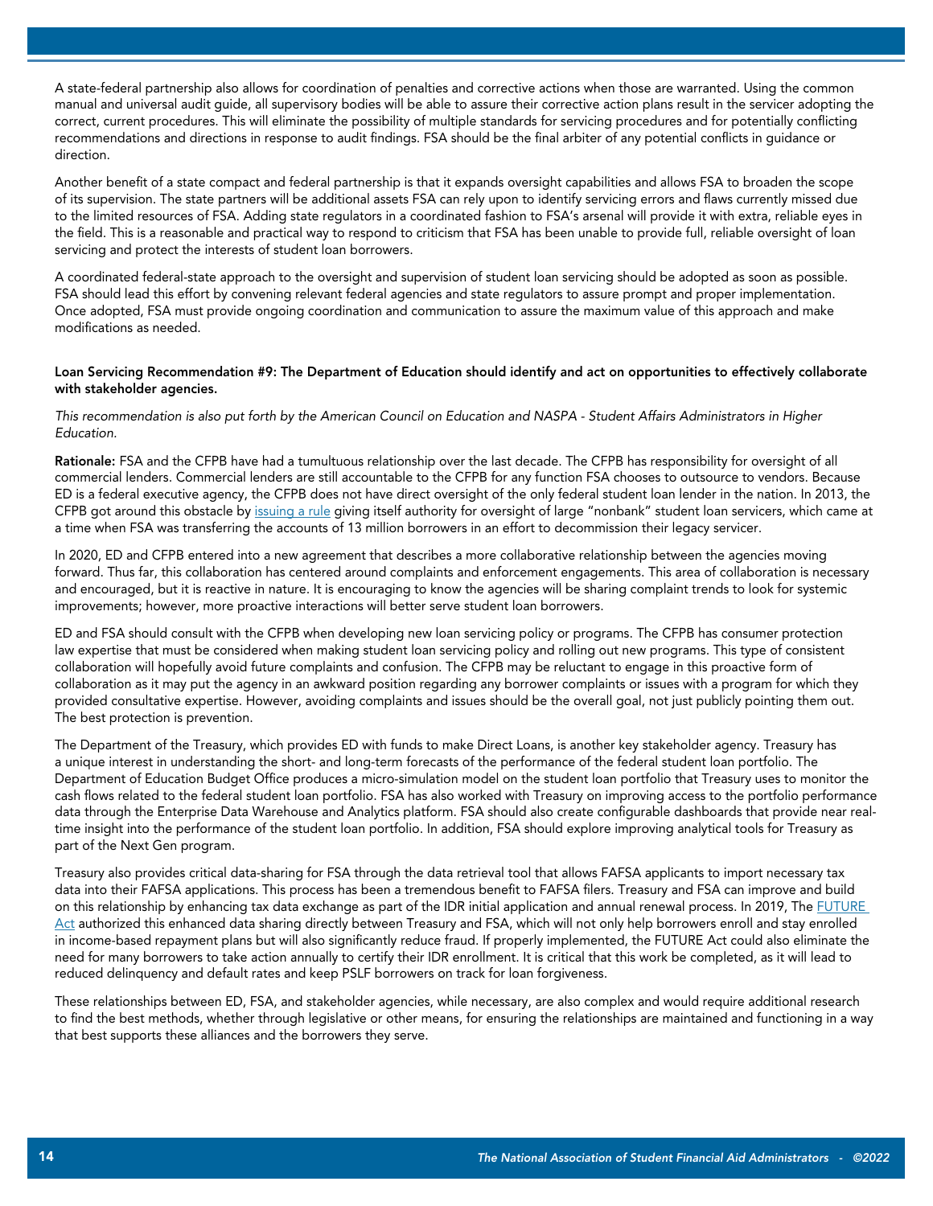A state-federal partnership also allows for coordination of penalties and corrective actions when those are warranted. Using the common manual and universal audit guide, all supervisory bodies will be able to assure their corrective action plans result in the servicer adopting the correct, current procedures. This will eliminate the possibility of multiple standards for servicing procedures and for potentially conflicting recommendations and directions in response to audit findings. FSA should be the final arbiter of any potential conflicts in guidance or direction.

Another benefit of a state compact and federal partnership is that it expands oversight capabilities and allows FSA to broaden the scope of its supervision. The state partners will be additional assets FSA can rely upon to identify servicing errors and flaws currently missed due to the limited resources of FSA. Adding state regulators in a coordinated fashion to FSA's arsenal will provide it with extra, reliable eyes in the field. This is a reasonable and practical way to respond to criticism that FSA has been unable to provide full, reliable oversight of loan servicing and protect the interests of student loan borrowers.

A coordinated federal-state approach to the oversight and supervision of student loan servicing should be adopted as soon as possible. FSA should lead this effort by convening relevant federal agencies and state regulators to assure prompt and proper implementation. Once adopted, FSA must provide ongoing coordination and communication to assure the maximum value of this approach and make modifications as needed.

**Loan Servicing Recommendation #9: The Department of Education should identify and act on opportunities to effectively collaborate with stakeholder agencies.**

*This recommendation is also put forth by the American Council on Education and NASPA - Student Affairs Administrators in Higher Education.*

**Rationale:** FSA and the CFPB have had a tumultuous relationship over the last decade. The CFPB has responsibility for oversight of all commercial lenders. Commercial lenders are still accountable to the CFPB for any function FSA chooses to outsource to vendors. Because ED is a federal executive agency, the CFPB does not have direct oversight of the only federal student loan lender in the nation. In 2013, the CFPB got around this obstacle by issuing a rule giving itself authority for oversight of large "nonbank" student loan servicers, which came at a time when FSA was transferring the accounts of 13 million borrowers in an effort to decommission their legacy servicer.

In 2020, ED and CFPB entered into a new agreement that describes a more collaborative relationship between the agencies moving forward. Thus far, this collaboration has centered around complaints and enforcement engagements. This area of collaboration is necessary and encouraged, but it is reactive in nature. It is encouraging to know the agencies will be sharing complaint trends to look for systemic improvements; however, more proactive interactions will better serve student loan borrowers.

ED and FSA should consult with the CFPB when developing new loan servicing policy or programs. The CFPB has consumer protection law expertise that must be considered when making student loan servicing policy and rolling out new programs. This type of consistent collaboration will hopefully avoid future complaints and confusion. The CFPB may be reluctant to engage in this proactive form of collaboration as it may put the agency in an awkward position regarding any borrower complaints or issues with a program for which they provided consultative expertise. However, avoiding complaints and issues should be the overall goal, not just publicly pointing them out. The best protection is prevention.

The Department of the Treasury, which provides ED with funds to make Direct Loans, is another key stakeholder agency. Treasury has a unique interest in understanding the short- and long-term forecasts of the performance of the federal student loan portfolio. The Department of Education Budget Office produces a micro-simulation model on the student loan portfolio that Treasury uses to monitor the cash flows related to the federal student loan portfolio. FSA has also worked with Treasury on improving access to the portfolio performance data through the Enterprise Data Warehouse and Analytics platform. FSA should also create configurable dashboards that provide near real-time insight into the performance of the student loan portfolio. In addition, FSA should explore improving analytical tools for Treasury as part of the Next Gen program.

Treasury also provides critical data-sharing for FSA through the data retrieval tool that allows FAFSA applicants to import necessary tax data into their FAFSA applications. This process has been a tremendous benefit to FAFSA filers. Treasury and FSA can improve and build on this relationship by enhancing tax data exchange as part of the IDR initial application and annual renewal process. In 2019, The FUTURE Act authorized this enhanced data sharing directly between Treasury and FSA, which will not only help borrowers enroll and stay enrolled in income-based repayment plans but will also significantly reduce fraud. If properly implemented, the FUTURE Act could also eliminate the need for many borrowers to take action annually to certify their IDR enrollment. It is critical that this work be completed, as it will lead to reduced delinquency and default rates and keep PSLF borrowers on track for loan forgiveness.

These relationships between ED, FSA, and stakeholder agencies, while necessary, are also complex and would require additional research to find the best methods, whether through legislative or other means, for ensuring the relationships are maintained and functioning in a way that best supports these alliances and the borrowers they serve.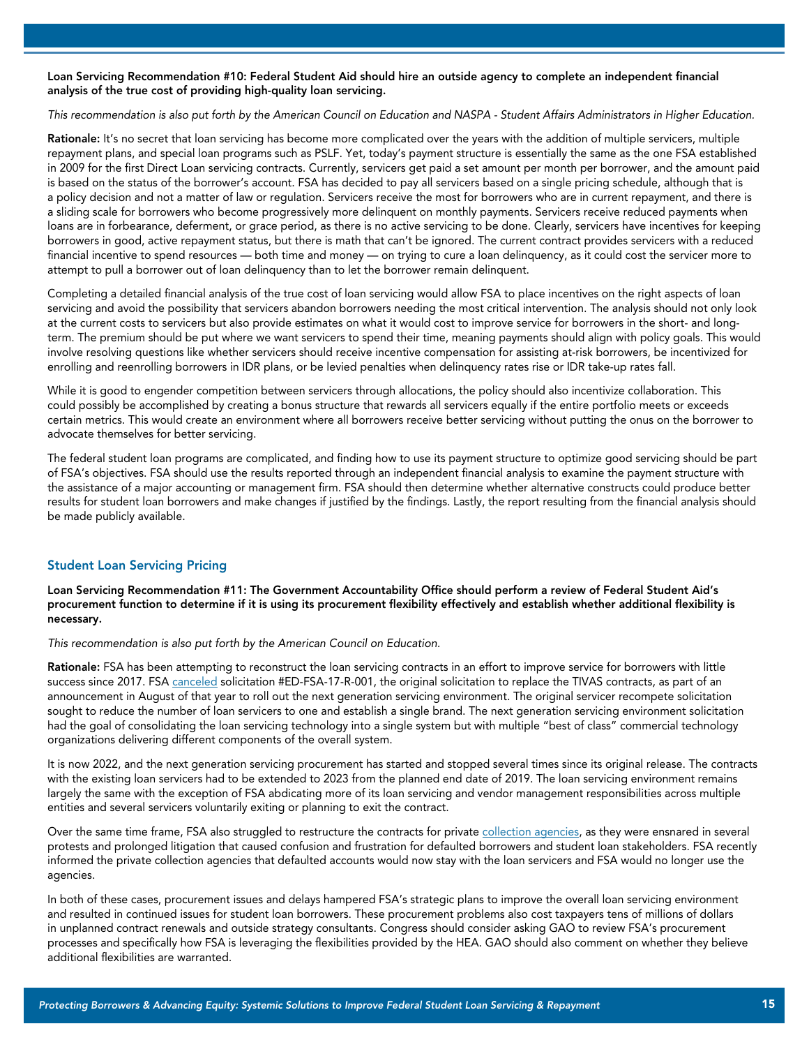**Loan Servicing Recommendation #10: Federal Student Aid should hire an outside agency to complete an independent financial analysis of the true cost of providing high-quality loan servicing.**

*This recommendation is also put forth by the American Council on Education and NASPA - Student Affairs Administrators in Higher Education.*

**Rationale:** It's no secret that loan servicing has become more complicated over the years with the addition of multiple servicers, multiple repayment plans, and special loan programs such as PSLF. Yet, today's payment structure is essentially the same as the one FSA established in 2009 for the first Direct Loan servicing contracts. Currently, servicers get paid a set amount per month per borrower, and the amount paid is based on the status of the borrower's account. FSA has decided to pay all servicers based on a single pricing schedule, although that is a policy decision and not a matter of law or regulation. Servicers receive the most for borrowers who are in current repayment, and there is a sliding scale for borrowers who become progressively more delinquent on monthly payments. Servicers receive reduced payments when loans are in forbearance, deferment, or grace period, as there is no active servicing to be done. Clearly, servicers have incentives for keeping borrowers in good, active repayment status, but there is math that can't be ignored. The current contract provides servicers with a reduced financial incentive to spend resources — both time and money — on trying to cure a loan delinquency, as it could cost the servicer more to attempt to pull a borrower out of loan delinquency than to let the borrower remain delinquent.

Completing a detailed financial analysis of the true cost of loan servicing would allow FSA to place incentives on the right aspects of loan servicing and avoid the possibility that servicers abandon borrowers needing the most critical intervention. The analysis should not only look at the current costs to servicers but also provide estimates on what it would cost to improve service for borrowers in the short- and long-term. The premium should be put where we want servicers to spend their time, meaning payments should align with policy goals. This would involve resolving questions like whether servicers should receive incentive compensation for assisting at-risk borrowers, be incentivized for enrolling and reenrolling borrowers in IDR plans, or be levied penalties when delinquency rates rise or IDR take-up rates fall.

While it is good to engender competition between servicers through allocations, the policy should also incentivize collaboration. This could possibly be accomplished by creating a bonus structure that rewards all servicers equally if the entire portfolio meets or exceeds certain metrics. This would create an environment where all borrowers receive better servicing without putting the onus on the borrower to advocate themselves for better servicing.

The federal student loan programs are complicated, and finding how to use its payment structure to optimize good servicing should be part of FSA's objectives. FSA should use the results reported through an independent financial analysis to examine the payment structure with the assistance of a major accounting or management firm. FSA should then determine whether alternative constructs could produce better results for student loan borrowers and make changes if justified by the findings. Lastly, the report resulting from the financial analysis should be made publicly available.

## Student Loan Servicing Pricing

**Loan Servicing Recommendation #11: The Government Accountability Office should perform a review of Federal Student Aid's procurement function to determine if it is using its procurement flexibility effectively and establish whether additional flexibility is necessary.**

*This recommendation is also put forth by the American Council on Education.*

**Rationale:** FSA has been attempting to reconstruct the loan servicing contracts in an effort to improve service for borrowers with little success since 2017. FSA canceled solicitation #ED-FSA-17-R-001, the original solicitation to replace the TIVAS contracts, as part of an announcement in August of that year to roll out the next generation servicing environment. The original servicer recompete solicitation sought to reduce the number of loan servicers to one and establish a single brand. The next generation servicing environment solicitation had the goal of consolidating the loan servicing technology into a single system but with multiple "best of class" commercial technology organizations delivering different components of the overall system.

It is now 2022, and the next generation servicing procurement has started and stopped several times since its original release. The contracts with the existing loan servicers had to be extended to 2023 from the planned end date of 2019. The loan servicing environment remains largely the same with the exception of FSA abdicating more of its loan servicing and vendor management responsibilities across multiple entities and several servicers voluntarily exiting or planning to exit the contract.

Over the same time frame, FSA also struggled to restructure the contracts for private collection agencies, as they were ensnared in several protests and prolonged litigation that caused confusion and frustration for defaulted borrowers and student loan stakeholders. FSA recently informed the private collection agencies that defaulted accounts would now stay with the loan servicers and FSA would no longer use the agencies.

In both of these cases, procurement issues and delays hampered FSA's strategic plans to improve the overall loan servicing environment and resulted in continued issues for student loan borrowers. These procurement problems also cost taxpayers tens of millions of dollars in unplanned contract renewals and outside strategy consultants. Congress should consider asking GAO to review FSA's procurement processes and specifically how FSA is leveraging the flexibilities provided by the HEA. GAO should also comment on whether they believe additional flexibilities are warranted.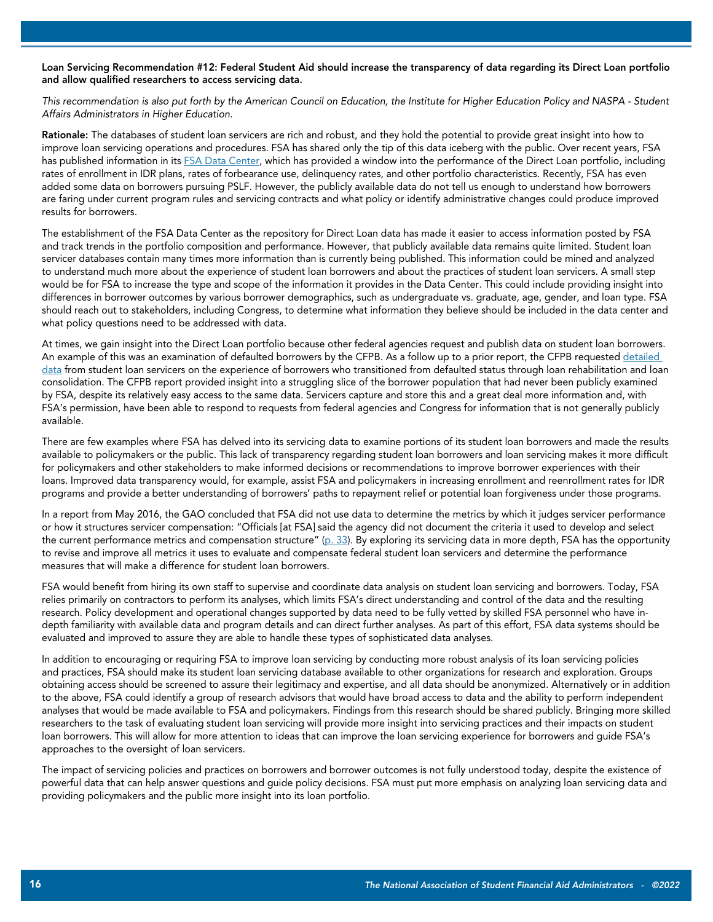**Loan Servicing Recommendation #12: Federal Student Aid should increase the transparency of data regarding its Direct Loan portfolio and allow qualified researchers to access servicing data.**

*This recommendation is also put forth by the American Council on Education, the Institute for Higher Education Policy and NASPA - Student Affairs Administrators in Higher Education.*

**Rationale:** The databases of student loan servicers are rich and robust, and they hold the potential to provide great insight into how to improve loan servicing operations and procedures. FSA has shared only the tip of this data iceberg with the public. Over recent years, FSA has published information in its FSA Data Center, which has provided a window into the performance of the Direct Loan portfolio, including rates of enrollment in IDR plans, rates of forbearance use, delinquency rates, and other portfolio characteristics. Recently, FSA has even added some data on borrowers pursuing PSLF. However, the publicly available data do not tell us enough to understand how borrowers are faring under current program rules and servicing contracts and what policy or identify administrative changes could produce improved results for borrowers.

The establishment of the FSA Data Center as the repository for Direct Loan data has made it easier to access information posted by FSA and track trends in the portfolio composition and performance. However, that publicly available data remains quite limited. Student loan servicer databases contain many times more information than is currently being published. This information could be mined and analyzed to understand much more about the experience of student loan borrowers and about the practices of student loan servicers. A small step would be for FSA to increase the type and scope of the information it provides in the Data Center. This could include providing insight into differences in borrower outcomes by various borrower demographics, such as undergraduate vs. graduate, age, gender, and loan type. FSA should reach out to stakeholders, including Congress, to determine what information they believe should be included in the data center and what policy questions need to be addressed with data.

At times, we gain insight into the Direct Loan portfolio because other federal agencies request and publish data on student loan borrowers. An example of this was an examination of defaulted borrowers by the CFPB. As a follow up to a prior report, the CFPB requested detailed data from student loan servicers on the experience of borrowers who transitioned from defaulted status through loan rehabilitation and loan consolidation. The CFPB report provided insight into a struggling slice of the borrower population that had never been publicly examined by FSA, despite its relatively easy access to the same data. Servicers capture and store this and a great deal more information and, with FSA's permission, have been able to respond to requests from federal agencies and Congress for information that is not generally publicly available.

There are few examples where FSA has delved into its servicing data to examine portions of its student loan borrowers and made the results available to policymakers or the public. This lack of transparency regarding student loan borrowers and loan servicing makes it more difficult for policymakers and other stakeholders to make informed decisions or recommendations to improve borrower experiences with their loans. Improved data transparency would, for example, assist FSA and policymakers in increasing enrollment and reenrollment rates for IDR programs and provide a better understanding of borrowers' paths to repayment relief or potential loan forgiveness under those programs.

In a report from May 2016, the GAO concluded that FSA did not use data to determine the metrics by which it judges servicer performance or how it structures servicer compensation: "Officials [at FSA] said the agency did not document the criteria it used to develop and select the current performance metrics and compensation structure" (p. 33). By exploring its servicing data in more depth, FSA has the opportunity to revise and improve all metrics it uses to evaluate and compensate federal student loan servicers and determine the performance measures that will make a difference for student loan borrowers.

FSA would benefit from hiring its own staff to supervise and coordinate data analysis on student loan servicing and borrowers. Today, FSA relies primarily on contractors to perform its analyses, which limits FSA's direct understanding and control of the data and the resulting research. Policy development and operational changes supported by data need to be fully vetted by skilled FSA personnel who have in-depth familiarity with available data and program details and can direct further analyses. As part of this effort, FSA data systems should be evaluated and improved to assure they are able to handle these types of sophisticated data analyses.

In addition to encouraging or requiring FSA to improve loan servicing by conducting more robust analysis of its loan servicing policies and practices, FSA should make its student loan servicing database available to other organizations for research and exploration. Groups obtaining access should be screened to assure their legitimacy and expertise, and all data should be anonymized. Alternatively or in addition to the above, FSA could identify a group of research advisors that would have broad access to data and the ability to perform independent analyses that would be made available to FSA and policymakers. Findings from this research should be shared publicly. Bringing more skilled researchers to the task of evaluating student loan servicing will provide more insight into servicing practices and their impacts on student loan borrowers. This will allow for more attention to ideas that can improve the loan servicing experience for borrowers and guide FSA's approaches to the oversight of loan servicers.

The impact of servicing policies and practices on borrowers and borrower outcomes is not fully understood today, despite the existence of powerful data that can help answer questions and guide policy decisions. FSA must put more emphasis on analyzing loan servicing data and providing policymakers and the public more insight into its loan portfolio.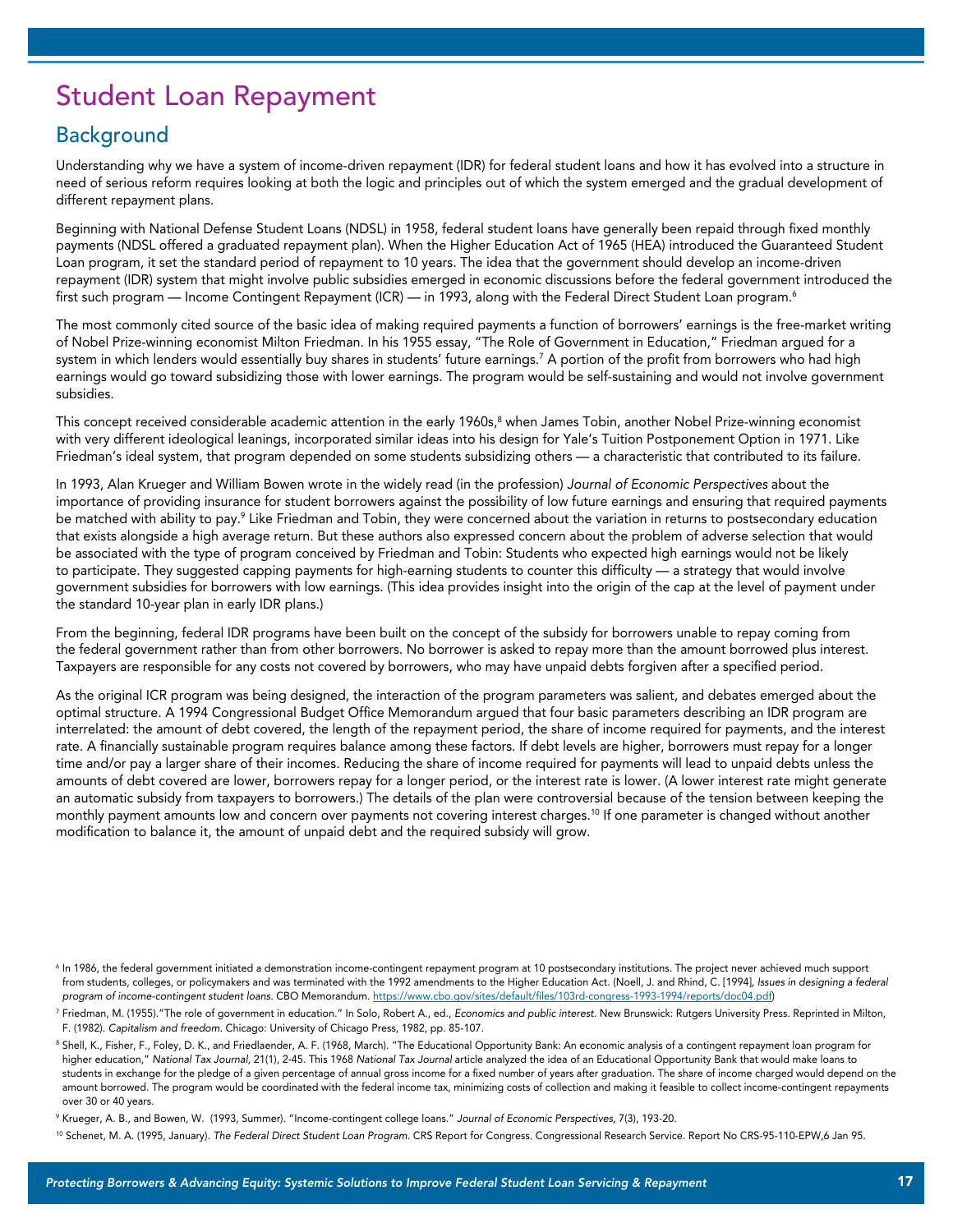# Student Loan Repayment

## Background

Understanding why we have a system of income-driven repayment (IDR) for federal student loans and how it has evolved into a structure in need of serious reform requires looking at both the logic and principles out of which the system emerged and the gradual development of different repayment plans.

Beginning with National Defense Student Loans (NDSL) in 1958, federal student loans have generally been repaid through fixed monthly payments (NDSL offered a graduated repayment plan). When the Higher Education Act of 1965 (HEA) introduced the Guaranteed Student Loan program, it set the standard period of repayment to 10 years. The idea that the government should develop an income-driven repayment (IDR) system that might involve public subsidies emerged in economic discussions before the federal government introduced the first such program — Income Contingent Repayment (ICR) — in 1993, along with the Federal Direct Student Loan program.[6]

The most commonly cited source of the basic idea of making required payments a function of borrowers' earnings is the free-market writing of Nobel Prize-winning economist Milton Friedman. In his 1955 essay, "The Role of Government in Education," Friedman argued for a system in which lenders would essentially buy shares in students' future earnings.[7] A portion of the profit from borrowers who had high earnings would go toward subsidizing those with lower earnings. The program would be self-sustaining and would not involve government subsidies.

This concept received considerable academic attention in the early 1960s,[8] when James Tobin, another Nobel Prize-winning economist with very different ideological leanings, incorporated similar ideas into his design for Yale's Tuition Postponement Option in 1971. Like Friedman's ideal system, that program depended on some students subsidizing others — a characteristic that contributed to its failure.

In 1993, Alan Krueger and William Bowen wrote in the widely read (in the profession) *Journal of Economic Perspectives* about the importance of providing insurance for student borrowers against the possibility of low future earnings and ensuring that required payments be matched with ability to pay.[9] Like Friedman and Tobin, they were concerned about the variation in returns to postsecondary education that exists alongside a high average return. But these authors also expressed concern about the problem of adverse selection that would be associated with the type of program conceived by Friedman and Tobin: Students who expected high earnings would not be likely to participate. They suggested capping payments for high-earning students to counter this difficulty — a strategy that would involve government subsidies for borrowers with low earnings. (This idea provides insight into the origin of the cap at the level of payment under the standard 10-year plan in early IDR plans.)

From the beginning, federal IDR programs have been built on the concept of the subsidy for borrowers unable to repay coming from the federal government rather than from other borrowers. No borrower is asked to repay more than the amount borrowed plus interest. Taxpayers are responsible for any costs not covered by borrowers, who may have unpaid debts forgiven after a specified period.

As the original ICR program was being designed, the interaction of the program parameters was salient, and debates emerged about the optimal structure. A 1994 Congressional Budget Office Memorandum argued that four basic parameters describing an IDR program are interrelated: the amount of debt covered, the length of the repayment period, the share of income required for payments, and the interest rate. A financially sustainable program requires balance among these factors. If debt levels are higher, borrowers must repay for a longer time and/or pay a larger share of their incomes. Reducing the share of income required for payments will lead to unpaid debts unless the amounts of debt covered are lower, borrowers repay for a longer period, or the interest rate is lower. (A lower interest rate might generate an automatic subsidy from taxpayers to borrowers.) The details of the plan were controversial because of the tension between keeping the monthly payment amounts low and concern over payments not covering interest charges.[10] If one parameter is changed without another modification to balance it, the amount of unpaid debt and the required subsidy will grow.

---

[6] In 1986, the federal government initiated a demonstration income-contingent repayment program at 10 postsecondary institutions. The project never achieved much support from students, colleges, or policymakers and was terminated with the 1992 amendments to the Higher Education Act. (Noell, J. and Rhind, C. [1994], *Issues in designing a federal program of income-contingent student loans.* CBO Memorandum. https://www.cbo.gov/sites/default/files/103rd-congress-1993-1994/reports/doc04.pdf)

[7] Friedman, M. (1955)."The role of government in education." In Solo, Robert A., ed., *Economics and public interest.* New Brunswick: Rutgers University Press. Reprinted in Milton, F. (1982). *Capitalism and freedom.* Chicago: University of Chicago Press, 1982, pp. 85-107.

[8] Shell, K., Fisher, F., Foley, D. K., and Friedlaender, A. F. (1968, March). "The Educational Opportunity Bank: An economic analysis of a contingent repayment loan program for higher education," *National Tax Journal*, 21(1), 2-45. This 1968 *National Tax Journal* article analyzed the idea of an Educational Opportunity Bank that would make loans to students in exchange for the pledge of a given percentage of annual gross income for a fixed number of years after graduation. The share of income charged would depend on the amount borrowed. The program would be coordinated with the federal income tax, minimizing costs of collection and making it feasible to collect income-contingent repayments over 30 or 40 years.

[9] Krueger, A. B., and Bowen, W. (1993, Summer). "Income-contingent college loans." *Journal of Economic Perspectives*, 7(3), 193-20.

[10] Schenet, M. A. (1995, January). *The Federal Direct Student Loan Program.* CRS Report for Congress. Congressional Research Service. Report No CRS-95-110-EPW,6 Jan 95.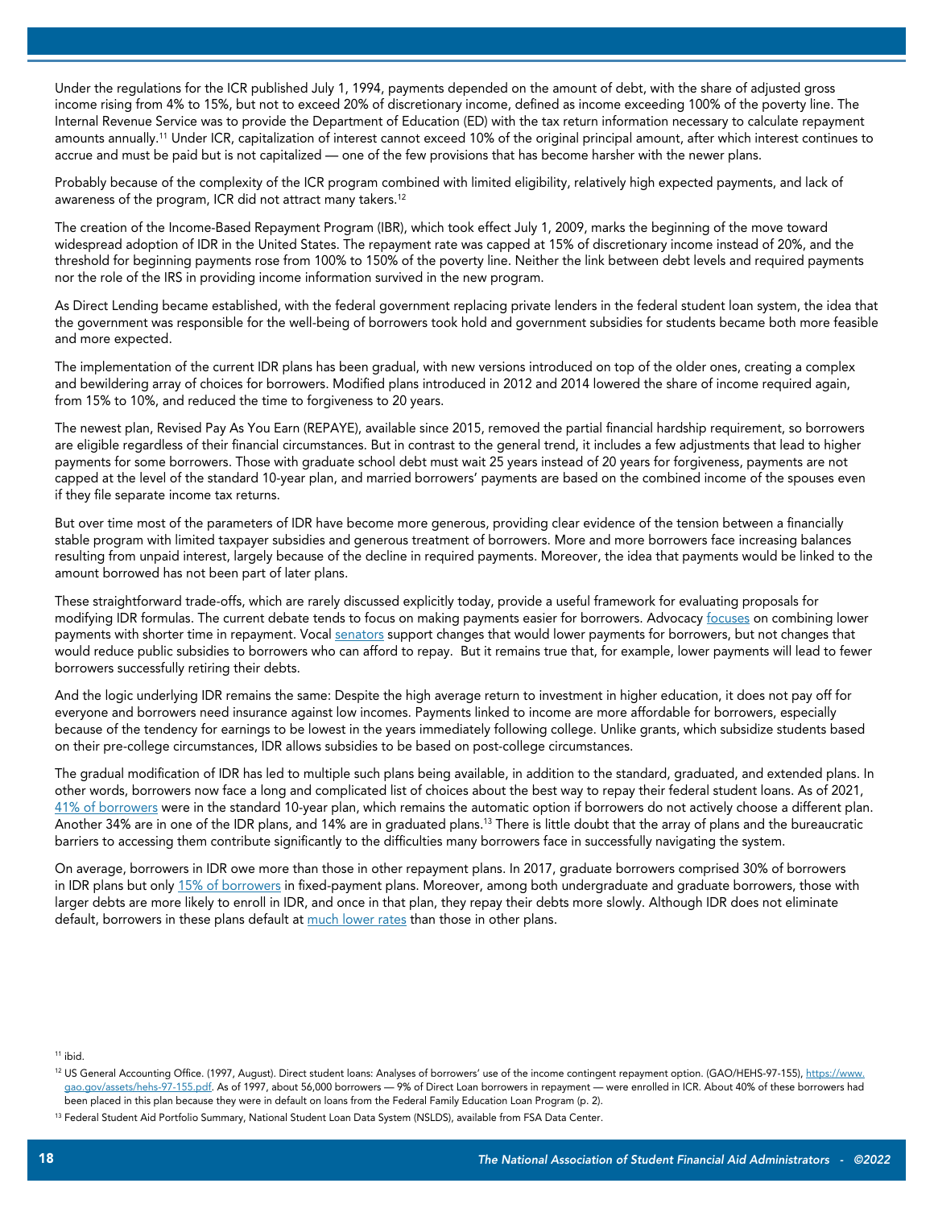Under the regulations for the ICR published July 1, 1994, payments depended on the amount of debt, with the share of adjusted gross income rising from 4% to 15%, but not to exceed 20% of discretionary income, defined as income exceeding 100% of the poverty line. The Internal Revenue Service was to provide the Department of Education (ED) with the tax return information necessary to calculate repayment amounts annually.[11] Under ICR, capitalization of interest cannot exceed 10% of the original principal amount, after which interest continues to accrue and must be paid but is not capitalized — one of the few provisions that has become harsher with the newer plans.

Probably because of the complexity of the ICR program combined with limited eligibility, relatively high expected payments, and lack of awareness of the program, ICR did not attract many takers.[12]

The creation of the Income-Based Repayment Program (IBR), which took effect July 1, 2009, marks the beginning of the move toward widespread adoption of IDR in the United States. The repayment rate was capped at 15% of discretionary income instead of 20%, and the threshold for beginning payments rose from 100% to 150% of the poverty line. Neither the link between debt levels and required payments nor the role of the IRS in providing income information survived in the new program.

As Direct Lending became established, with the federal government replacing private lenders in the federal student loan system, the idea that the government was responsible for the well-being of borrowers took hold and government subsidies for students became both more feasible and more expected.

The implementation of the current IDR plans has been gradual, with new versions introduced on top of the older ones, creating a complex and bewildering array of choices for borrowers. Modified plans introduced in 2012 and 2014 lowered the share of income required again, from 15% to 10%, and reduced the time to forgiveness to 20 years.

The newest plan, Revised Pay As You Earn (REPAYE), available since 2015, removed the partial financial hardship requirement, so borrowers are eligible regardless of their financial circumstances. But in contrast to the general trend, it includes a few adjustments that lead to higher payments for some borrowers. Those with graduate school debt must wait 25 years instead of 20 years for forgiveness, payments are not capped at the level of the standard 10-year plan, and married borrowers' payments are based on the combined income of the spouses even if they file separate income tax returns.

But over time most of the parameters of IDR have become more generous, providing clear evidence of the tension between a financially stable program with limited taxpayer subsidies and generous treatment of borrowers. More and more borrowers face increasing balances resulting from unpaid interest, largely because of the decline in required payments. Moreover, the idea that payments would be linked to the amount borrowed has not been part of later plans.

These straightforward trade-offs, which are rarely discussed explicitly today, provide a useful framework for evaluating proposals for modifying IDR formulas. The current debate tends to focus on making payments easier for borrowers. Advocacy focuses on combining lower payments with shorter time in repayment. Vocal senators support changes that would lower payments for borrowers, but not changes that would reduce public subsidies to borrowers who can afford to repay. But it remains true that, for example, lower payments will lead to fewer borrowers successfully retiring their debts.

And the logic underlying IDR remains the same: Despite the high average return to investment in higher education, it does not pay off for everyone and borrowers need insurance against low incomes. Payments linked to income are more affordable for borrowers, especially because of the tendency for earnings to be lowest in the years immediately following college. Unlike grants, which subsidize students based on their pre-college circumstances, IDR allows subsidies to be based on post-college circumstances.

The gradual modification of IDR has led to multiple such plans being available, in addition to the standard, graduated, and extended plans. In other words, borrowers now face a long and complicated list of choices about the best way to repay their federal student loans. As of 2021, 41% of borrowers were in the standard 10-year plan, which remains the automatic option if borrowers do not actively choose a different plan. Another 34% are in one of the IDR plans, and 14% are in graduated plans.[13] There is little doubt that the array of plans and the bureaucratic barriers to accessing them contribute significantly to the difficulties many borrowers face in successfully navigating the system.

On average, borrowers in IDR owe more than those in other repayment plans. In 2017, graduate borrowers comprised 30% of borrowers in IDR plans but only 15% of borrowers in fixed-payment plans. Moreover, among both undergraduate and graduate borrowers, those with larger debts are more likely to enroll in IDR, and once in that plan, they repay their debts more slowly. Although IDR does not eliminate default, borrowers in these plans default at much lower rates than those in other plans.

[11] ibid.

[12] US General Accounting Office. (1997, August). Direct student loans: Analyses of borrowers' use of the income contingent repayment option. (GAO/HEHS-97-155), https://www.gao.gov/assets/hehs-97-155.pdf. As of 1997, about 56,000 borrowers — 9% of Direct Loan borrowers in repayment — were enrolled in ICR. About 40% of these borrowers had been placed in this plan because they were in default on loans from the Federal Family Education Loan Program (p. 2).

[13] Federal Student Aid Portfolio Summary, National Student Loan Data System (NSLDS), available from FSA Data Center.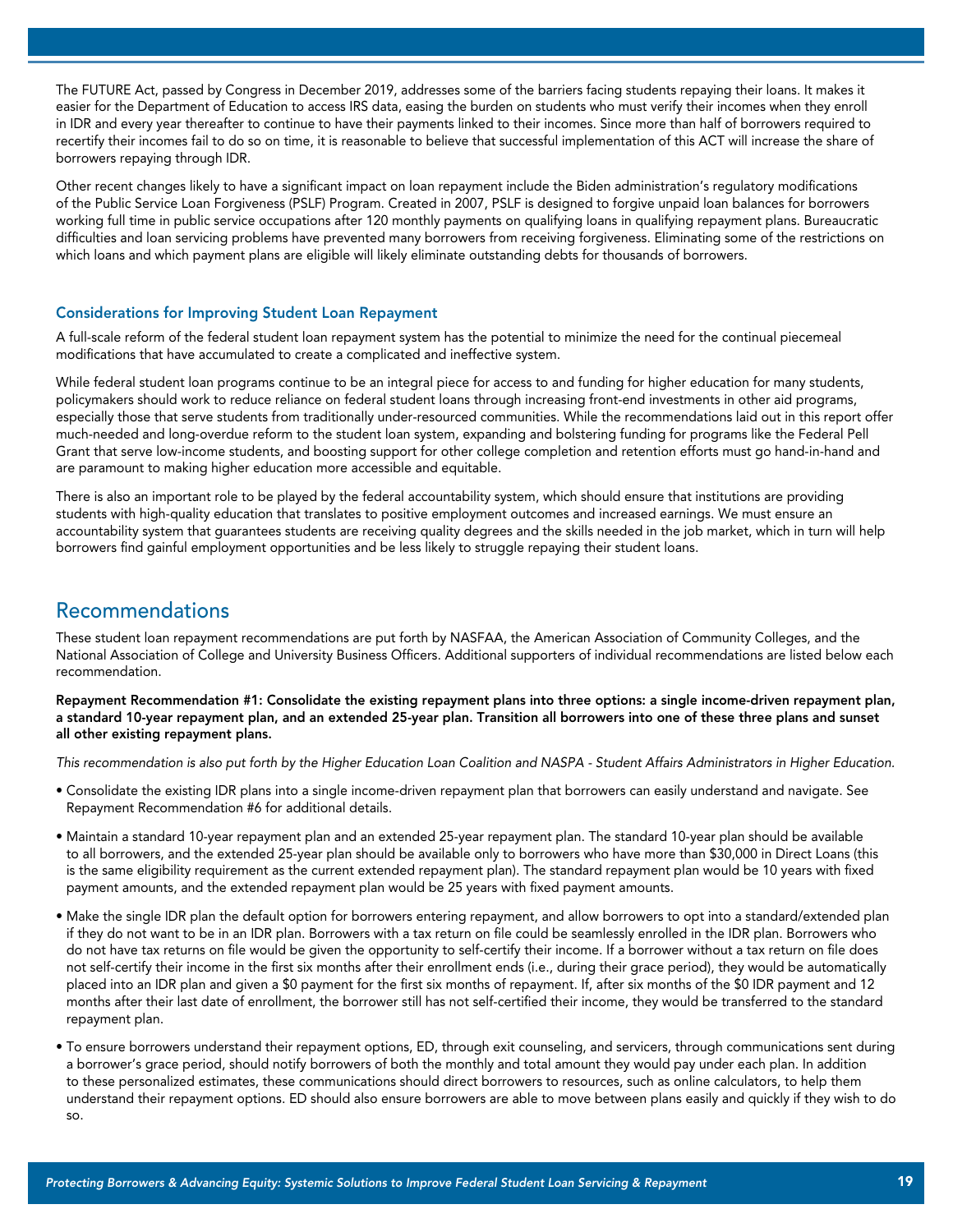The FUTURE Act, passed by Congress in December 2019, addresses some of the barriers facing students repaying their loans. It makes it easier for the Department of Education to access IRS data, easing the burden on students who must verify their incomes when they enroll in IDR and every year thereafter to continue to have their payments linked to their incomes. Since more than half of borrowers required to recertify their incomes fail to do so on time, it is reasonable to believe that successful implementation of this ACT will increase the share of borrowers repaying through IDR.

Other recent changes likely to have a significant impact on loan repayment include the Biden administration's regulatory modifications of the Public Service Loan Forgiveness (PSLF) Program. Created in 2007, PSLF is designed to forgive unpaid loan balances for borrowers working full time in public service occupations after 120 monthly payments on qualifying loans in qualifying repayment plans. Bureaucratic difficulties and loan servicing problems have prevented many borrowers from receiving forgiveness. Eliminating some of the restrictions on which loans and which payment plans are eligible will likely eliminate outstanding debts for thousands of borrowers.

### Considerations for Improving Student Loan Repayment

A full-scale reform of the federal student loan repayment system has the potential to minimize the need for the continual piecemeal modifications that have accumulated to create a complicated and ineffective system.

While federal student loan programs continue to be an integral piece for access to and funding for higher education for many students, policymakers should work to reduce reliance on federal student loans through increasing front-end investments in other aid programs, especially those that serve students from traditionally under-resourced communities. While the recommendations laid out in this report offer much-needed and long-overdue reform to the student loan system, expanding and bolstering funding for programs like the Federal Pell Grant that serve low-income students, and boosting support for other college completion and retention efforts must go hand-in-hand and are paramount to making higher education more accessible and equitable.

There is also an important role to be played by the federal accountability system, which should ensure that institutions are providing students with high-quality education that translates to positive employment outcomes and increased earnings. We must ensure an accountability system that guarantees students are receiving quality degrees and the skills needed in the job market, which in turn will help borrowers find gainful employment opportunities and be less likely to struggle repaying their student loans.

## Recommendations

These student loan repayment recommendations are put forth by NASFAA, the American Association of Community Colleges, and the National Association of College and University Business Officers. Additional supporters of individual recommendations are listed below each recommendation.

**Repayment Recommendation #1: Consolidate the existing repayment plans into three options: a single income-driven repayment plan, a standard 10-year repayment plan, and an extended 25-year plan. Transition all borrowers into one of these three plans and sunset all other existing repayment plans.**

*This recommendation is also put forth by the Higher Education Loan Coalition and NASPA - Student Affairs Administrators in Higher Education.*

- Consolidate the existing IDR plans into a single income-driven repayment plan that borrowers can easily understand and navigate. See Repayment Recommendation #6 for additional details.
- Maintain a standard 10-year repayment plan and an extended 25-year repayment plan. The standard 10-year plan should be available to all borrowers, and the extended 25-year plan should be available only to borrowers who have more than $30,000 in Direct Loans (this is the same eligibility requirement as the current extended repayment plan). The standard repayment plan would be 10 years with fixed payment amounts, and the extended repayment plan would be 25 years with fixed payment amounts.
- Make the single IDR plan the default option for borrowers entering repayment, and allow borrowers to opt into a standard/extended plan if they do not want to be in an IDR plan. Borrowers with a tax return on file could be seamlessly enrolled in the IDR plan. Borrowers who do not have tax returns on file would be given the opportunity to self-certify their income. If a borrower without a tax return on file does not self-certify their income in the first six months after their enrollment ends (i.e., during their grace period), they would be automatically placed into an IDR plan and given a $0 payment for the first six months of repayment. If, after six months of the $0 IDR payment and 12 months after their last date of enrollment, the borrower still has not self-certified their income, they would be transferred to the standard repayment plan.
- To ensure borrowers understand their repayment options, ED, through exit counseling, and servicers, through communications sent during a borrower's grace period, should notify borrowers of both the monthly and total amount they would pay under each plan. In addition to these personalized estimates, these communications should direct borrowers to resources, such as online calculators, to help them understand their repayment options. ED should also ensure borrowers are able to move between plans easily and quickly if they wish to do so.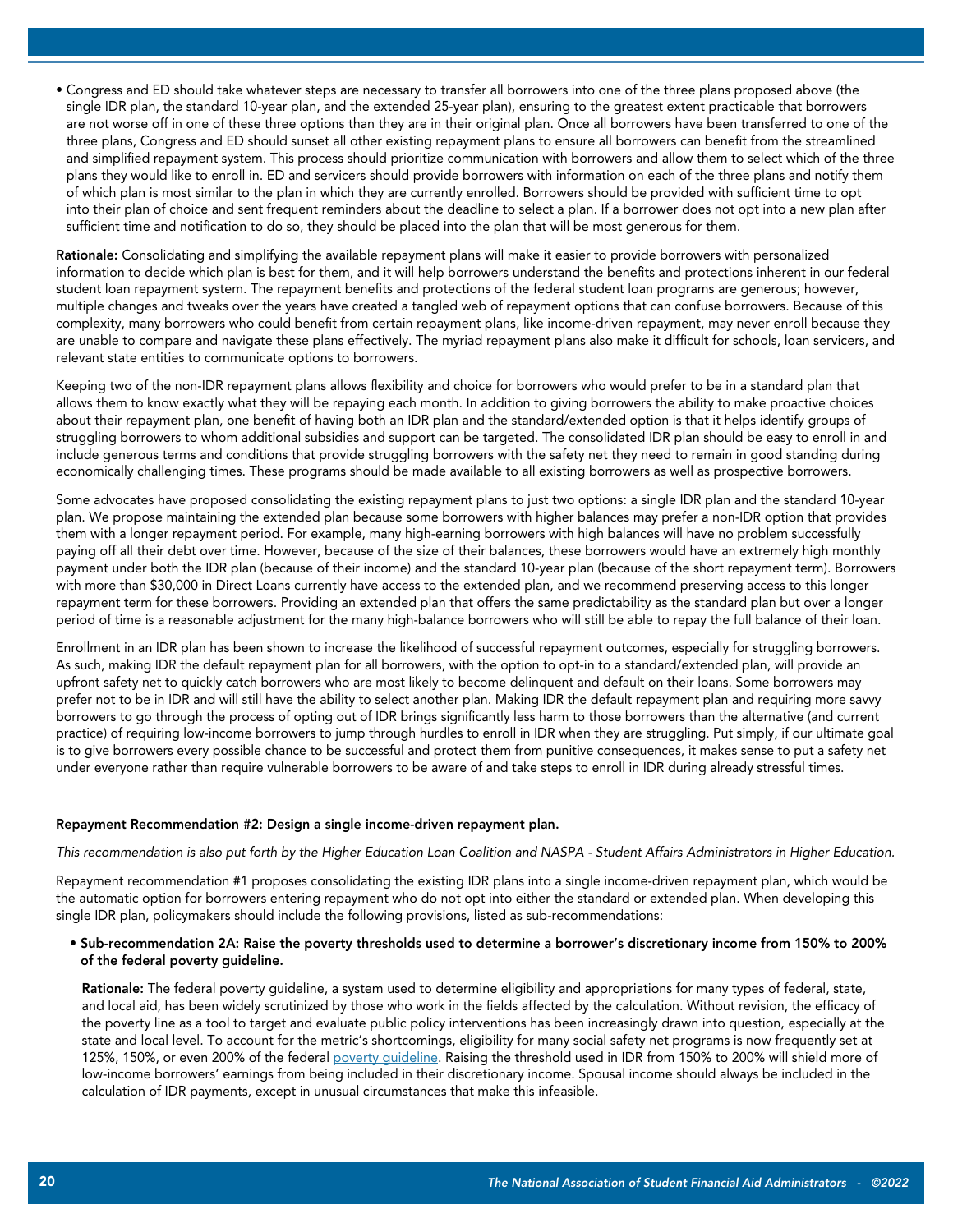- Congress and ED should take whatever steps are necessary to transfer all borrowers into one of the three plans proposed above (the single IDR plan, the standard 10-year plan, and the extended 25-year plan), ensuring to the greatest extent practicable that borrowers are not worse off in one of these three options than they are in their original plan. Once all borrowers have been transferred to one of the three plans, Congress and ED should sunset all other existing repayment plans to ensure all borrowers can benefit from the streamlined and simplified repayment system. This process should prioritize communication with borrowers and allow them to select which of the three plans they would like to enroll in. ED and servicers should provide borrowers with information on each of the three plans and notify them of which plan is most similar to the plan in which they are currently enrolled. Borrowers should be provided with sufficient time to opt into their plan of choice and sent frequent reminders about the deadline to select a plan. If a borrower does not opt into a new plan after sufficient time and notification to do so, they should be placed into the plan that will be most generous for them.

**Rationale:** Consolidating and simplifying the available repayment plans will make it easier to provide borrowers with personalized information to decide which plan is best for them, and it will help borrowers understand the benefits and protections inherent in our federal student loan repayment system. The repayment benefits and protections of the federal student loan programs are generous; however, multiple changes and tweaks over the years have created a tangled web of repayment options that can confuse borrowers. Because of this complexity, many borrowers who could benefit from certain repayment plans, like income-driven repayment, may never enroll because they are unable to compare and navigate these plans effectively. The myriad repayment plans also make it difficult for schools, loan servicers, and relevant state entities to communicate options to borrowers.

Keeping two of the non-IDR repayment plans allows flexibility and choice for borrowers who would prefer to be in a standard plan that allows them to know exactly what they will be repaying each month. In addition to giving borrowers the ability to make proactive choices about their repayment plan, one benefit of having both an IDR plan and the standard/extended option is that it helps identify groups of struggling borrowers to whom additional subsidies and support can be targeted. The consolidated IDR plan should be easy to enroll in and include generous terms and conditions that provide struggling borrowers with the safety net they need to remain in good standing during economically challenging times. These programs should be made available to all existing borrowers as well as prospective borrowers.

Some advocates have proposed consolidating the existing repayment plans to just two options: a single IDR plan and the standard 10-year plan. We propose maintaining the extended plan because some borrowers with higher balances may prefer a non-IDR option that provides them with a longer repayment period. For example, many high-earning borrowers with high balances will have no problem successfully paying off all their debt over time. However, because of the size of their balances, these borrowers would have an extremely high monthly payment under both the IDR plan (because of their income) and the standard 10-year plan (because of the short repayment term). Borrowers with more than $30,000 in Direct Loans currently have access to the extended plan, and we recommend preserving access to this longer repayment term for these borrowers. Providing an extended plan that offers the same predictability as the standard plan but over a longer period of time is a reasonable adjustment for the many high-balance borrowers who will still be able to repay the full balance of their loan.

Enrollment in an IDR plan has been shown to increase the likelihood of successful repayment outcomes, especially for struggling borrowers. As such, making IDR the default repayment plan for all borrowers, with the option to opt-in to a standard/extended plan, will provide an upfront safety net to quickly catch borrowers who are most likely to become delinquent and default on their loans. Some borrowers may prefer not to be in IDR and will still have the ability to select another plan. Making IDR the default repayment plan and requiring more savvy borrowers to go through the process of opting out of IDR brings significantly less harm to those borrowers than the alternative (and current practice) of requiring low-income borrowers to jump through hurdles to enroll in IDR when they are struggling. Put simply, if our ultimate goal is to give borrowers every possible chance to be successful and protect them from punitive consequences, it makes sense to put a safety net under everyone rather than require vulnerable borrowers to be aware of and take steps to enroll in IDR during already stressful times.

### Repayment Recommendation #2: Design a single income-driven repayment plan.

*This recommendation is also put forth by the Higher Education Loan Coalition and NASPA - Student Affairs Administrators in Higher Education.*

Repayment recommendation #1 proposes consolidating the existing IDR plans into a single income-driven repayment plan, which would be the automatic option for borrowers entering repayment who do not opt into either the standard or extended plan. When developing this single IDR plan, policymakers should include the following provisions, listed as sub-recommendations:

- **Sub-recommendation 2A: Raise the poverty thresholds used to determine a borrower's discretionary income from 150% to 200% of the federal poverty guideline.**

  **Rationale:** The federal poverty guideline, a system used to determine eligibility and appropriations for many types of federal, state, and local aid, has been widely scrutinized by those who work in the fields affected by the calculation. Without revision, the efficacy of the poverty line as a tool to target and evaluate public policy interventions has been increasingly drawn into question, especially at the state and local level. To account for the metric's shortcomings, eligibility for many social safety net programs is now frequently set at 125%, 150%, or even 200% of the federal poverty guideline. Raising the threshold used in IDR from 150% to 200% will shield more of low-income borrowers' earnings from being included in their discretionary income. Spousal income should always be included in the calculation of IDR payments, except in unusual circumstances that make this infeasible.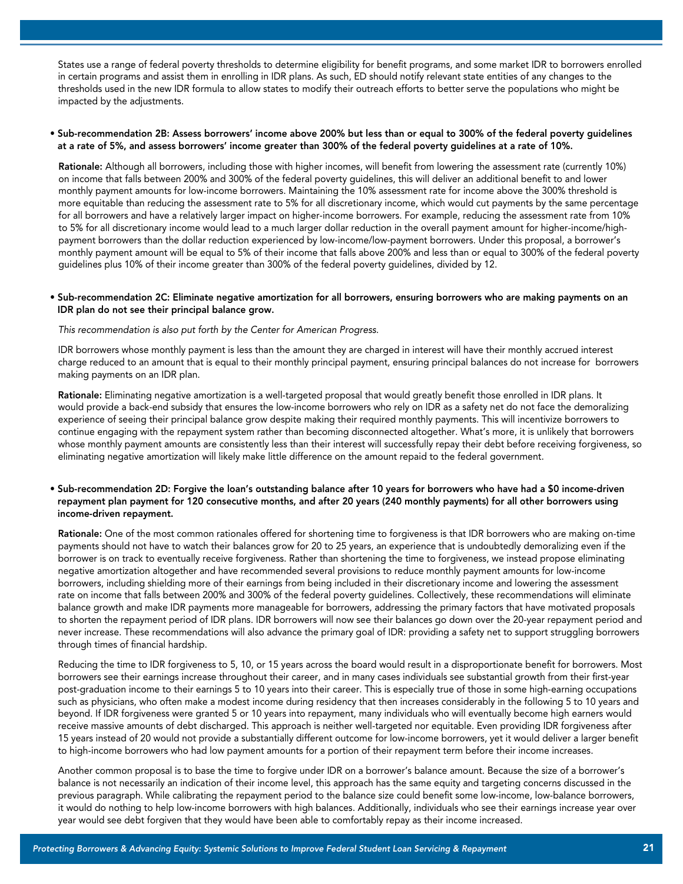States use a range of federal poverty thresholds to determine eligibility for benefit programs, and some market IDR to borrowers enrolled in certain programs and assist them in enrolling in IDR plans. As such, ED should notify relevant state entities of any changes to the thresholds used in the new IDR formula to allow states to modify their outreach efforts to better serve the populations who might be impacted by the adjustments.

- **Sub-recommendation 2B: Assess borrowers' income above 200% but less than or equal to 300% of the federal poverty guidelines at a rate of 5%, and assess borrowers' income greater than 300% of the federal poverty guidelines at a rate of 10%.**

  **Rationale:** Although all borrowers, including those with higher incomes, will benefit from lowering the assessment rate (currently 10%) on income that falls between 200% and 300% of the federal poverty guidelines, this will deliver an additional benefit to and lower monthly payment amounts for low-income borrowers. Maintaining the 10% assessment rate for income above the 300% threshold is more equitable than reducing the assessment rate to 5% for all discretionary income, which would cut payments by the same percentage for all borrowers and have a relatively larger impact on higher-income borrowers. For example, reducing the assessment rate from 10% to 5% for all discretionary income would lead to a much larger dollar reduction in the overall payment amount for higher-income/high-payment borrowers than the dollar reduction experienced by low-income/low-payment borrowers. Under this proposal, a borrower's monthly payment amount will be equal to 5% of their income that falls above 200% and less than or equal to 300% of the federal poverty guidelines plus 10% of their income greater than 300% of the federal poverty guidelines, divided by 12.

- **Sub-recommendation 2C: Eliminate negative amortization for all borrowers, ensuring borrowers who are making payments on an IDR plan do not see their principal balance grow.**

  *This recommendation is also put forth by the Center for American Progress.*

  IDR borrowers whose monthly payment is less than the amount they are charged in interest will have their monthly accrued interest charge reduced to an amount that is equal to their monthly principal payment, ensuring principal balances do not increase for borrowers making payments on an IDR plan.

  **Rationale:** Eliminating negative amortization is a well-targeted proposal that would greatly benefit those enrolled in IDR plans. It would provide a back-end subsidy that ensures the low-income borrowers who rely on IDR as a safety net do not face the demoralizing experience of seeing their principal balance grow despite making their required monthly payments. This will incentivize borrowers to continue engaging with the repayment system rather than becoming disconnected altogether. What's more, it is unlikely that borrowers whose monthly payment amounts are consistently less than their interest will successfully repay their debt before receiving forgiveness, so eliminating negative amortization will likely make little difference on the amount repaid to the federal government.

- **Sub-recommendation 2D: Forgive the loan's outstanding balance after 10 years for borrowers who have had a $0 income-driven repayment plan payment for 120 consecutive months, and after 20 years (240 monthly payments) for all other borrowers using income-driven repayment.**

  **Rationale:** One of the most common rationales offered for shortening time to forgiveness is that IDR borrowers who are making on-time payments should not have to watch their balances grow for 20 to 25 years, an experience that is undoubtedly demoralizing even if the borrower is on track to eventually receive forgiveness. Rather than shortening the time to forgiveness, we instead propose eliminating negative amortization altogether and have recommended several provisions to reduce monthly payment amounts for low-income borrowers, including shielding more of their earnings from being included in their discretionary income and lowering the assessment rate on income that falls between 200% and 300% of the federal poverty guidelines. Collectively, these recommendations will eliminate balance growth and make IDR payments more manageable for borrowers, addressing the primary factors that have motivated proposals to shorten the repayment period of IDR plans. IDR borrowers will now see their balances go down over the 20-year repayment period and never increase. These recommendations will also advance the primary goal of IDR: providing a safety net to support struggling borrowers through times of financial hardship.

  Reducing the time to IDR forgiveness to 5, 10, or 15 years across the board would result in a disproportionate benefit for borrowers. Most borrowers see their earnings increase throughout their career, and in many cases individuals see substantial growth from their first-year post-graduation income to their earnings 5 to 10 years into their career. This is especially true of those in some high-earning occupations such as physicians, who often make a modest income during residency that then increases considerably in the following 5 to 10 years and beyond. If IDR forgiveness were granted 5 or 10 years into repayment, many individuals who will eventually become high earners would receive massive amounts of debt discharged. This approach is neither well-targeted nor equitable. Even providing IDR forgiveness after 15 years instead of 20 would not provide a substantially different outcome for low-income borrowers, yet it would deliver a larger benefit to high-income borrowers who had low payment amounts for a portion of their repayment term before their income increases.

  Another common proposal is to base the time to forgive under IDR on a borrower's balance amount. Because the size of a borrower's balance is not necessarily an indication of their income level, this approach has the same equity and targeting concerns discussed in the previous paragraph. While calibrating the repayment period to the balance size could benefit some low-income, low-balance borrowers, it would do nothing to help low-income borrowers with high balances. Additionally, individuals who see their earnings increase year over year would see debt forgiven that they would have been able to comfortably repay as their income increased.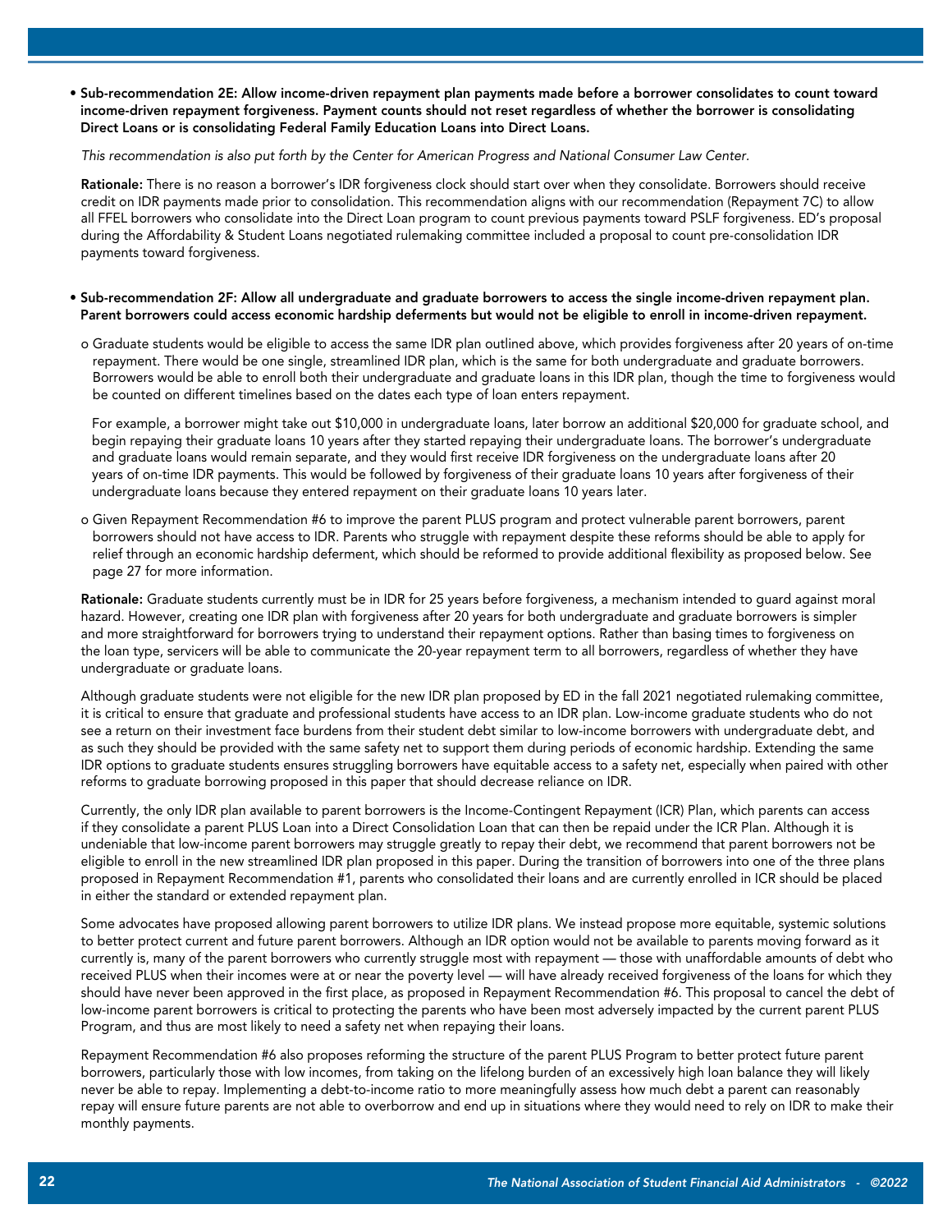- **Sub-recommendation 2E: Allow income-driven repayment plan payments made before a borrower consolidates to count toward income-driven repayment forgiveness. Payment counts should not reset regardless of whether the borrower is consolidating Direct Loans or is consolidating Federal Family Education Loans into Direct Loans.**

  *This recommendation is also put forth by the Center for American Progress and National Consumer Law Center.*

  **Rationale:** There is no reason a borrower's IDR forgiveness clock should start over when they consolidate. Borrowers should receive credit on IDR payments made prior to consolidation. This recommendation aligns with our recommendation (Repayment 7C) to allow all FFEL borrowers who consolidate into the Direct Loan program to count previous payments toward PSLF forgiveness. ED's proposal during the Affordability & Student Loans negotiated rulemaking committee included a proposal to count pre-consolidation IDR payments toward forgiveness.

- **Sub-recommendation 2F: Allow all undergraduate and graduate borrowers to access the single income-driven repayment plan. Parent borrowers could access economic hardship deferments but would not be eligible to enroll in income-driven repayment.**

  - Graduate students would be eligible to access the same IDR plan outlined above, which provides forgiveness after 20 years of on-time repayment. There would be one single, streamlined IDR plan, which is the same for both undergraduate and graduate borrowers. Borrowers would be able to enroll both their undergraduate and graduate loans in this IDR plan, though the time to forgiveness would be counted on different timelines based on the dates each type of loan enters repayment.

    For example, a borrower might take out $10,000 in undergraduate loans, later borrow an additional $20,000 for graduate school, and begin repaying their graduate loans 10 years after they started repaying their undergraduate loans. The borrower's undergraduate and graduate loans would remain separate, and they would first receive IDR forgiveness on the undergraduate loans after 20 years of on-time IDR payments. This would be followed by forgiveness of their graduate loans 10 years after forgiveness of their undergraduate loans because they entered repayment on their graduate loans 10 years later.

  - Given Repayment Recommendation #6 to improve the parent PLUS program and protect vulnerable parent borrowers, parent borrowers should not have access to IDR. Parents who struggle with repayment despite these reforms should be able to apply for relief through an economic hardship deferment, which should be reformed to provide additional flexibility as proposed below. See page 27 for more information.

  **Rationale:** Graduate students currently must be in IDR for 25 years before forgiveness, a mechanism intended to guard against moral hazard. However, creating one IDR plan with forgiveness after 20 years for both undergraduate and graduate borrowers is simpler and more straightforward for borrowers trying to understand their repayment options. Rather than basing times to forgiveness on the loan type, servicers will be able to communicate the 20-year repayment term to all borrowers, regardless of whether they have undergraduate or graduate loans.

  Although graduate students were not eligible for the new IDR plan proposed by ED in the fall 2021 negotiated rulemaking committee, it is critical to ensure that graduate and professional students have access to an IDR plan. Low-income graduate students who do not see a return on their investment face burdens from their student debt similar to low-income borrowers with undergraduate debt, and as such they should be provided with the same safety net to support them during periods of economic hardship. Extending the same IDR options to graduate students ensures struggling borrowers have equitable access to a safety net, especially when paired with other reforms to graduate borrowing proposed in this paper that should decrease reliance on IDR.

  Currently, the only IDR plan available to parent borrowers is the Income-Contingent Repayment (ICR) Plan, which parents can access if they consolidate a parent PLUS Loan into a Direct Consolidation Loan that can then be repaid under the ICR Plan. Although it is undeniable that low-income parent borrowers may struggle greatly to repay their debt, we recommend that parent borrowers not be eligible to enroll in the new streamlined IDR plan proposed in this paper. During the transition of borrowers into one of the three plans proposed in Repayment Recommendation #1, parents who consolidated their loans and are currently enrolled in ICR should be placed in either the standard or extended repayment plan.

  Some advocates have proposed allowing parent borrowers to utilize IDR plans. We instead propose more equitable, systemic solutions to better protect current and future parent borrowers. Although an IDR option would not be available to parents moving forward as it currently is, many of the parent borrowers who currently struggle most with repayment — those with unaffordable amounts of debt who received PLUS when their incomes were at or near the poverty level — will have already received forgiveness of the loans for which they should have never been approved in the first place, as proposed in Repayment Recommendation #6. This proposal to cancel the debt of low-income parent borrowers is critical to protecting the parents who have been most adversely impacted by the current parent PLUS Program, and thus are most likely to need a safety net when repaying their loans.

  Repayment Recommendation #6 also proposes reforming the structure of the parent PLUS Program to better protect future parent borrowers, particularly those with low incomes, from taking on the lifelong burden of an excessively high loan balance they will likely never be able to repay. Implementing a debt-to-income ratio to more meaningfully assess how much debt a parent can reasonably repay will ensure future parents are not able to overborrow and end up in situations where they would need to rely on IDR to make their monthly payments.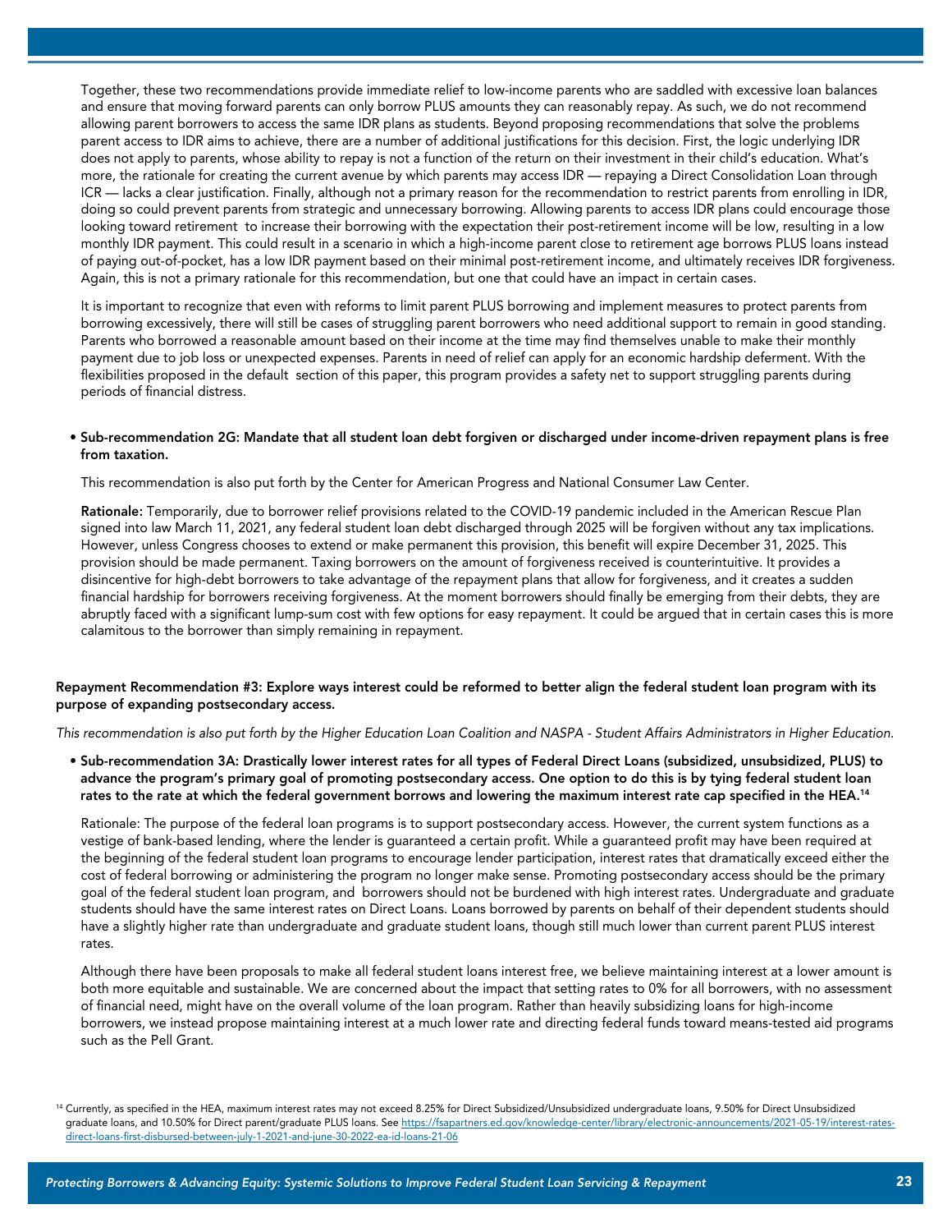Together, these two recommendations provide immediate relief to low-income parents who are saddled with excessive loan balances and ensure that moving forward parents can only borrow PLUS amounts they can reasonably repay. As such, we do not recommend allowing parent borrowers to access the same IDR plans as students. Beyond proposing recommendations that solve the problems parent access to IDR aims to achieve, there are a number of additional justifications for this decision. First, the logic underlying IDR does not apply to parents, whose ability to repay is not a function of the return on their investment in their child's education. What's more, the rationale for creating the current avenue by which parents may access IDR — repaying a Direct Consolidation Loan through ICR — lacks a clear justification. Finally, although not a primary reason for the recommendation to restrict parents from enrolling in IDR, doing so could prevent parents from strategic and unnecessary borrowing. Allowing parents to access IDR plans could encourage those looking toward retirement to increase their borrowing with the expectation their post-retirement income will be low, resulting in a low monthly IDR payment. This could result in a scenario in which a high-income parent close to retirement age borrows PLUS loans instead of paying out-of-pocket, has a low IDR payment based on their minimal post-retirement income, and ultimately receives IDR forgiveness. Again, this is not a primary rationale for this recommendation, but one that could have an impact in certain cases.

It is important to recognize that even with reforms to limit parent PLUS borrowing and implement measures to protect parents from borrowing excessively, there will still be cases of struggling parent borrowers who need additional support to remain in good standing. Parents who borrowed a reasonable amount based on their income at the time may find themselves unable to make their monthly payment due to job loss or unexpected expenses. Parents in need of relief can apply for an economic hardship deferment. With the flexibilities proposed in the default section of this paper, this program provides a safety net to support struggling parents during periods of financial distress.

- **Sub-recommendation 2G: Mandate that all student loan debt forgiven or discharged under income-driven repayment plans is free from taxation.**

  This recommendation is also put forth by the Center for American Progress and National Consumer Law Center.

  **Rationale:** Temporarily, due to borrower relief provisions related to the COVID-19 pandemic included in the American Rescue Plan signed into law March 11, 2021, any federal student loan debt discharged through 2025 will be forgiven without any tax implications. However, unless Congress chooses to extend or make permanent this provision, this benefit will expire December 31, 2025. This provision should be made permanent. Taxing borrowers on the amount of forgiveness received is counterintuitive. It provides a disincentive for high-debt borrowers to take advantage of the repayment plans that allow for forgiveness, and it creates a sudden financial hardship for borrowers receiving forgiveness. At the moment borrowers should finally be emerging from their debts, they are abruptly faced with a significant lump-sum cost with few options for easy repayment. It could be argued that in certain cases this is more calamitous to the borrower than simply remaining in repayment.

**Repayment Recommendation #3: Explore ways interest could be reformed to better align the federal student loan program with its purpose of expanding postsecondary access.**

*This recommendation is also put forth by the Higher Education Loan Coalition and NASPA - Student Affairs Administrators in Higher Education.*

- **Sub-recommendation 3A: Drastically lower interest rates for all types of Federal Direct Loans (subsidized, unsubsidized, PLUS) to advance the program's primary goal of promoting postsecondary access. One option to do this is by tying federal student loan rates to the rate at which the federal government borrows and lowering the maximum interest rate cap specified in the HEA.[14]**

  Rationale: The purpose of the federal loan programs is to support postsecondary access. However, the current system functions as a vestige of bank-based lending, where the lender is guaranteed a certain profit. While a guaranteed profit may have been required at the beginning of the federal student loan programs to encourage lender participation, interest rates that dramatically exceed either the cost of federal borrowing or administering the program no longer make sense. Promoting postsecondary access should be the primary goal of the federal student loan program, and borrowers should not be burdened with high interest rates. Undergraduate and graduate students should have the same interest rates on Direct Loans. Loans borrowed by parents on behalf of their dependent students should have a slightly higher rate than undergraduate and graduate student loans, though still much lower than current parent PLUS interest rates.

  Although there have been proposals to make all federal student loans interest free, we believe maintaining interest at a lower amount is both more equitable and sustainable. We are concerned about the impact that setting rates to 0% for all borrowers, with no assessment of financial need, might have on the overall volume of the loan program. Rather than heavily subsidizing loans for high-income borrowers, we instead propose maintaining interest at a much lower rate and directing federal funds toward means-tested aid programs such as the Pell Grant.

[14] Currently, as specified in the HEA, maximum interest rates may not exceed 8.25% for Direct Subsidized/Unsubsidized undergraduate loans, 9.50% for Direct Unsubsidized graduate loans, and 10.50% for Direct parent/graduate PLUS loans. See https://fsapartners.ed.gov/knowledge-center/library/electronic-announcements/2021-05-19/interest-rates-direct-loans-first-disbursed-between-july-1-2021-and-june-30-2022-ea-id-loans-21-06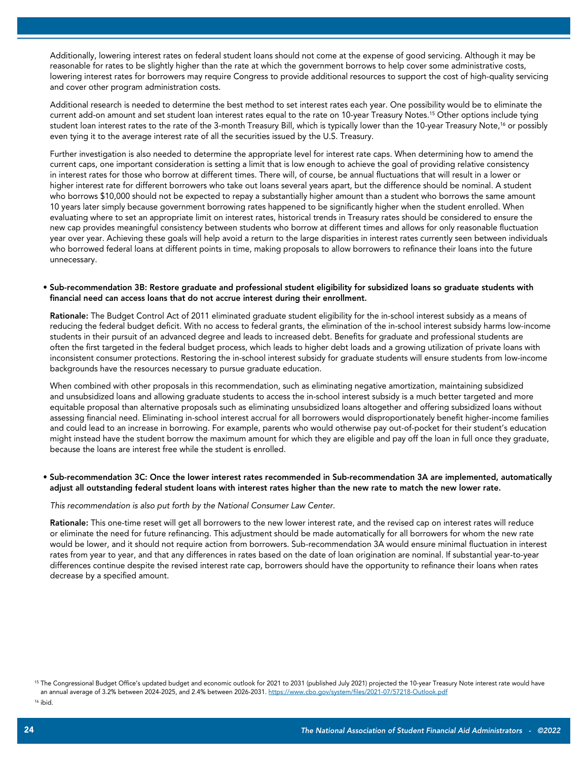Additionally, lowering interest rates on federal student loans should not come at the expense of good servicing. Although it may be reasonable for rates to be slightly higher than the rate at which the government borrows to help cover some administrative costs, lowering interest rates for borrowers may require Congress to provide additional resources to support the cost of high-quality servicing and cover other program administration costs.

Additional research is needed to determine the best method to set interest rates each year. One possibility would be to eliminate the current add-on amount and set student loan interest rates equal to the rate on 10-year Treasury Notes.[15] Other options include tying student loan interest rates to the rate of the 3-month Treasury Bill, which is typically lower than the 10-year Treasury Note,[16] or possibly even tying it to the average interest rate of all the securities issued by the U.S. Treasury.

Further investigation is also needed to determine the appropriate level for interest rate caps. When determining how to amend the current caps, one important consideration is setting a limit that is low enough to achieve the goal of providing relative consistency in interest rates for those who borrow at different times. There will, of course, be annual fluctuations that will result in a lower or higher interest rate for different borrowers who take out loans several years apart, but the difference should be nominal. A student who borrows $10,000 should not be expected to repay a substantially higher amount than a student who borrows the same amount 10 years later simply because government borrowing rates happened to be significantly higher when the student enrolled. When evaluating where to set an appropriate limit on interest rates, historical trends in Treasury rates should be considered to ensure the new cap provides meaningful consistency between students who borrow at different times and allows for only reasonable fluctuation year over year. Achieving these goals will help avoid a return to the large disparities in interest rates currently seen between individuals who borrowed federal loans at different points in time, making proposals to allow borrowers to refinance their loans into the future unnecessary.

- **Sub-recommendation 3B: Restore graduate and professional student eligibility for subsidized loans so graduate students with financial need can access loans that do not accrue interest during their enrollment.**

  **Rationale:** The Budget Control Act of 2011 eliminated graduate student eligibility for the in-school interest subsidy as a means of reducing the federal budget deficit. With no access to federal grants, the elimination of the in-school interest subsidy harms low-income students in their pursuit of an advanced degree and leads to increased debt. Benefits for graduate and professional students are often the first targeted in the federal budget process, which leads to higher debt loads and a growing utilization of private loans with inconsistent consumer protections. Restoring the in-school interest subsidy for graduate students will ensure students from low-income backgrounds have the resources necessary to pursue graduate education.

  When combined with other proposals in this recommendation, such as eliminating negative amortization, maintaining subsidized and unsubsidized loans and allowing graduate students to access the in-school interest subsidy is a much better targeted and more equitable proposal than alternative proposals such as eliminating unsubsidized loans altogether and offering subsidized loans without assessing financial need. Eliminating in-school interest accrual for all borrowers would disproportionately benefit higher-income families and could lead to an increase in borrowing. For example, parents who would otherwise pay out-of-pocket for their student's education might instead have the student borrow the maximum amount for which they are eligible and pay off the loan in full once they graduate, because the loans are interest free while the student is enrolled.

- **Sub-recommendation 3C: Once the lower interest rates recommended in Sub-recommendation 3A are implemented, automatically adjust all outstanding federal student loans with interest rates higher than the new rate to match the new lower rate.**

  *This recommendation is also put forth by the National Consumer Law Center.*

  **Rationale:** This one-time reset will get all borrowers to the new lower interest rate, and the revised cap on interest rates will reduce or eliminate the need for future refinancing. This adjustment should be made automatically for all borrowers for whom the new rate would be lower, and it should not require action from borrowers. Sub-recommendation 3A would ensure minimal fluctuation in interest rates from year to year, and that any differences in rates based on the date of loan origination are nominal. If substantial year-to-year differences continue despite the revised interest rate cap, borrowers should have the opportunity to refinance their loans when rates decrease by a specified amount.

[15] The Congressional Budget Office's updated budget and economic outlook for 2021 to 2031 (published July 2021) projected the 10-year Treasury Note interest rate would have an annual average of 3.2% between 2024-2025, and 2.4% between 2026-2031. https://www.cbo.gov/system/files/2021-07/57218-Outlook.pdf

[16] ibid.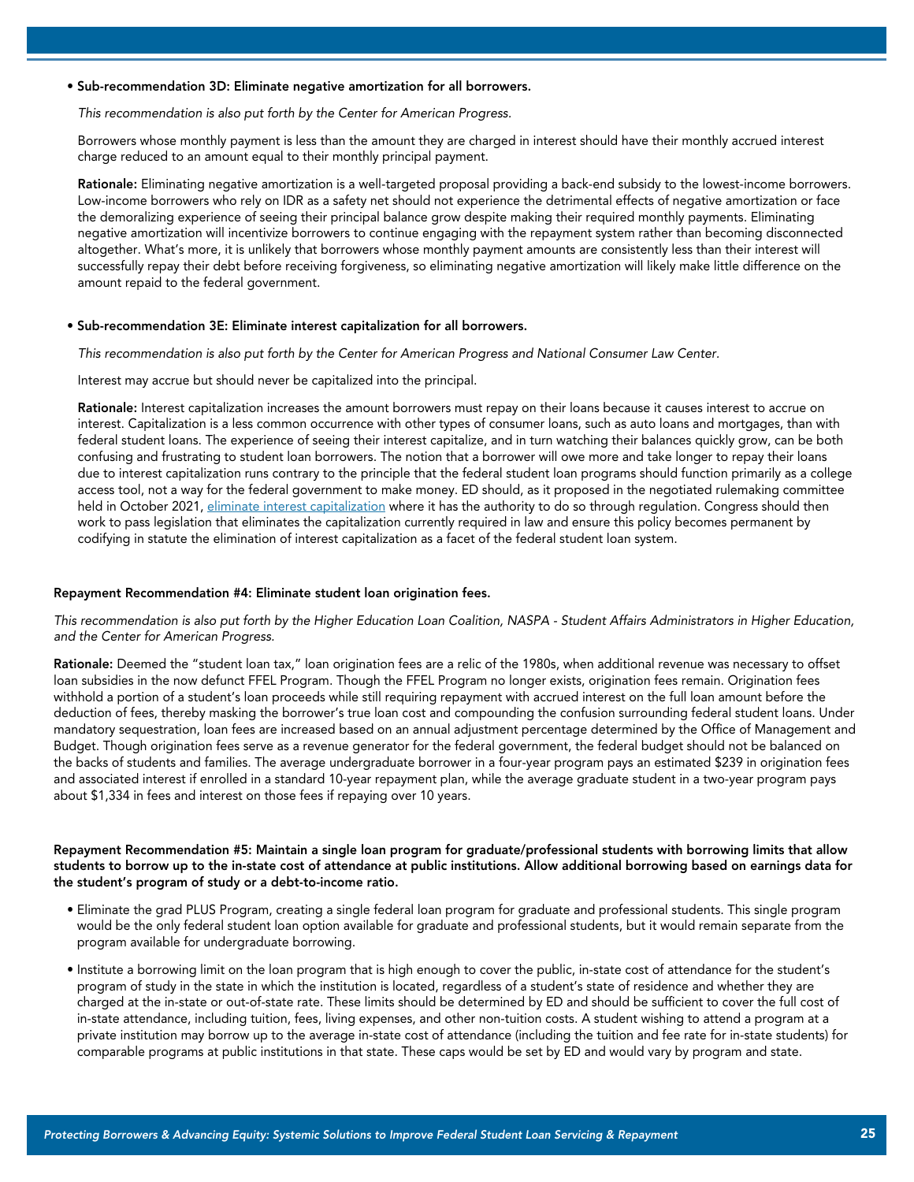- **Sub-recommendation 3D: Eliminate negative amortization for all borrowers.**

  *This recommendation is also put forth by the Center for American Progress.*

  Borrowers whose monthly payment is less than the amount they are charged in interest should have their monthly accrued interest charge reduced to an amount equal to their monthly principal payment.

  **Rationale:** Eliminating negative amortization is a well-targeted proposal providing a back-end subsidy to the lowest-income borrowers. Low-income borrowers who rely on IDR as a safety net should not experience the detrimental effects of negative amortization or face the demoralizing experience of seeing their principal balance grow despite making their required monthly payments. Eliminating negative amortization will incentivize borrowers to continue engaging with the repayment system rather than becoming disconnected altogether. What's more, it is unlikely that borrowers whose monthly payment amounts are consistently less than their interest will successfully repay their debt before receiving forgiveness, so eliminating negative amortization will likely make little difference on the amount repaid to the federal government.

- **Sub-recommendation 3E: Eliminate interest capitalization for all borrowers.**

  *This recommendation is also put forth by the Center for American Progress and National Consumer Law Center.*

  Interest may accrue but should never be capitalized into the principal.

  **Rationale:** Interest capitalization increases the amount borrowers must repay on their loans because it causes interest to accrue on interest. Capitalization is a less common occurrence with other types of consumer loans, such as auto loans and mortgages, than with federal student loans. The experience of seeing their interest capitalize, and in turn watching their balances quickly grow, can be both confusing and frustrating to student loan borrowers. The notion that a borrower will owe more and take longer to repay their loans due to interest capitalization runs contrary to the principle that the federal student loan programs should function primarily as a college access tool, not a way for the federal government to make money. ED should, as it proposed in the negotiated rulemaking committee held in October 2021, eliminate interest capitalization where it has the authority to do so through regulation. Congress should then work to pass legislation that eliminates the capitalization currently required in law and ensure this policy becomes permanent by codifying in statute the elimination of interest capitalization as a facet of the federal student loan system.

**Repayment Recommendation #4: Eliminate student loan origination fees.**

*This recommendation is also put forth by the Higher Education Loan Coalition, NASPA - Student Affairs Administrators in Higher Education, and the Center for American Progress.*

**Rationale:** Deemed the "student loan tax," loan origination fees are a relic of the 1980s, when additional revenue was necessary to offset loan subsidies in the now defunct FFEL Program. Though the FFEL Program no longer exists, origination fees remain. Origination fees withhold a portion of a student's loan proceeds while still requiring repayment with accrued interest on the full loan amount before the deduction of fees, thereby masking the borrower's true loan cost and compounding the confusion surrounding federal student loans. Under mandatory sequestration, loan fees are increased based on an annual adjustment percentage determined by the Office of Management and Budget. Though origination fees serve as a revenue generator for the federal government, the federal budget should not be balanced on the backs of students and families. The average undergraduate borrower in a four-year program pays an estimated $239 in origination fees and associated interest if enrolled in a standard 10-year repayment plan, while the average graduate student in a two-year program pays about $1,334 in fees and interest on those fees if repaying over 10 years.

**Repayment Recommendation #5: Maintain a single loan program for graduate/professional students with borrowing limits that allow students to borrow up to the in-state cost of attendance at public institutions. Allow additional borrowing based on earnings data for the student's program of study or a debt-to-income ratio.**

- Eliminate the grad PLUS Program, creating a single federal loan program for graduate and professional students. This single program would be the only federal student loan option available for graduate and professional students, but it would remain separate from the program available for undergraduate borrowing.
- Institute a borrowing limit on the loan program that is high enough to cover the public, in-state cost of attendance for the student's program of study in the state in which the institution is located, regardless of a student's state of residence and whether they are charged at the in-state or out-of-state rate. These limits should be determined by ED and should be sufficient to cover the full cost of in-state attendance, including tuition, fees, living expenses, and other non-tuition costs. A student wishing to attend a program at a private institution may borrow up to the average in-state cost of attendance (including the tuition and fee rate for in-state students) for comparable programs at public institutions in that state. These caps would be set by ED and would vary by program and state.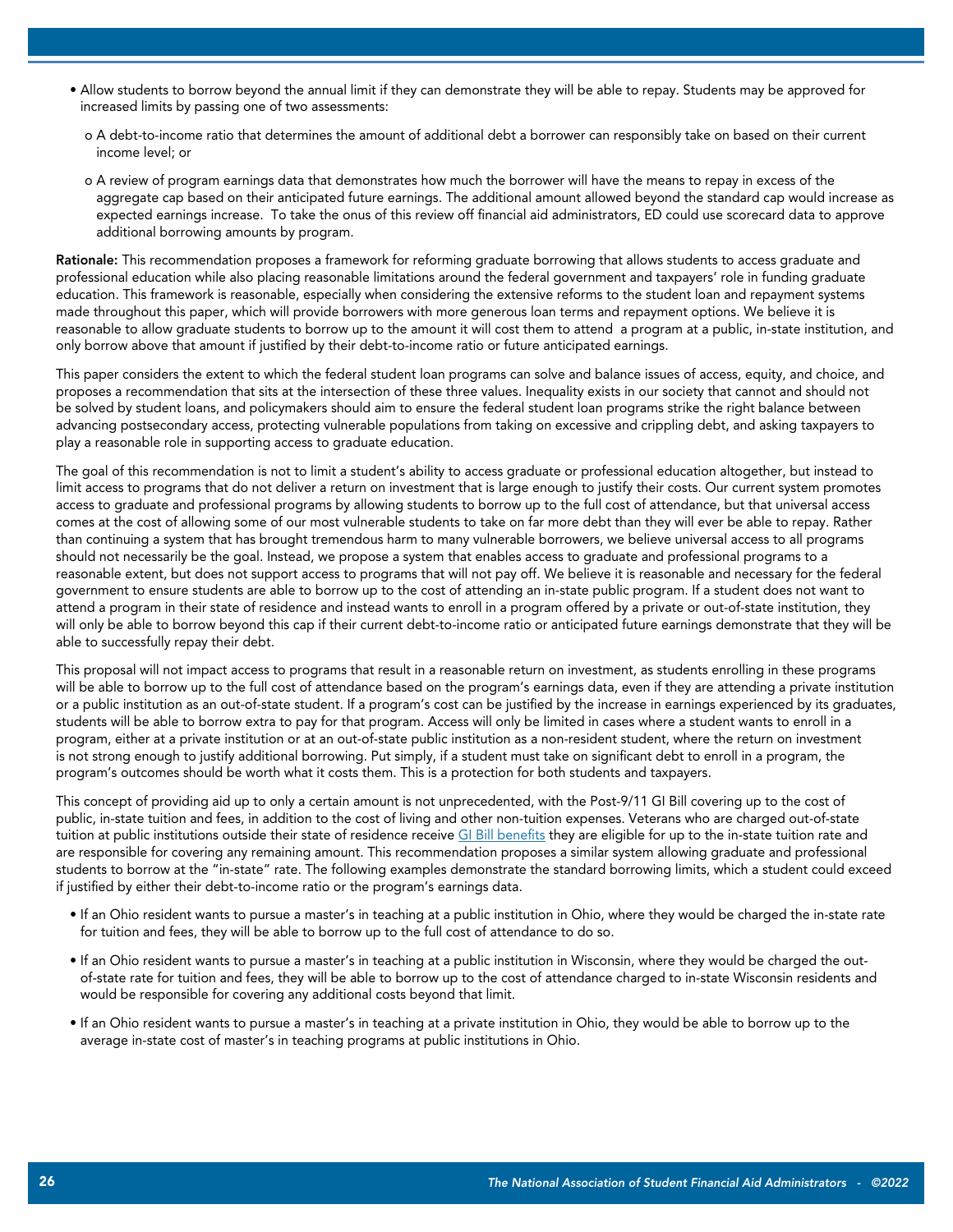- Allow students to borrow beyond the annual limit if they can demonstrate they will be able to repay. Students may be approved for increased limits by passing one of two assessments:
  - A debt-to-income ratio that determines the amount of additional debt a borrower can responsibly take on based on their current income level; or
  - A review of program earnings data that demonstrates how much the borrower will have the means to repay in excess of the aggregate cap based on their anticipated future earnings. The additional amount allowed beyond the standard cap would increase as expected earnings increase. To take the onus of this review off financial aid administrators, ED could use scorecard data to approve additional borrowing amounts by program.

**Rationale:** This recommendation proposes a framework for reforming graduate borrowing that allows students to access graduate and professional education while also placing reasonable limitations around the federal government and taxpayers' role in funding graduate education. This framework is reasonable, especially when considering the extensive reforms to the student loan and repayment systems made throughout this paper, which will provide borrowers with more generous loan terms and repayment options. We believe it is reasonable to allow graduate students to borrow up to the amount it will cost them to attend a program at a public, in-state institution, and only borrow above that amount if justified by their debt-to-income ratio or future anticipated earnings.

This paper considers the extent to which the federal student loan programs can solve and balance issues of access, equity, and choice, and proposes a recommendation that sits at the intersection of these three values. Inequality exists in our society that cannot and should not be solved by student loans, and policymakers should aim to ensure the federal student loan programs strike the right balance between advancing postsecondary access, protecting vulnerable populations from taking on excessive and crippling debt, and asking taxpayers to play a reasonable role in supporting access to graduate education.

The goal of this recommendation is not to limit a student's ability to access graduate or professional education altogether, but instead to limit access to programs that do not deliver a return on investment that is large enough to justify their costs. Our current system promotes access to graduate and professional programs by allowing students to borrow up to the full cost of attendance, but that universal access comes at the cost of allowing some of our most vulnerable students to take on far more debt than they will ever be able to repay. Rather than continuing a system that has brought tremendous harm to many vulnerable borrowers, we believe universal access to all programs should not necessarily be the goal. Instead, we propose a system that enables access to graduate and professional programs to a reasonable extent, but does not support access to programs that will not pay off. We believe it is reasonable and necessary for the federal government to ensure students are able to borrow up to the cost of attending an in-state public program. If a student does not want to attend a program in their state of residence and instead wants to enroll in a program offered by a private or out-of-state institution, they will only be able to borrow beyond this cap if their current debt-to-income ratio or anticipated future earnings demonstrate that they will be able to successfully repay their debt.

This proposal will not impact access to programs that result in a reasonable return on investment, as students enrolling in these programs will be able to borrow up to the full cost of attendance based on the program's earnings data, even if they are attending a private institution or a public institution as an out-of-state student. If a program's cost can be justified by the increase in earnings experienced by its graduates, students will be able to borrow extra to pay for that program. Access will only be limited in cases where a student wants to enroll in a program, either at a private institution or at an out-of-state public institution as a non-resident student, where the return on investment is not strong enough to justify additional borrowing. Put simply, if a student must take on significant debt to enroll in a program, the program's outcomes should be worth what it costs them. This is a protection for both students and taxpayers.

This concept of providing aid up to only a certain amount is not unprecedented, with the Post-9/11 GI Bill covering up to the cost of public, in-state tuition and fees, in addition to the cost of living and other non-tuition expenses. Veterans who are charged out-of-state tuition at public institutions outside their state of residence receive GI Bill benefits they are eligible for up to the in-state tuition rate and are responsible for covering any remaining amount. This recommendation proposes a similar system allowing graduate and professional students to borrow at the "in-state" rate. The following examples demonstrate the standard borrowing limits, which a student could exceed if justified by either their debt-to-income ratio or the program's earnings data.

- If an Ohio resident wants to pursue a master's in teaching at a public institution in Ohio, where they would be charged the in-state rate for tuition and fees, they will be able to borrow up to the full cost of attendance to do so.
- If an Ohio resident wants to pursue a master's in teaching at a public institution in Wisconsin, where they would be charged the out-of-state rate for tuition and fees, they will be able to borrow up to the cost of attendance charged to in-state Wisconsin residents and would be responsible for covering any additional costs beyond that limit.
- If an Ohio resident wants to pursue a master's in teaching at a private institution in Ohio, they would be able to borrow up to the average in-state cost of master's in teaching programs at public institutions in Ohio.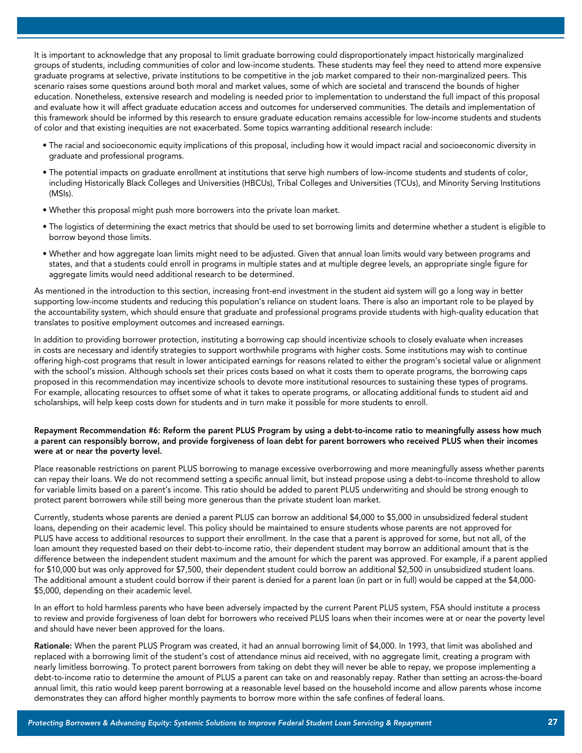It is important to acknowledge that any proposal to limit graduate borrowing could disproportionately impact historically marginalized groups of students, including communities of color and low-income students. These students may feel they need to attend more expensive graduate programs at selective, private institutions to be competitive in the job market compared to their non-marginalized peers. This scenario raises some questions around both moral and market values, some of which are societal and transcend the bounds of higher education. Nonetheless, extensive research and modeling is needed prior to implementation to understand the full impact of this proposal and evaluate how it will affect graduate education access and outcomes for underserved communities. The details and implementation of this framework should be informed by this research to ensure graduate education remains accessible for low-income students and students of color and that existing inequities are not exacerbated. Some topics warranting additional research include:

- The racial and socioeconomic equity implications of this proposal, including how it would impact racial and socioeconomic diversity in graduate and professional programs.
- The potential impacts on graduate enrollment at institutions that serve high numbers of low-income students and students of color, including Historically Black Colleges and Universities (HBCUs), Tribal Colleges and Universities (TCUs), and Minority Serving Institutions (MSIs).
- Whether this proposal might push more borrowers into the private loan market.
- The logistics of determining the exact metrics that should be used to set borrowing limits and determine whether a student is eligible to borrow beyond those limits.
- Whether and how aggregate loan limits might need to be adjusted. Given that annual loan limits would vary between programs and states, and that a students could enroll in programs in multiple states and at multiple degree levels, an appropriate single figure for aggregate limits would need additional research to be determined.

As mentioned in the introduction to this section, increasing front-end investment in the student aid system will go a long way in better supporting low-income students and reducing this population's reliance on student loans. There is also an important role to be played by the accountability system, which should ensure that graduate and professional programs provide students with high-quality education that translates to positive employment outcomes and increased earnings.

In addition to providing borrower protection, instituting a borrowing cap should incentivize schools to closely evaluate when increases in costs are necessary and identify strategies to support worthwhile programs with higher costs. Some institutions may wish to continue offering high-cost programs that result in lower anticipated earnings for reasons related to either the program's societal value or alignment with the school's mission. Although schools set their prices costs based on what it costs them to operate programs, the borrowing caps proposed in this recommendation may incentivize schools to devote more institutional resources to sustaining these types of programs. For example, allocating resources to offset some of what it takes to operate programs, or allocating additional funds to student aid and scholarships, will help keep costs down for students and in turn make it possible for more students to enroll.

**Repayment Recommendation #6: Reform the parent PLUS Program by using a debt-to-income ratio to meaningfully assess how much a parent can responsibly borrow, and provide forgiveness of loan debt for parent borrowers who received PLUS when their incomes were at or near the poverty level.**

Place reasonable restrictions on parent PLUS borrowing to manage excessive overborrowing and more meaningfully assess whether parents can repay their loans. We do not recommend setting a specific annual limit, but instead propose using a debt-to-income threshold to allow for variable limits based on a parent's income. This ratio should be added to parent PLUS underwriting and should be strong enough to protect parent borrowers while still being more generous than the private student loan market.

Currently, students whose parents are denied a parent PLUS can borrow an additional \$4,000 to \$5,000 in unsubsidized federal student loans, depending on their academic level. This policy should be maintained to ensure students whose parents are not approved for PLUS have access to additional resources to support their enrollment. In the case that a parent is approved for some, but not all, of the loan amount they requested based on their debt-to-income ratio, their dependent student may borrow an additional amount that is the difference between the independent student maximum and the amount for which the parent was approved. For example, if a parent applied for \$10,000 but was only approved for \$7,500, their dependent student could borrow an additional \$2,500 in unsubsidized student loans. The additional amount a student could borrow if their parent is denied for a parent loan (in part or in full) would be capped at the \$4,000-\$5,000, depending on their academic level.

In an effort to hold harmless parents who have been adversely impacted by the current Parent PLUS system, FSA should institute a process to review and provide forgiveness of loan debt for borrowers who received PLUS loans when their incomes were at or near the poverty level and should have never been approved for the loans.

**Rationale:** When the parent PLUS Program was created, it had an annual borrowing limit of \$4,000. In 1993, that limit was abolished and replaced with a borrowing limit of the student's cost of attendance minus aid received, with no aggregate limit, creating a program with nearly limitless borrowing. To protect parent borrowers from taking on debt they will never be able to repay, we propose implementing a debt-to-income ratio to determine the amount of PLUS a parent can take on and reasonably repay. Rather than setting an across-the-board annual limit, this ratio would keep parent borrowing at a reasonable level based on the household income and allow parents whose income demonstrates they can afford higher monthly payments to borrow more within the safe confines of federal loans.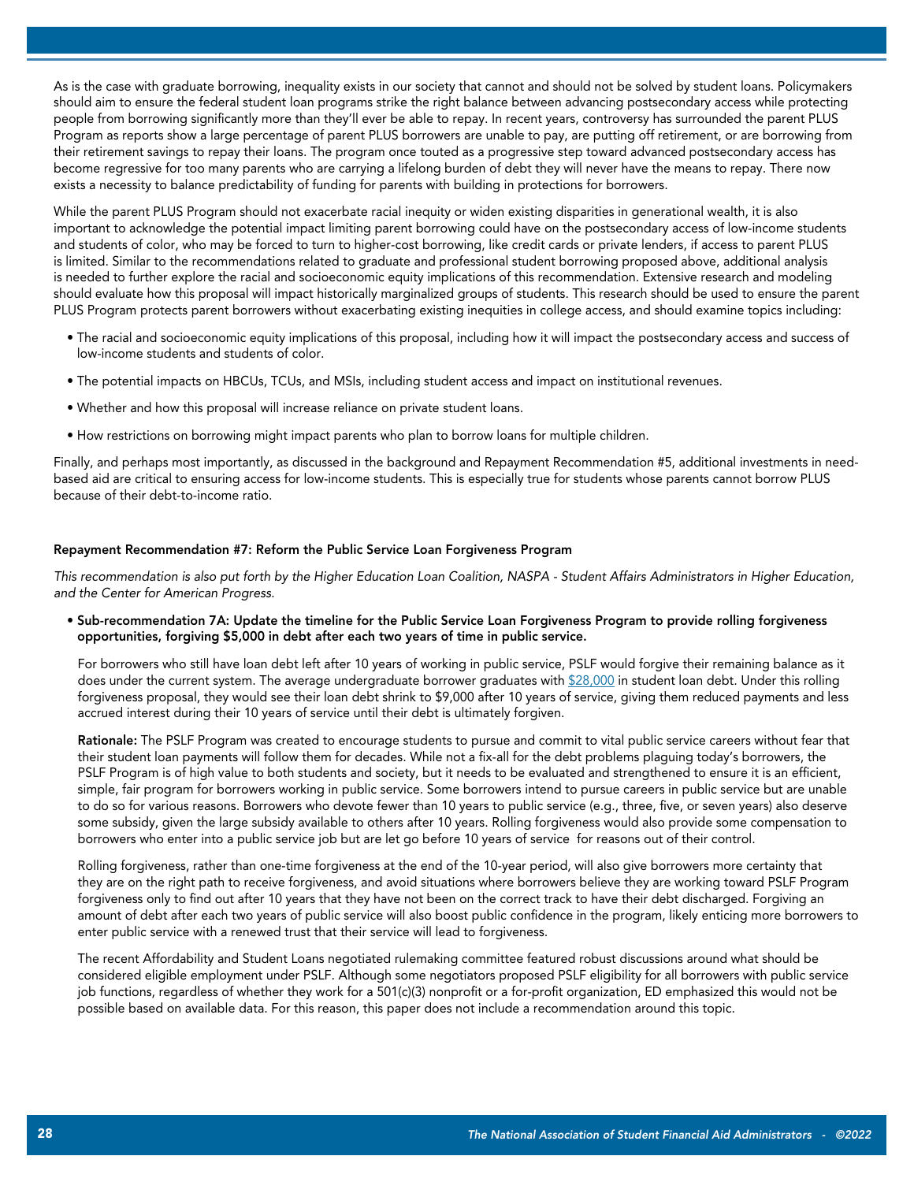As is the case with graduate borrowing, inequality exists in our society that cannot and should not be solved by student loans. Policymakers should aim to ensure the federal student loan programs strike the right balance between advancing postsecondary access while protecting people from borrowing significantly more than they'll ever be able to repay. In recent years, controversy has surrounded the parent PLUS Program as reports show a large percentage of parent PLUS borrowers are unable to pay, are putting off retirement, or are borrowing from their retirement savings to repay their loans. The program once touted as a progressive step toward advanced postsecondary access has become regressive for too many parents who are carrying a lifelong burden of debt they will never have the means to repay. There now exists a necessity to balance predictability of funding for parents with building in protections for borrowers.

While the parent PLUS Program should not exacerbate racial inequity or widen existing disparities in generational wealth, it is also important to acknowledge the potential impact limiting parent borrowing could have on the postsecondary access of low-income students and students of color, who may be forced to turn to higher-cost borrowing, like credit cards or private lenders, if access to parent PLUS is limited. Similar to the recommendations related to graduate and professional student borrowing proposed above, additional analysis is needed to further explore the racial and socioeconomic equity implications of this recommendation. Extensive research and modeling should evaluate how this proposal will impact historically marginalized groups of students. This research should be used to ensure the parent PLUS Program protects parent borrowers without exacerbating existing inequities in college access, and should examine topics including:

- The racial and socioeconomic equity implications of this proposal, including how it will impact the postsecondary access and success of low-income students and students of color.
- The potential impacts on HBCUs, TCUs, and MSIs, including student access and impact on institutional revenues.
- Whether and how this proposal will increase reliance on private student loans.
- How restrictions on borrowing might impact parents who plan to borrow loans for multiple children.

Finally, and perhaps most importantly, as discussed in the background and Repayment Recommendation #5, additional investments in need-based aid are critical to ensuring access for low-income students. This is especially true for students whose parents cannot borrow PLUS because of their debt-to-income ratio.

#### Repayment Recommendation #7: Reform the Public Service Loan Forgiveness Program

*This recommendation is also put forth by the Higher Education Loan Coalition, NASPA - Student Affairs Administrators in Higher Education, and the Center for American Progress.*

- **Sub-recommendation 7A: Update the timeline for the Public Service Loan Forgiveness Program to provide rolling forgiveness opportunities, forgiving $5,000 in debt after each two years of time in public service.**

  For borrowers who still have loan debt left after 10 years of working in public service, PSLF would forgive their remaining balance as it does under the current system. The average undergraduate borrower graduates with $28,000 in student loan debt. Under this rolling forgiveness proposal, they would see their loan debt shrink to $9,000 after 10 years of service, giving them reduced payments and less accrued interest during their 10 years of service until their debt is ultimately forgiven.

  **Rationale:** The PSLF Program was created to encourage students to pursue and commit to vital public service careers without fear that their student loan payments will follow them for decades. While not a fix-all for the debt problems plaguing today's borrowers, the PSLF Program is of high value to both students and society, but it needs to be evaluated and strengthened to ensure it is an efficient, simple, fair program for borrowers working in public service. Some borrowers intend to pursue careers in public service but are unable to do so for various reasons. Borrowers who devote fewer than 10 years to public service (e.g., three, five, or seven years) also deserve some subsidy, given the large subsidy available to others after 10 years. Rolling forgiveness would also provide some compensation to borrowers who enter into a public service job but are let go before 10 years of service for reasons out of their control.

  Rolling forgiveness, rather than one-time forgiveness at the end of the 10-year period, will also give borrowers more certainty that they are on the right path to receive forgiveness, and avoid situations where borrowers believe they are working toward PSLF Program forgiveness only to find out after 10 years that they have not been on the correct track to have their debt discharged. Forgiving an amount of debt after each two years of public service will also boost public confidence in the program, likely enticing more borrowers to enter public service with a renewed trust that their service will lead to forgiveness.

  The recent Affordability and Student Loans negotiated rulemaking committee featured robust discussions around what should be considered eligible employment under PSLF. Although some negotiators proposed PSLF eligibility for all borrowers with public service job functions, regardless of whether they work for a 501(c)(3) nonprofit or a for-profit organization, ED emphasized this would not be possible based on available data. For this reason, this paper does not include a recommendation around this topic.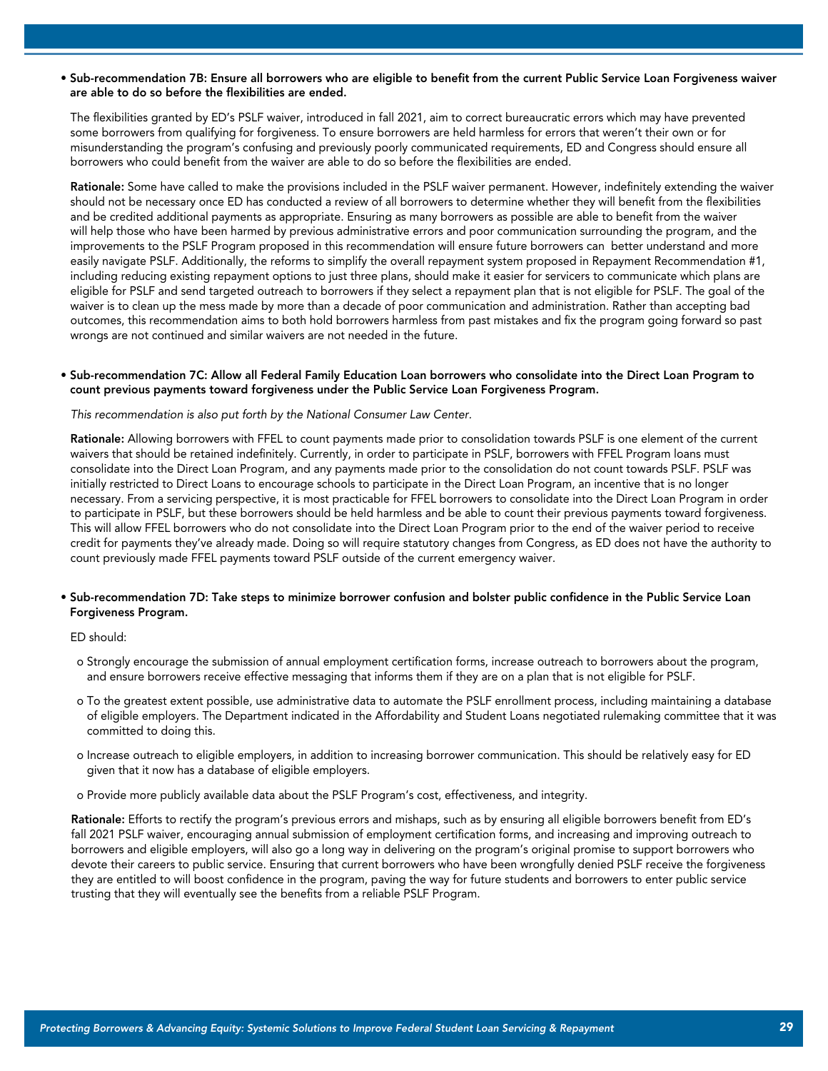- **Sub-recommendation 7B: Ensure all borrowers who are eligible to benefit from the current Public Service Loan Forgiveness waiver are able to do so before the flexibilities are ended.**

  The flexibilities granted by ED's PSLF waiver, introduced in fall 2021, aim to correct bureaucratic errors which may have prevented some borrowers from qualifying for forgiveness. To ensure borrowers are held harmless for errors that weren't their own or for misunderstanding the program's confusing and previously poorly communicated requirements, ED and Congress should ensure all borrowers who could benefit from the waiver are able to do so before the flexibilities are ended.

  **Rationale:** Some have called to make the provisions included in the PSLF waiver permanent. However, indefinitely extending the waiver should not be necessary once ED has conducted a review of all borrowers to determine whether they will benefit from the flexibilities and be credited additional payments as appropriate. Ensuring as many borrowers as possible are able to benefit from the waiver will help those who have been harmed by previous administrative errors and poor communication surrounding the program, and the improvements to the PSLF Program proposed in this recommendation will ensure future borrowers can better understand and more easily navigate PSLF. Additionally, the reforms to simplify the overall repayment system proposed in Repayment Recommendation #1, including reducing existing repayment options to just three plans, should make it easier for servicers to communicate which plans are eligible for PSLF and send targeted outreach to borrowers if they select a repayment plan that is not eligible for PSLF. The goal of the waiver is to clean up the mess made by more than a decade of poor communication and administration. Rather than accepting bad outcomes, this recommendation aims to both hold borrowers harmless from past mistakes and fix the program going forward so past wrongs are not continued and similar waivers are not needed in the future.

- **Sub-recommendation 7C: Allow all Federal Family Education Loan borrowers who consolidate into the Direct Loan Program to count previous payments toward forgiveness under the Public Service Loan Forgiveness Program.**

  *This recommendation is also put forth by the National Consumer Law Center.*

  **Rationale:** Allowing borrowers with FFEL to count payments made prior to consolidation towards PSLF is one element of the current waivers that should be retained indefinitely. Currently, in order to participate in PSLF, borrowers with FFEL Program loans must consolidate into the Direct Loan Program, and any payments made prior to the consolidation do not count towards PSLF. PSLF was initially restricted to Direct Loans to encourage schools to participate in the Direct Loan Program, an incentive that is no longer necessary. From a servicing perspective, it is most practicable for FFEL borrowers to consolidate into the Direct Loan Program in order to participate in PSLF, but these borrowers should be held harmless and be able to count their previous payments toward forgiveness. This will allow FFEL borrowers who do not consolidate into the Direct Loan Program prior to the end of the waiver period to receive credit for payments they've already made. Doing so will require statutory changes from Congress, as ED does not have the authority to count previously made FFEL payments toward PSLF outside of the current emergency waiver.

- **Sub-recommendation 7D: Take steps to minimize borrower confusion and bolster public confidence in the Public Service Loan Forgiveness Program.**

  ED should:

  - Strongly encourage the submission of annual employment certification forms, increase outreach to borrowers about the program, and ensure borrowers receive effective messaging that informs them if they are on a plan that is not eligible for PSLF.
  - To the greatest extent possible, use administrative data to automate the PSLF enrollment process, including maintaining a database of eligible employers. The Department indicated in the Affordability and Student Loans negotiated rulemaking committee that it was committed to doing this.
  - Increase outreach to eligible employers, in addition to increasing borrower communication. This should be relatively easy for ED given that it now has a database of eligible employers.
  - Provide more publicly available data about the PSLF Program's cost, effectiveness, and integrity.

  **Rationale:** Efforts to rectify the program's previous errors and mishaps, such as by ensuring all eligible borrowers benefit from ED's fall 2021 PSLF waiver, encouraging annual submission of employment certification forms, and increasing and improving outreach to borrowers and eligible employers, will also go a long way in delivering on the program's original promise to support borrowers who devote their careers to public service. Ensuring that current borrowers who have been wrongfully denied PSLF receive the forgiveness they are entitled to will boost confidence in the program, paving the way for future students and borrowers to enter public service trusting that they will eventually see the benefits from a reliable PSLF Program.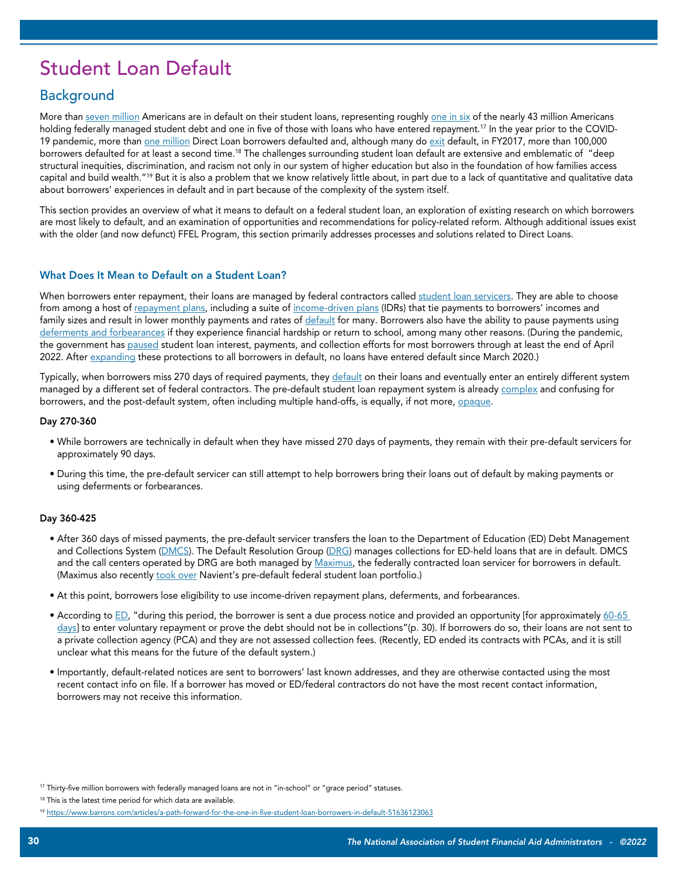# Student Loan Default

## Background

More than seven million Americans are in default on their student loans, representing roughly one in six of the nearly 43 million Americans holding federally managed student debt and one in five of those with loans who have entered repayment.[17] In the year prior to the COVID-19 pandemic, more than one million Direct Loan borrowers defaulted and, although many do exit default, in FY2017, more than 100,000 borrowers defaulted for at least a second time.[18] The challenges surrounding student loan default are extensive and emblematic of "deep structural inequities, discrimination, and racism not only in our system of higher education but also in the foundation of how families access capital and build wealth."[19] But it is also a problem that we know relatively little about, in part due to a lack of quantitative and qualitative data about borrowers' experiences in default and in part because of the complexity of the system itself.

This section provides an overview of what it means to default on a federal student loan, an exploration of existing research on which borrowers are most likely to default, and an examination of opportunities and recommendations for policy-related reform. Although additional issues exist with the older (and now defunct) FFEL Program, this section primarily addresses processes and solutions related to Direct Loans.

### What Does It Mean to Default on a Student Loan?

When borrowers enter repayment, their loans are managed by federal contractors called student loan servicers. They are able to choose from among a host of repayment plans, including a suite of income-driven plans (IDRs) that tie payments to borrowers' incomes and family sizes and result in lower monthly payments and rates of default for many. Borrowers also have the ability to pause payments using deferments and forbearances if they experience financial hardship or return to school, among many other reasons. (During the pandemic, the government has paused student loan interest, payments, and collection efforts for most borrowers through at least the end of April 2022. After expanding these protections to all borrowers in default, no loans have entered default since March 2020.)

Typically, when borrowers miss 270 days of required payments, they default on their loans and eventually enter an entirely different system managed by a different set of federal contractors. The pre-default student loan repayment system is already complex and confusing for borrowers, and the post-default system, often including multiple hand-offs, is equally, if not more, opaque.

**Day 270-360**

- While borrowers are technically in default when they have missed 270 days of payments, they remain with their pre-default servicers for approximately 90 days.
- During this time, the pre-default servicer can still attempt to help borrowers bring their loans out of default by making payments or using deferments or forbearances.

**Day 360-425**

- After 360 days of missed payments, the pre-default servicer transfers the loan to the Department of Education (ED) Debt Management and Collections System (DMCS). The Default Resolution Group (DRG) manages collections for ED-held loans that are in default. DMCS and the call centers operated by DRG are both managed by Maximus, the federally contracted loan servicer for borrowers in default. (Maximus also recently took over Navient's pre-default federal student loan portfolio.)
- At this point, borrowers lose eligibility to use income-driven repayment plans, deferments, and forbearances.
- According to ED, "during this period, the borrower is sent a due process notice and provided an opportunity [for approximately 60-65 days] to enter voluntary repayment or prove the debt should not be in collections"(p. 30). If borrowers do so, their loans are not sent to a private collection agency (PCA) and they are not assessed collection fees. (Recently, ED ended its contracts with PCAs, and it is still unclear what this means for the future of the default system.)
- Importantly, default-related notices are sent to borrowers' last known addresses, and they are otherwise contacted using the most recent contact info on file. If a borrower has moved or ED/federal contractors do not have the most recent contact information, borrowers may not receive this information.

---

[17] Thirty-five million borrowers with federally managed loans are not in "in-school" or "grace period" statuses.

[18] This is the latest time period for which data are available.

[19] https://www.barrons.com/articles/a-path-forward-for-the-one-in-five-student-loan-borrowers-in-default-51636123063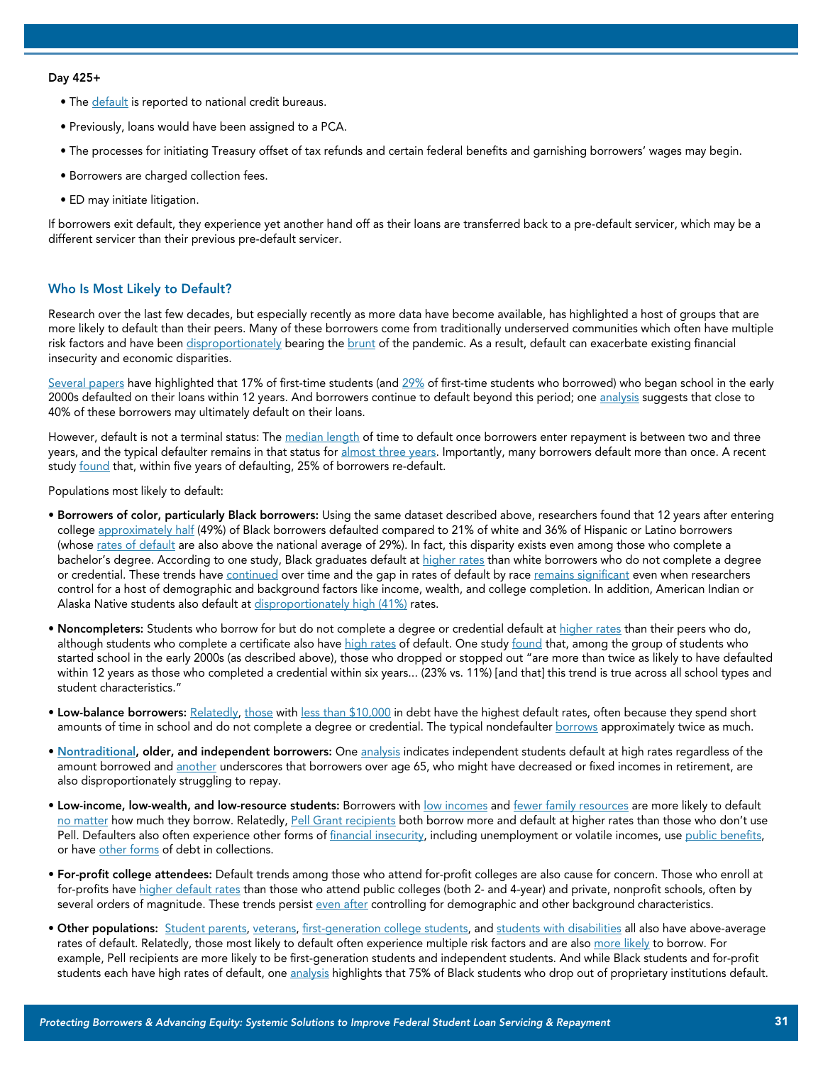**Day 425+**

- The default is reported to national credit bureaus.
- Previously, loans would have been assigned to a PCA.
- The processes for initiating Treasury offset of tax refunds and certain federal benefits and garnishing borrowers' wages may begin.
- Borrowers are charged collection fees.
- ED may initiate litigation.

If borrowers exit default, they experience yet another hand off as their loans are transferred back to a pre-default servicer, which may be a different servicer than their previous pre-default servicer.

## Who Is Most Likely to Default?

Research over the last few decades, but especially recently as more data have become available, has highlighted a host of groups that are more likely to default than their peers. Many of these borrowers come from traditionally underserved communities which often have multiple risk factors and have been disproportionately bearing the brunt of the pandemic. As a result, default can exacerbate existing financial insecurity and economic disparities.

Several papers have highlighted that 17% of first-time students (and 29% of first-time students who borrowed) who began school in the early 2000s defaulted on their loans within 12 years. And borrowers continue to default beyond this period; one analysis suggests that close to 40% of these borrowers may ultimately default on their loans.

However, default is not a terminal status: The median length of time to default once borrowers enter repayment is between two and three years, and the typical defaulter remains in that status for almost three years. Importantly, many borrowers default more than once. A recent study found that, within five years of defaulting, 25% of borrowers re-default.

Populations most likely to default:

- **Borrowers of color, particularly Black borrowers:** Using the same dataset described above, researchers found that 12 years after entering college approximately half (49%) of Black borrowers defaulted compared to 21% of white and 36% of Hispanic or Latino borrowers (whose rates of default are also above the national average of 29%). In fact, this disparity exists even among those who complete a bachelor's degree. According to one study, Black graduates default at higher rates than white borrowers who do not complete a degree or credential. These trends have continued over time and the gap in rates of default by race remains significant even when researchers control for a host of demographic and background factors like income, wealth, and college completion. In addition, American Indian or Alaska Native students also default at disproportionately high (41%) rates.

- **Noncompleters:** Students who borrow for but do not complete a degree or credential default at higher rates than their peers who do, although students who complete a certificate also have high rates of default. One study found that, among the group of students who started school in the early 2000s (as described above), those who dropped or stopped out "are more than twice as likely to have defaulted within 12 years as those who completed a credential within six years... (23% vs. 11%) [and that] this trend is true across all school types and student characteristics."

- **Low-balance borrowers:** Relatedly, those with less than $10,000 in debt have the highest default rates, often because they spend short amounts of time in school and do not complete a degree or credential. The typical nondefaulter borrows approximately twice as much.

- **Nontraditional, older, and independent borrowers:** One analysis indicates independent students default at high rates regardless of the amount borrowed and another underscores that borrowers over age 65, who might have decreased or fixed incomes in retirement, are also disproportionately struggling to repay.

- **Low-income, low-wealth, and low-resource students:** Borrowers with low incomes and fewer family resources are more likely to default no matter how much they borrow. Relatedly, Pell Grant recipients both borrow more and default at higher rates than those who don't use Pell. Defaulters also often experience other forms of financial insecurity, including unemployment or volatile incomes, use public benefits, or have other forms of debt in collections.

- **For-profit college attendees:** Default trends among those who attend for-profit colleges are also cause for concern. Those who enroll at for-profits have higher default rates than those who attend public colleges (both 2- and 4-year) and private, nonprofit schools, often by several orders of magnitude. These trends persist even after controlling for demographic and other background characteristics.

- **Other populations:** Student parents, veterans, first-generation college students, and students with disabilities all also have above-average rates of default. Relatedly, those most likely to default often experience multiple risk factors and are also more likely to borrow. For example, Pell recipients are more likely to be first-generation students and independent students. And while Black students and for-profit students each have high rates of default, one analysis highlights that 75% of Black students who drop out of proprietary institutions default.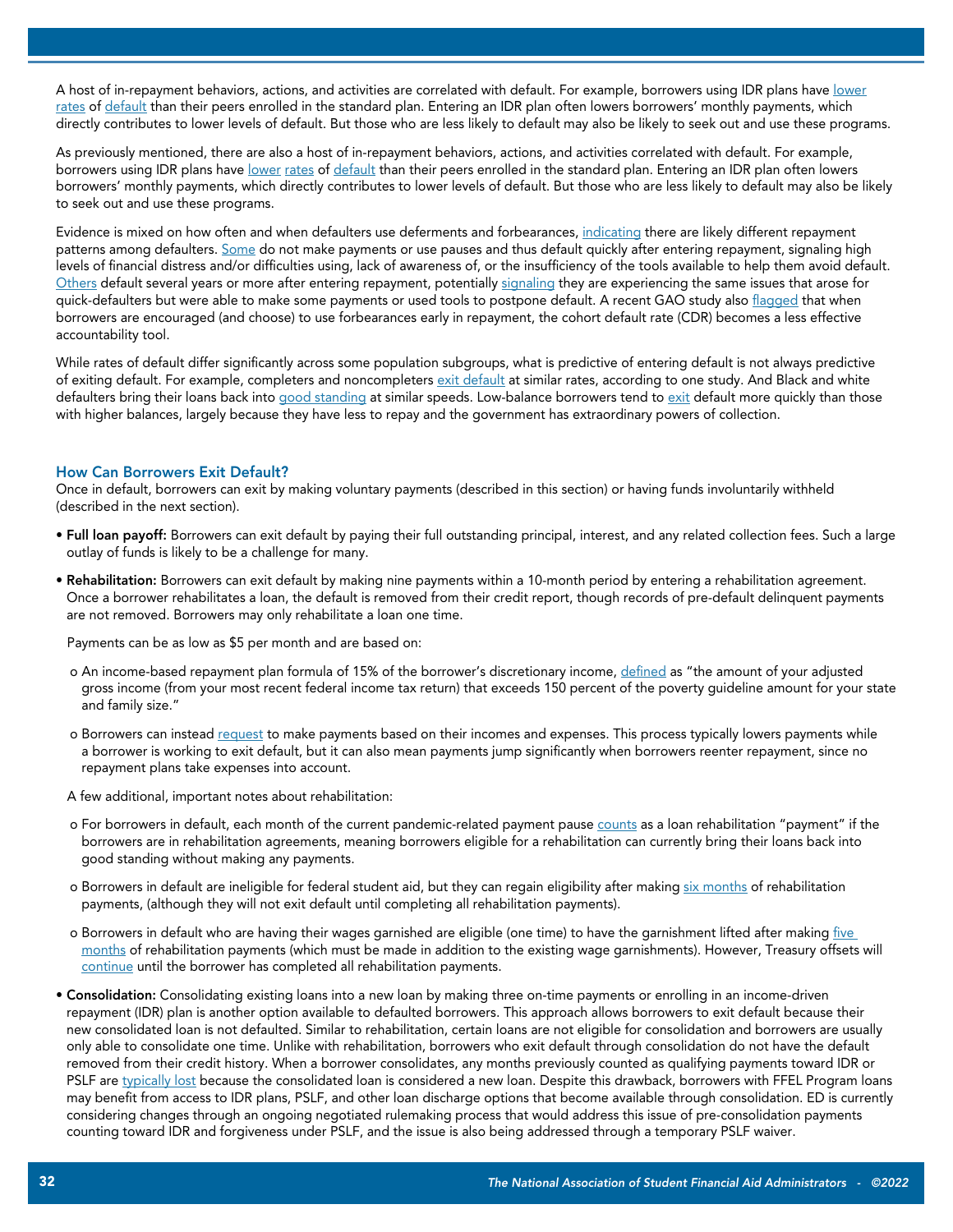A host of in-repayment behaviors, actions, and activities are correlated with default. For example, borrowers using IDR plans have lower rates of default than their peers enrolled in the standard plan. Entering an IDR plan often lowers borrowers' monthly payments, which directly contributes to lower levels of default. But those who are less likely to default may also be likely to seek out and use these programs.

As previously mentioned, there are also a host of in-repayment behaviors, actions, and activities correlated with default. For example, borrowers using IDR plans have lower rates of default than their peers enrolled in the standard plan. Entering an IDR plan often lowers borrowers' monthly payments, which directly contributes to lower levels of default. But those who are less likely to default may also be likely to seek out and use these programs.

Evidence is mixed on how often and when defaulters use deferments and forbearances, indicating there are likely different repayment patterns among defaulters. Some do not make payments or use pauses and thus default quickly after entering repayment, signaling high levels of financial distress and/or difficulties using, lack of awareness of, or the insufficiency of the tools available to help them avoid default. Others default several years or more after entering repayment, potentially signaling they are experiencing the same issues that arose for quick-defaulters but were able to make some payments or used tools to postpone default. A recent GAO study also flagged that when borrowers are encouraged (and choose) to use forbearances early in repayment, the cohort default rate (CDR) becomes a less effective accountability tool.

While rates of default differ significantly across some population subgroups, what is predictive of entering default is not always predictive of exiting default. For example, completers and noncompleters exit default at similar rates, according to one study. And Black and white defaulters bring their loans back into good standing at similar speeds. Low-balance borrowers tend to exit default more quickly than those with higher balances, largely because they have less to repay and the government has extraordinary powers of collection.

### How Can Borrowers Exit Default?

Once in default, borrowers can exit by making voluntary payments (described in this section) or having funds involuntarily withheld (described in the next section).

- **Full loan payoff:** Borrowers can exit default by paying their full outstanding principal, interest, and any related collection fees. Such a large outlay of funds is likely to be a challenge for many.
- **Rehabilitation:** Borrowers can exit default by making nine payments within a 10-month period by entering a rehabilitation agreement. Once a borrower rehabilitates a loan, the default is removed from their credit report, though records of pre-default delinquent payments are not removed. Borrowers may only rehabilitate a loan one time.

  Payments can be as low as $5 per month and are based on:

  - An income-based repayment plan formula of 15% of the borrower's discretionary income, defined as "the amount of your adjusted gross income (from your most recent federal income tax return) that exceeds 150 percent of the poverty guideline amount for your state and family size."
  - Borrowers can instead request to make payments based on their incomes and expenses. This process typically lowers payments while a borrower is working to exit default, but it can also mean payments jump significantly when borrowers reenter repayment, since no repayment plans take expenses into account.

  A few additional, important notes about rehabilitation:

  - For borrowers in default, each month of the current pandemic-related payment pause counts as a loan rehabilitation "payment" if the borrowers are in rehabilitation agreements, meaning borrowers eligible for a rehabilitation can currently bring their loans back into good standing without making any payments.
  - Borrowers in default are ineligible for federal student aid, but they can regain eligibility after making six months of rehabilitation payments, (although they will not exit default until completing all rehabilitation payments).
  - Borrowers in default who are having their wages garnished are eligible (one time) to have the garnishment lifted after making five months of rehabilitation payments (which must be made in addition to the existing wage garnishments). However, Treasury offsets will continue until the borrower has completed all rehabilitation payments.
- **Consolidation:** Consolidating existing loans into a new loan by making three on-time payments or enrolling in an income-driven repayment (IDR) plan is another option available to defaulted borrowers. This approach allows borrowers to exit default because their new consolidated loan is not defaulted. Similar to rehabilitation, certain loans are not eligible for consolidation and borrowers are usually only able to consolidate one time. Unlike with rehabilitation, borrowers who exit default through consolidation do not have the default removed from their credit history. When a borrower consolidates, any months previously counted as qualifying payments toward IDR or PSLF are typically lost because the consolidated loan is considered a new loan. Despite this drawback, borrowers with FFEL Program loans may benefit from access to IDR plans, PSLF, and other loan discharge options that become available through consolidation. ED is currently considering changes through an ongoing negotiated rulemaking process that would address this issue of pre-consolidation payments counting toward IDR and forgiveness under PSLF, and the issue is also being addressed through a temporary PSLF waiver.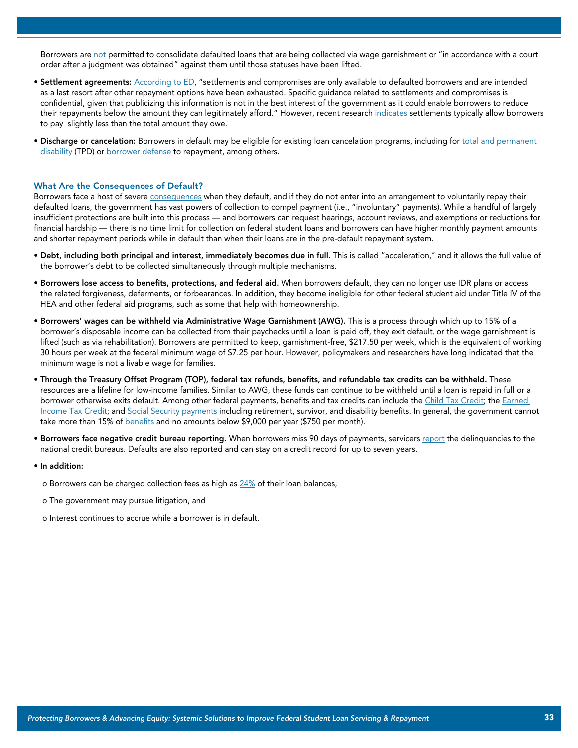Borrowers are not permitted to consolidate defaulted loans that are being collected via wage garnishment or "in accordance with a court order after a judgment was obtained" against them until those statuses have been lifted.

- **Settlement agreements:** According to ED, "settlements and compromises are only available to defaulted borrowers and are intended as a last resort after other repayment options have been exhausted. Specific guidance related to settlements and compromises is confidential, given that publicizing this information is not in the best interest of the government as it could enable borrowers to reduce their repayments below the amount they can legitimately afford." However, recent research indicates settlements typically allow borrowers to pay slightly less than the total amount they owe.

- **Discharge or cancelation:** Borrowers in default may be eligible for existing loan cancelation programs, including for total and permanent disability (TPD) or borrower defense to repayment, among others.

### What Are the Consequences of Default?

Borrowers face a host of severe consequences when they default, and if they do not enter into an arrangement to voluntarily repay their defaulted loans, the government has vast powers of collection to compel payment (i.e., "involuntary" payments). While a handful of largely insufficient protections are built into this process — and borrowers can request hearings, account reviews, and exemptions or reductions for financial hardship — there is no time limit for collection on federal student loans and borrowers can have higher monthly payment amounts and shorter repayment periods while in default than when their loans are in the pre-default repayment system.

- **Debt, including both principal and interest, immediately becomes due in full.** This is called "acceleration," and it allows the full value of the borrower's debt to be collected simultaneously through multiple mechanisms.

- **Borrowers lose access to benefits, protections, and federal aid.** When borrowers default, they can no longer use IDR plans or access the related forgiveness, deferments, or forbearances. In addition, they become ineligible for other federal student aid under Title IV of the HEA and other federal aid programs, such as some that help with homeownership.

- **Borrowers' wages can be withheld via Administrative Wage Garnishment (AWG).** This is a process through which up to 15% of a borrower's disposable income can be collected from their paychecks until a loan is paid off, they exit default, or the wage garnishment is lifted (such as via rehabilitation). Borrowers are permitted to keep, garnishment-free, $217.50 per week, which is the equivalent of working 30 hours per week at the federal minimum wage of $7.25 per hour. However, policymakers and researchers have long indicated that the minimum wage is not a livable wage for families.

- **Through the Treasury Offset Program (TOP), federal tax refunds, benefits, and refundable tax credits can be withheld.** These resources are a lifeline for low-income families. Similar to AWG, these funds can continue to be withheld until a loan is repaid in full or a borrower otherwise exits default. Among other federal payments, benefits and tax credits can include the Child Tax Credit; the Earned Income Tax Credit; and Social Security payments including retirement, survivor, and disability benefits. In general, the government cannot take more than 15% of benefits and no amounts below $9,000 per year ($750 per month).

- **Borrowers face negative credit bureau reporting.** When borrowers miss 90 days of payments, servicers report the delinquencies to the national credit bureaus. Defaults are also reported and can stay on a credit record for up to seven years.

- **In addition:**
  - Borrowers can be charged collection fees as high as 24% of their loan balances,
  - The government may pursue litigation, and
  - Interest continues to accrue while a borrower is in default.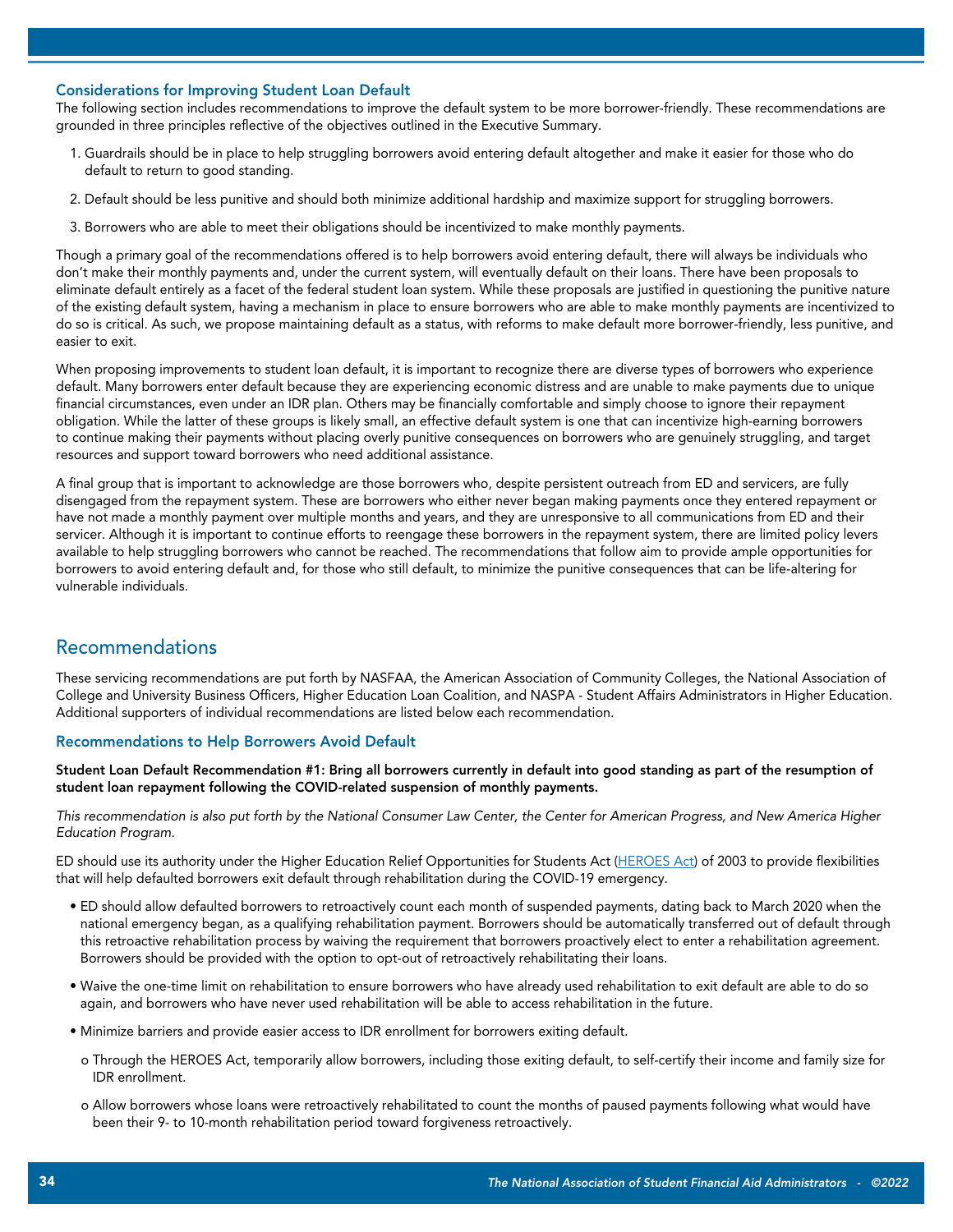### Considerations for Improving Student Loan Default

The following section includes recommendations to improve the default system to be more borrower-friendly. These recommendations are grounded in three principles reflective of the objectives outlined in the Executive Summary.

1. Guardrails should be in place to help struggling borrowers avoid entering default altogether and make it easier for those who do default to return to good standing.
2. Default should be less punitive and should both minimize additional hardship and maximize support for struggling borrowers.
3. Borrowers who are able to meet their obligations should be incentivized to make monthly payments.

Though a primary goal of the recommendations offered is to help borrowers avoid entering default, there will always be individuals who don't make their monthly payments and, under the current system, will eventually default on their loans. There have been proposals to eliminate default entirely as a facet of the federal student loan system. While these proposals are justified in questioning the punitive nature of the existing default system, having a mechanism in place to ensure borrowers who are able to make monthly payments are incentivized to do so is critical. As such, we propose maintaining default as a status, with reforms to make default more borrower-friendly, less punitive, and easier to exit.

When proposing improvements to student loan default, it is important to recognize there are diverse types of borrowers who experience default. Many borrowers enter default because they are experiencing economic distress and are unable to make payments due to unique financial circumstances, even under an IDR plan. Others may be financially comfortable and simply choose to ignore their repayment obligation. While the latter of these groups is likely small, an effective default system is one that can incentivize high-earning borrowers to continue making their payments without placing overly punitive consequences on borrowers who are genuinely struggling, and target resources and support toward borrowers who need additional assistance.

A final group that is important to acknowledge are those borrowers who, despite persistent outreach from ED and servicers, are fully disengaged from the repayment system. These are borrowers who either never began making payments once they entered repayment or have not made a monthly payment over multiple months and years, and they are unresponsive to all communications from ED and their servicer. Although it is important to continue efforts to reengage these borrowers in the repayment system, there are limited policy levers available to help struggling borrowers who cannot be reached. The recommendations that follow aim to provide ample opportunities for borrowers to avoid entering default and, for those who still default, to minimize the punitive consequences that can be life-altering for vulnerable individuals.

## Recommendations

These servicing recommendations are put forth by NASFAA, the American Association of Community Colleges, the National Association of College and University Business Officers, Higher Education Loan Coalition, and NASPA - Student Affairs Administrators in Higher Education. Additional supporters of individual recommendations are listed below each recommendation.

### Recommendations to Help Borrowers Avoid Default

**Student Loan Default Recommendation #1: Bring all borrowers currently in default into good standing as part of the resumption of student loan repayment following the COVID-related suspension of monthly payments.**

*This recommendation is also put forth by the National Consumer Law Center, the Center for American Progress, and New America Higher Education Program.*

ED should use its authority under the Higher Education Relief Opportunities for Students Act (HEROES Act) of 2003 to provide flexibilities that will help defaulted borrowers exit default through rehabilitation during the COVID-19 emergency.

- ED should allow defaulted borrowers to retroactively count each month of suspended payments, dating back to March 2020 when the national emergency began, as a qualifying rehabilitation payment. Borrowers should be automatically transferred out of default through this retroactive rehabilitation process by waiving the requirement that borrowers proactively elect to enter a rehabilitation agreement. Borrowers should be provided with the option to opt-out of retroactively rehabilitating their loans.
- Waive the one-time limit on rehabilitation to ensure borrowers who have already used rehabilitation to exit default are able to do so again, and borrowers who have never used rehabilitation will be able to access rehabilitation in the future.
- Minimize barriers and provide easier access to IDR enrollment for borrowers exiting default.
  - Through the HEROES Act, temporarily allow borrowers, including those exiting default, to self-certify their income and family size for IDR enrollment.
  - Allow borrowers whose loans were retroactively rehabilitated to count the months of paused payments following what would have been their 9- to 10-month rehabilitation period toward forgiveness retroactively.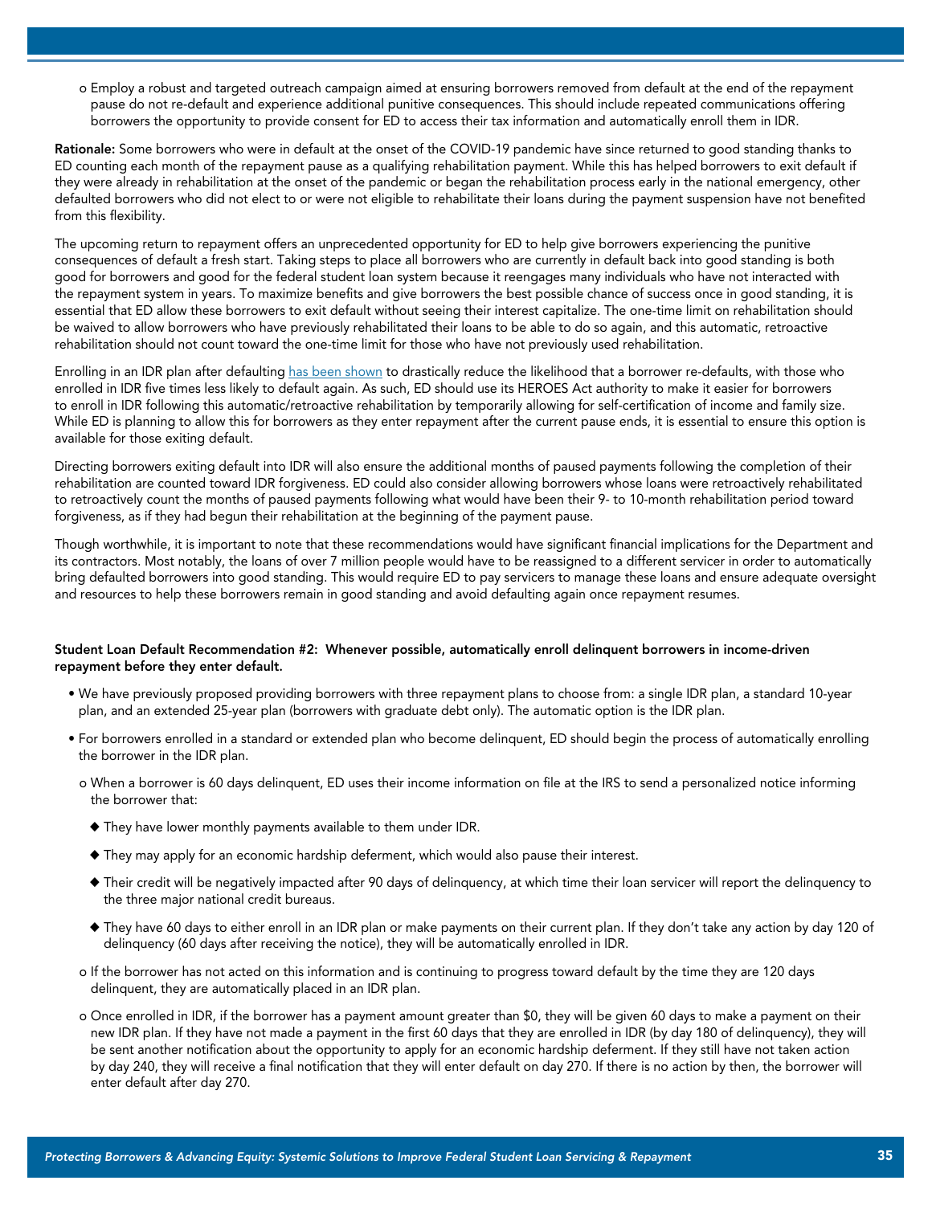- Employ a robust and targeted outreach campaign aimed at ensuring borrowers removed from default at the end of the repayment pause do not re-default and experience additional punitive consequences. This should include repeated communications offering borrowers the opportunity to provide consent for ED to access their tax information and automatically enroll them in IDR.

**Rationale:** Some borrowers who were in default at the onset of the COVID-19 pandemic have since returned to good standing thanks to ED counting each month of the repayment pause as a qualifying rehabilitation payment. While this has helped borrowers to exit default if they were already in rehabilitation at the onset of the pandemic or began the rehabilitation process early in the national emergency, other defaulted borrowers who did not elect to or were not eligible to rehabilitate their loans during the payment suspension have not benefited from this flexibility.

The upcoming return to repayment offers an unprecedented opportunity for ED to help give borrowers experiencing the punitive consequences of default a fresh start. Taking steps to place all borrowers who are currently in default back into good standing is both good for borrowers and good for the federal student loan system because it reengages many individuals who have not interacted with the repayment system in years. To maximize benefits and give borrowers the best possible chance of success once in good standing, it is essential that ED allow these borrowers to exit default without seeing their interest capitalize. The one-time limit on rehabilitation should be waived to allow borrowers who have previously rehabilitated their loans to be able to do so again, and this automatic, retroactive rehabilitation should not count toward the one-time limit for those who have not previously used rehabilitation.

Enrolling in an IDR plan after defaulting has been shown to drastically reduce the likelihood that a borrower re-defaults, with those who enrolled in IDR five times less likely to default again. As such, ED should use its HEROES Act authority to make it easier for borrowers to enroll in IDR following this automatic/retroactive rehabilitation by temporarily allowing for self-certification of income and family size. While ED is planning to allow this for borrowers as they enter repayment after the current pause ends, it is essential to ensure this option is available for those exiting default.

Directing borrowers exiting default into IDR will also ensure the additional months of paused payments following the completion of their rehabilitation are counted toward IDR forgiveness. ED could also consider allowing borrowers whose loans were retroactively rehabilitated to retroactively count the months of paused payments following what would have been their 9- to 10-month rehabilitation period toward forgiveness, as if they had begun their rehabilitation at the beginning of the payment pause.

Though worthwhile, it is important to note that these recommendations would have significant financial implications for the Department and its contractors. Most notably, the loans of over 7 million people would have to be reassigned to a different servicer in order to automatically bring defaulted borrowers into good standing. This would require ED to pay servicers to manage these loans and ensure adequate oversight and resources to help these borrowers remain in good standing and avoid defaulting again once repayment resumes.

**Student Loan Default Recommendation #2: Whenever possible, automatically enroll delinquent borrowers in income-driven repayment before they enter default.**

- We have previously proposed providing borrowers with three repayment plans to choose from: a single IDR plan, a standard 10-year plan, and an extended 25-year plan (borrowers with graduate debt only). The automatic option is the IDR plan.
- For borrowers enrolled in a standard or extended plan who become delinquent, ED should begin the process of automatically enrolling the borrower in the IDR plan.
  - When a borrower is 60 days delinquent, ED uses their income information on file at the IRS to send a personalized notice informing the borrower that:
    - They have lower monthly payments available to them under IDR.
    - They may apply for an economic hardship deferment, which would also pause their interest.
    - Their credit will be negatively impacted after 90 days of delinquency, at which time their loan servicer will report the delinquency to the three major national credit bureaus.
    - They have 60 days to either enroll in an IDR plan or make payments on their current plan. If they don't take any action by day 120 of delinquency (60 days after receiving the notice), they will be automatically enrolled in IDR.
  - If the borrower has not acted on this information and is continuing to progress toward default by the time they are 120 days delinquent, they are automatically placed in an IDR plan.
  - Once enrolled in IDR, if the borrower has a payment amount greater than $0, they will be given 60 days to make a payment on their new IDR plan. If they have not made a payment in the first 60 days that they are enrolled in IDR (by day 180 of delinquency), they will be sent another notification about the opportunity to apply for an economic hardship deferment. If they still have not taken action by day 240, they will receive a final notification that they will enter default on day 270. If there is no action by then, the borrower will enter default after day 270.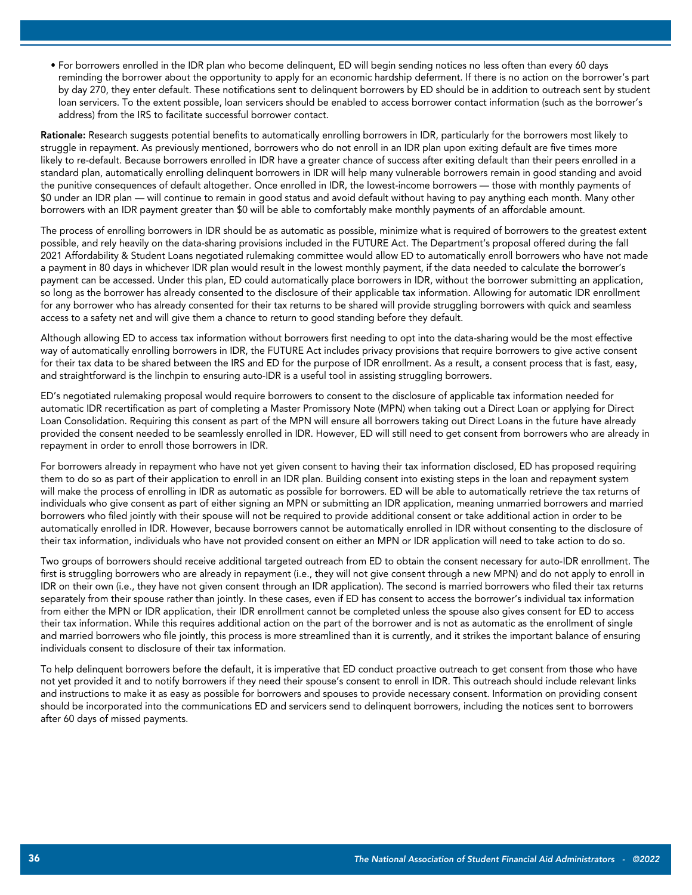- For borrowers enrolled in the IDR plan who become delinquent, ED will begin sending notices no less often than every 60 days reminding the borrower about the opportunity to apply for an economic hardship deferment. If there is no action on the borrower's part by day 270, they enter default. These notifications sent to delinquent borrowers by ED should be in addition to outreach sent by student loan servicers. To the extent possible, loan servicers should be enabled to access borrower contact information (such as the borrower's address) from the IRS to facilitate successful borrower contact.

**Rationale:** Research suggests potential benefits to automatically enrolling borrowers in IDR, particularly for the borrowers most likely to struggle in repayment. As previously mentioned, borrowers who do not enroll in an IDR plan upon exiting default are five times more likely to re-default. Because borrowers enrolled in IDR have a greater chance of success after exiting default than their peers enrolled in a standard plan, automatically enrolling delinquent borrowers in IDR will help many vulnerable borrowers remain in good standing and avoid the punitive consequences of default altogether. Once enrolled in IDR, the lowest-income borrowers — those with monthly payments of $0 under an IDR plan — will continue to remain in good status and avoid default without having to pay anything each month. Many other borrowers with an IDR payment greater than $0 will be able to comfortably make monthly payments of an affordable amount.

The process of enrolling borrowers in IDR should be as automatic as possible, minimize what is required of borrowers to the greatest extent possible, and rely heavily on the data-sharing provisions included in the FUTURE Act. The Department's proposal offered during the fall 2021 Affordability & Student Loans negotiated rulemaking committee would allow ED to automatically enroll borrowers who have not made a payment in 80 days in whichever IDR plan would result in the lowest monthly payment, if the data needed to calculate the borrower's payment can be accessed. Under this plan, ED could automatically place borrowers in IDR, without the borrower submitting an application, so long as the borrower has already consented to the disclosure of their applicable tax information. Allowing for automatic IDR enrollment for any borrower who has already consented for their tax returns to be shared will provide struggling borrowers with quick and seamless access to a safety net and will give them a chance to return to good standing before they default.

Although allowing ED to access tax information without borrowers first needing to opt into the data-sharing would be the most effective way of automatically enrolling borrowers in IDR, the FUTURE Act includes privacy provisions that require borrowers to give active consent for their tax data to be shared between the IRS and ED for the purpose of IDR enrollment. As a result, a consent process that is fast, easy, and straightforward is the linchpin to ensuring auto-IDR is a useful tool in assisting struggling borrowers.

ED's negotiated rulemaking proposal would require borrowers to consent to the disclosure of applicable tax information needed for automatic IDR recertification as part of completing a Master Promissory Note (MPN) when taking out a Direct Loan or applying for Direct Loan Consolidation. Requiring this consent as part of the MPN will ensure all borrowers taking out Direct Loans in the future have already provided the consent needed to be seamlessly enrolled in IDR. However, ED will still need to get consent from borrowers who are already in repayment in order to enroll those borrowers in IDR.

For borrowers already in repayment who have not yet given consent to having their tax information disclosed, ED has proposed requiring them to do so as part of their application to enroll in an IDR plan. Building consent into existing steps in the loan and repayment system will make the process of enrolling in IDR as automatic as possible for borrowers. ED will be able to automatically retrieve the tax returns of individuals who give consent as part of either signing an MPN or submitting an IDR application, meaning unmarried borrowers and married borrowers who filed jointly with their spouse will not be required to provide additional consent or take additional action in order to be automatically enrolled in IDR. However, because borrowers cannot be automatically enrolled in IDR without consenting to the disclosure of their tax information, individuals who have not provided consent on either an MPN or IDR application will need to take action to do so.

Two groups of borrowers should receive additional targeted outreach from ED to obtain the consent necessary for auto-IDR enrollment. The first is struggling borrowers who are already in repayment (i.e., they will not give consent through a new MPN) and do not apply to enroll in IDR on their own (i.e., they have not given consent through an IDR application). The second is married borrowers who filed their tax returns separately from their spouse rather than jointly. In these cases, even if ED has consent to access the borrower's individual tax information from either the MPN or IDR application, their IDR enrollment cannot be completed unless the spouse also gives consent for ED to access their tax information. While this requires additional action on the part of the borrower and is not as automatic as the enrollment of single and married borrowers who file jointly, this process is more streamlined than it is currently, and it strikes the important balance of ensuring individuals consent to disclosure of their tax information.

To help delinquent borrowers before the default, it is imperative that ED conduct proactive outreach to get consent from those who have not yet provided it and to notify borrowers if they need their spouse's consent to enroll in IDR. This outreach should include relevant links and instructions to make it as easy as possible for borrowers and spouses to provide necessary consent. Information on providing consent should be incorporated into the communications ED and servicers send to delinquent borrowers, including the notices sent to borrowers after 60 days of missed payments.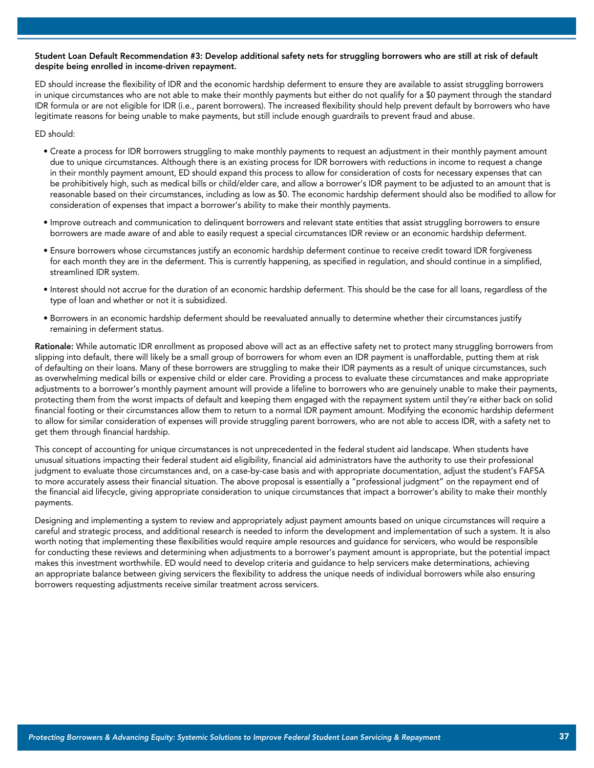**Student Loan Default Recommendation #3: Develop additional safety nets for struggling borrowers who are still at risk of default despite being enrolled in income-driven repayment.**

ED should increase the flexibility of IDR and the economic hardship deferment to ensure they are available to assist struggling borrowers in unique circumstances who are not able to make their monthly payments but either do not qualify for a $0 payment through the standard IDR formula or are not eligible for IDR (i.e., parent borrowers). The increased flexibility should help prevent default by borrowers who have legitimate reasons for being unable to make payments, but still include enough guardrails to prevent fraud and abuse.

ED should:

- Create a process for IDR borrowers struggling to make monthly payments to request an adjustment in their monthly payment amount due to unique circumstances. Although there is an existing process for IDR borrowers with reductions in income to request a change in their monthly payment amount, ED should expand this process to allow for consideration of costs for necessary expenses that can be prohibitively high, such as medical bills or child/elder care, and allow a borrower's IDR payment to be adjusted to an amount that is reasonable based on their circumstances, including as low as $0. The economic hardship deferment should also be modified to allow for consideration of expenses that impact a borrower's ability to make their monthly payments.
- Improve outreach and communication to delinquent borrowers and relevant state entities that assist struggling borrowers to ensure borrowers are made aware of and able to easily request a special circumstances IDR review or an economic hardship deferment.
- Ensure borrowers whose circumstances justify an economic hardship deferment continue to receive credit toward IDR forgiveness for each month they are in the deferment. This is currently happening, as specified in regulation, and should continue in a simplified, streamlined IDR system.
- Interest should not accrue for the duration of an economic hardship deferment. This should be the case for all loans, regardless of the type of loan and whether or not it is subsidized.
- Borrowers in an economic hardship deferment should be reevaluated annually to determine whether their circumstances justify remaining in deferment status.

**Rationale:** While automatic IDR enrollment as proposed above will act as an effective safety net to protect many struggling borrowers from slipping into default, there will likely be a small group of borrowers for whom even an IDR payment is unaffordable, putting them at risk of defaulting on their loans. Many of these borrowers are struggling to make their IDR payments as a result of unique circumstances, such as overwhelming medical bills or expensive child or elder care. Providing a process to evaluate these circumstances and make appropriate adjustments to a borrower's monthly payment amount will provide a lifeline to borrowers who are genuinely unable to make their payments, protecting them from the worst impacts of default and keeping them engaged with the repayment system until they're either back on solid financial footing or their circumstances allow them to return to a normal IDR payment amount. Modifying the economic hardship deferment to allow for similar consideration of expenses will provide struggling parent borrowers, who are not able to access IDR, with a safety net to get them through financial hardship.

This concept of accounting for unique circumstances is not unprecedented in the federal student aid landscape. When students have unusual situations impacting their federal student aid eligibility, financial aid administrators have the authority to use their professional judgment to evaluate those circumstances and, on a case-by-case basis and with appropriate documentation, adjust the student's FAFSA to more accurately assess their financial situation. The above proposal is essentially a "professional judgment" on the repayment end of the financial aid lifecycle, giving appropriate consideration to unique circumstances that impact a borrower's ability to make their monthly payments.

Designing and implementing a system to review and appropriately adjust payment amounts based on unique circumstances will require a careful and strategic process, and additional research is needed to inform the development and implementation of such a system. It is also worth noting that implementing these flexibilities would require ample resources and guidance for servicers, who would be responsible for conducting these reviews and determining when adjustments to a borrower's payment amount is appropriate, but the potential impact makes this investment worthwhile. ED would need to develop criteria and guidance to help servicers make determinations, achieving an appropriate balance between giving servicers the flexibility to address the unique needs of individual borrowers while also ensuring borrowers requesting adjustments receive similar treatment across servicers.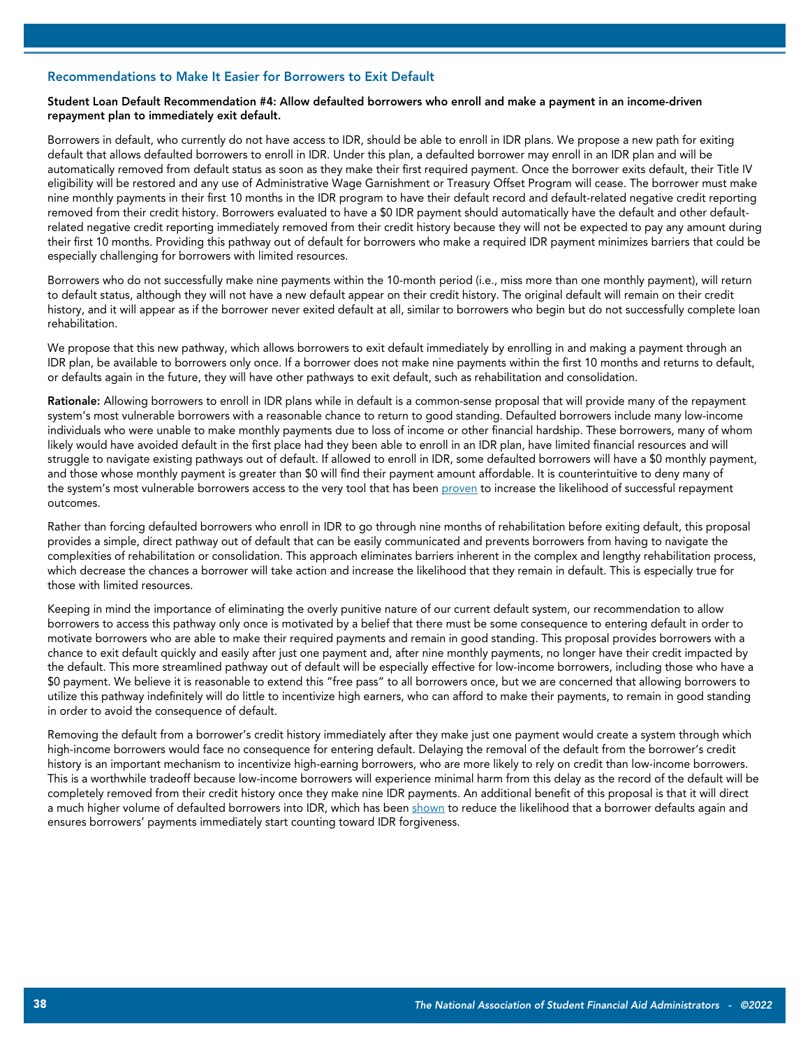## Recommendations to Make It Easier for Borrowers to Exit Default

**Student Loan Default Recommendation #4: Allow defaulted borrowers who enroll and make a payment in an income-driven repayment plan to immediately exit default.**

Borrowers in default, who currently do not have access to IDR, should be able to enroll in IDR plans. We propose a new path for exiting default that allows defaulted borrowers to enroll in IDR. Under this plan, a defaulted borrower may enroll in an IDR plan and will be automatically removed from default status as soon as they make their first required payment. Once the borrower exits default, their Title IV eligibility will be restored and any use of Administrative Wage Garnishment or Treasury Offset Program will cease. The borrower must make nine monthly payments in their first 10 months in the IDR program to have their default record and default-related negative credit reporting removed from their credit history. Borrowers evaluated to have a $0 IDR payment should automatically have the default and other default-related negative credit reporting immediately removed from their credit history because they will not be expected to pay any amount during their first 10 months. Providing this pathway out of default for borrowers who make a required IDR payment minimizes barriers that could be especially challenging for borrowers with limited resources.

Borrowers who do not successfully make nine payments within the 10-month period (i.e., miss more than one monthly payment), will return to default status, although they will not have a new default appear on their credit history. The original default will remain on their credit history, and it will appear as if the borrower never exited default at all, similar to borrowers who begin but do not successfully complete loan rehabilitation.

We propose that this new pathway, which allows borrowers to exit default immediately by enrolling in and making a payment through an IDR plan, be available to borrowers only once. If a borrower does not make nine payments within the first 10 months and returns to default, or defaults again in the future, they will have other pathways to exit default, such as rehabilitation and consolidation.

**Rationale:** Allowing borrowers to enroll in IDR plans while in default is a common-sense proposal that will provide many of the repayment system's most vulnerable borrowers with a reasonable chance to return to good standing. Defaulted borrowers include many low-income individuals who were unable to make monthly payments due to loss of income or other financial hardship. These borrowers, many of whom likely would have avoided default in the first place had they been able to enroll in an IDR plan, have limited financial resources and will struggle to navigate existing pathways out of default. If allowed to enroll in IDR, some defaulted borrowers will have a $0 monthly payment, and those whose monthly payment is greater than $0 will find their payment amount affordable. It is counterintuitive to deny many of the system's most vulnerable borrowers access to the very tool that has been proven to increase the likelihood of successful repayment outcomes.

Rather than forcing defaulted borrowers who enroll in IDR to go through nine months of rehabilitation before exiting default, this proposal provides a simple, direct pathway out of default that can be easily communicated and prevents borrowers from having to navigate the complexities of rehabilitation or consolidation. This approach eliminates barriers inherent in the complex and lengthy rehabilitation process, which decrease the chances a borrower will take action and increase the likelihood that they remain in default. This is especially true for those with limited resources.

Keeping in mind the importance of eliminating the overly punitive nature of our current default system, our recommendation to allow borrowers to access this pathway only once is motivated by a belief that there must be some consequence to entering default in order to motivate borrowers who are able to make their required payments and remain in good standing. This proposal provides borrowers with a chance to exit default quickly and easily after just one payment and, after nine monthly payments, no longer have their credit impacted by the default. This more streamlined pathway out of default will be especially effective for low-income borrowers, including those who have a $0 payment. We believe it is reasonable to extend this "free pass" to all borrowers once, but we are concerned that allowing borrowers to utilize this pathway indefinitely will do little to incentivize high earners, who can afford to make their payments, to remain in good standing in order to avoid the consequence of default.

Removing the default from a borrower's credit history immediately after they make just one payment would create a system through which high-income borrowers would face no consequence for entering default. Delaying the removal of the default from the borrower's credit history is an important mechanism to incentivize high-earning borrowers, who are more likely to rely on credit than low-income borrowers. This is a worthwhile tradeoff because low-income borrowers will experience minimal harm from this delay as the record of the default will be completely removed from their credit history once they make nine IDR payments. An additional benefit of this proposal is that it will direct a much higher volume of defaulted borrowers into IDR, which has been shown to reduce the likelihood that a borrower defaults again and ensures borrowers' payments immediately start counting toward IDR forgiveness.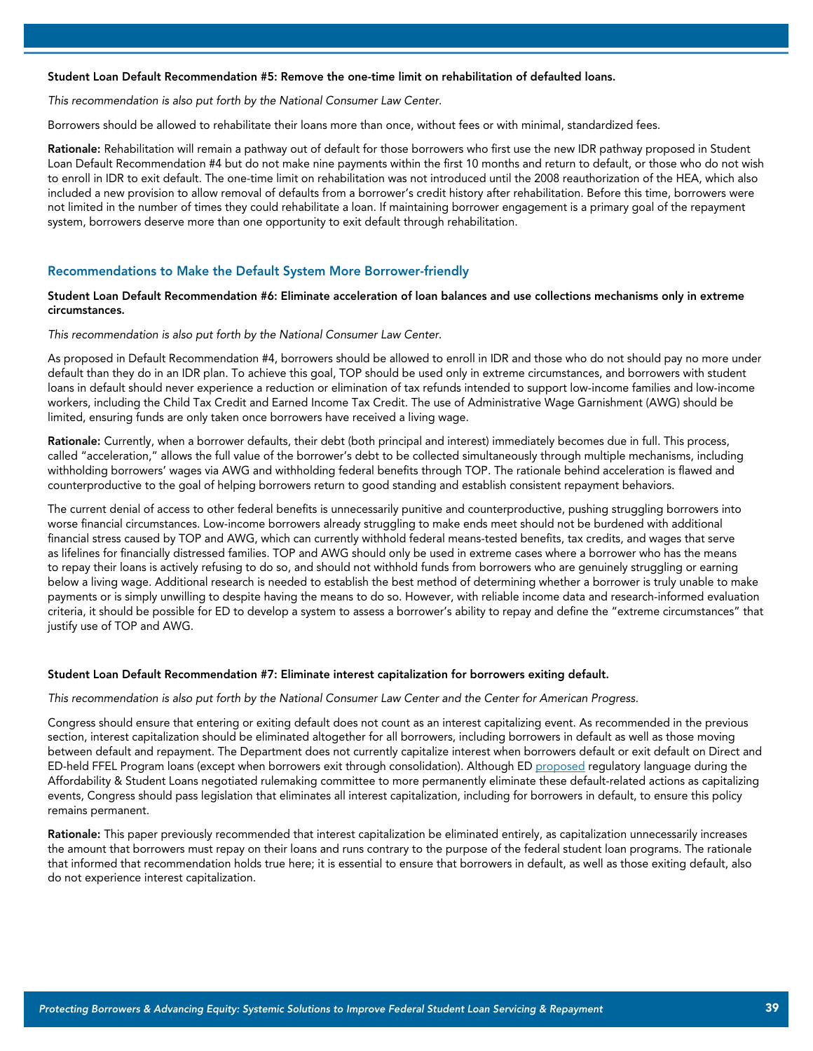**Student Loan Default Recommendation #5: Remove the one-time limit on rehabilitation of defaulted loans.**

*This recommendation is also put forth by the National Consumer Law Center.*

Borrowers should be allowed to rehabilitate their loans more than once, without fees or with minimal, standardized fees.

**Rationale:** Rehabilitation will remain a pathway out of default for those borrowers who first use the new IDR pathway proposed in Student Loan Default Recommendation #4 but do not make nine payments within the first 10 months and return to default, or those who do not wish to enroll in IDR to exit default. The one-time limit on rehabilitation was not introduced until the 2008 reauthorization of the HEA, which also included a new provision to allow removal of defaults from a borrower's credit history after rehabilitation. Before this time, borrowers were not limited in the number of times they could rehabilitate a loan. If maintaining borrower engagement is a primary goal of the repayment system, borrowers deserve more than one opportunity to exit default through rehabilitation.

## Recommendations to Make the Default System More Borrower-friendly

**Student Loan Default Recommendation #6: Eliminate acceleration of loan balances and use collections mechanisms only in extreme circumstances.**

*This recommendation is also put forth by the National Consumer Law Center.*

As proposed in Default Recommendation #4, borrowers should be allowed to enroll in IDR and those who do not should pay no more under default than they do in an IDR plan. To achieve this goal, TOP should be used only in extreme circumstances, and borrowers with student loans in default should never experience a reduction or elimination of tax refunds intended to support low-income families and low-income workers, including the Child Tax Credit and Earned Income Tax Credit. The use of Administrative Wage Garnishment (AWG) should be limited, ensuring funds are only taken once borrowers have received a living wage.

**Rationale:** Currently, when a borrower defaults, their debt (both principal and interest) immediately becomes due in full. This process, called "acceleration," allows the full value of the borrower's debt to be collected simultaneously through multiple mechanisms, including withholding borrowers' wages via AWG and withholding federal benefits through TOP. The rationale behind acceleration is flawed and counterproductive to the goal of helping borrowers return to good standing and establish consistent repayment behaviors.

The current denial of access to other federal benefits is unnecessarily punitive and counterproductive, pushing struggling borrowers into worse financial circumstances. Low-income borrowers already struggling to make ends meet should not be burdened with additional financial stress caused by TOP and AWG, which can currently withhold federal means-tested benefits, tax credits, and wages that serve as lifelines for financially distressed families. TOP and AWG should only be used in extreme cases where a borrower who has the means to repay their loans is actively refusing to do so, and should not withhold funds from borrowers who are genuinely struggling or earning below a living wage. Additional research is needed to establish the best method of determining whether a borrower is truly unable to make payments or is simply unwilling to despite having the means to do so. However, with reliable income data and research-informed evaluation criteria, it should be possible for ED to develop a system to assess a borrower's ability to repay and define the "extreme circumstances" that justify use of TOP and AWG.

**Student Loan Default Recommendation #7: Eliminate interest capitalization for borrowers exiting default.**

*This recommendation is also put forth by the National Consumer Law Center and the Center for American Progress.*

Congress should ensure that entering or exiting default does not count as an interest capitalizing event. As recommended in the previous section, interest capitalization should be eliminated altogether for all borrowers, including borrowers in default as well as those moving between default and repayment. The Department does not currently capitalize interest when borrowers default or exit default on Direct and ED-held FFEL Program loans (except when borrowers exit through consolidation). Although ED proposed regulatory language during the Affordability & Student Loans negotiated rulemaking committee to more permanently eliminate these default-related actions as capitalizing events, Congress should pass legislation that eliminates all interest capitalization, including for borrowers in default, to ensure this policy remains permanent.

**Rationale:** This paper previously recommended that interest capitalization be eliminated entirely, as capitalization unnecessarily increases the amount that borrowers must repay on their loans and runs contrary to the purpose of the federal student loan programs. The rationale that informed that recommendation holds true here; it is essential to ensure that borrowers in default, as well as those exiting default, also do not experience interest capitalization.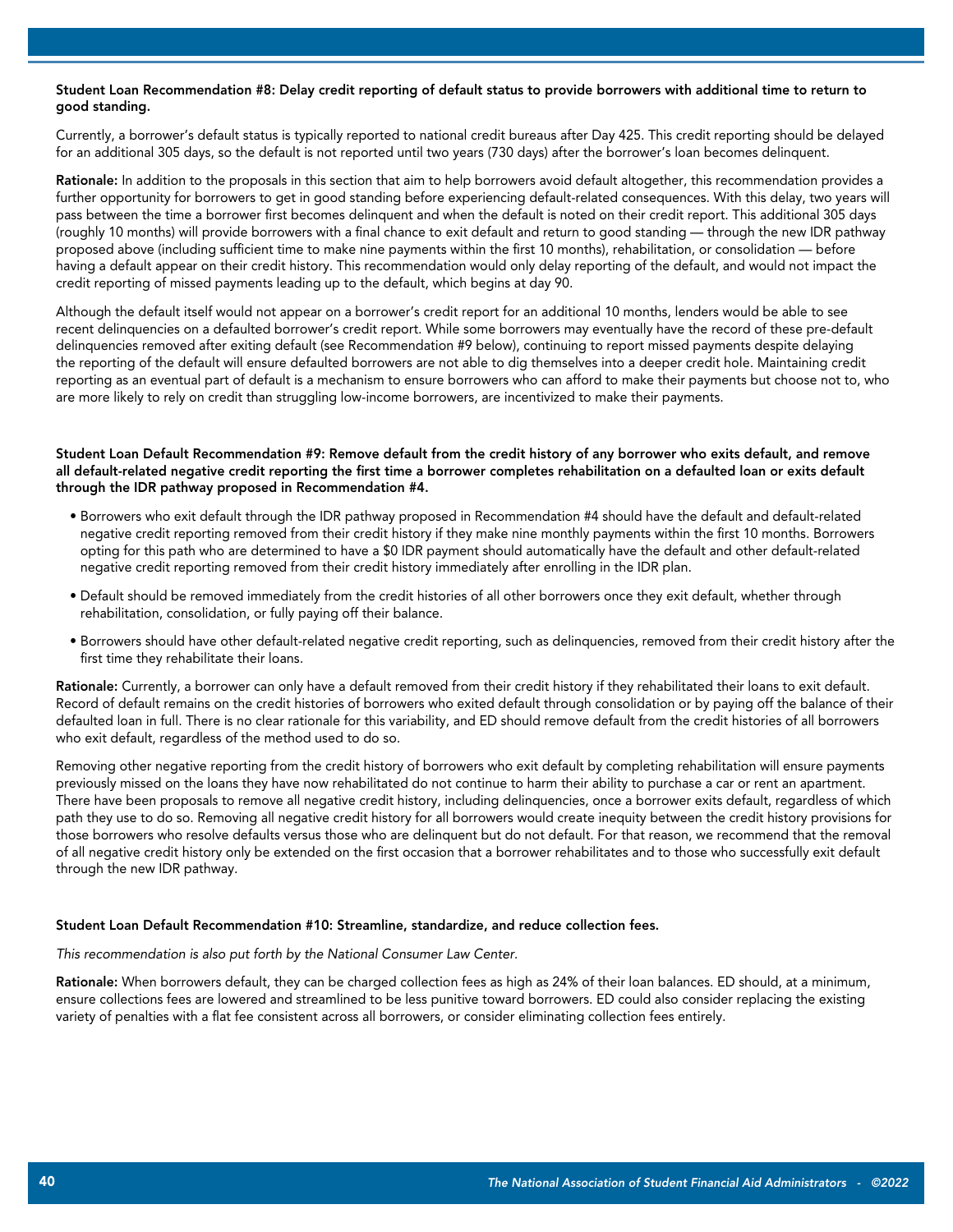**Student Loan Recommendation #8: Delay credit reporting of default status to provide borrowers with additional time to return to good standing.**

Currently, a borrower's default status is typically reported to national credit bureaus after Day 425. This credit reporting should be delayed for an additional 305 days, so the default is not reported until two years (730 days) after the borrower's loan becomes delinquent.

**Rationale:** In addition to the proposals in this section that aim to help borrowers avoid default altogether, this recommendation provides a further opportunity for borrowers to get in good standing before experiencing default-related consequences. With this delay, two years will pass between the time a borrower first becomes delinquent and when the default is noted on their credit report. This additional 305 days (roughly 10 months) will provide borrowers with a final chance to exit default and return to good standing — through the new IDR pathway proposed above (including sufficient time to make nine payments within the first 10 months), rehabilitation, or consolidation — before having a default appear on their credit history. This recommendation would only delay reporting of the default, and would not impact the credit reporting of missed payments leading up to the default, which begins at day 90.

Although the default itself would not appear on a borrower's credit report for an additional 10 months, lenders would be able to see recent delinquencies on a defaulted borrower's credit report. While some borrowers may eventually have the record of these pre-default delinquencies removed after exiting default (see Recommendation #9 below), continuing to report missed payments despite delaying the reporting of the default will ensure defaulted borrowers are not able to dig themselves into a deeper credit hole. Maintaining credit reporting as an eventual part of default is a mechanism to ensure borrowers who can afford to make their payments but choose not to, who are more likely to rely on credit than struggling low-income borrowers, are incentivized to make their payments.

**Student Loan Default Recommendation #9: Remove default from the credit history of any borrower who exits default, and remove all default-related negative credit reporting the first time a borrower completes rehabilitation on a defaulted loan or exits default through the IDR pathway proposed in Recommendation #4.**

- Borrowers who exit default through the IDR pathway proposed in Recommendation #4 should have the default and default-related negative credit reporting removed from their credit history if they make nine monthly payments within the first 10 months. Borrowers opting for this path who are determined to have a $0 IDR payment should automatically have the default and other default-related negative credit reporting removed from their credit history immediately after enrolling in the IDR plan.
- Default should be removed immediately from the credit histories of all other borrowers once they exit default, whether through rehabilitation, consolidation, or fully paying off their balance.
- Borrowers should have other default-related negative credit reporting, such as delinquencies, removed from their credit history after the first time they rehabilitate their loans.

**Rationale:** Currently, a borrower can only have a default removed from their credit history if they rehabilitated their loans to exit default. Record of default remains on the credit histories of borrowers who exited default through consolidation or by paying off the balance of their defaulted loan in full. There is no clear rationale for this variability, and ED should remove default from the credit histories of all borrowers who exit default, regardless of the method used to do so.

Removing other negative reporting from the credit history of borrowers who exit default by completing rehabilitation will ensure payments previously missed on the loans they have now rehabilitated do not continue to harm their ability to purchase a car or rent an apartment. There have been proposals to remove all negative credit history, including delinquencies, once a borrower exits default, regardless of which path they use to do so. Removing all negative credit history for all borrowers would create inequity between the credit history provisions for those borrowers who resolve defaults versus those who are delinquent but do not default. For that reason, we recommend that the removal of all negative credit history only be extended on the first occasion that a borrower rehabilitates and to those who successfully exit default through the new IDR pathway.

**Student Loan Default Recommendation #10: Streamline, standardize, and reduce collection fees.**

*This recommendation is also put forth by the National Consumer Law Center.*

**Rationale:** When borrowers default, they can be charged collection fees as high as 24% of their loan balances. ED should, at a minimum, ensure collections fees are lowered and streamlined to be less punitive toward borrowers. ED could also consider replacing the existing variety of penalties with a flat fee consistent across all borrowers, or consider eliminating collection fees entirely.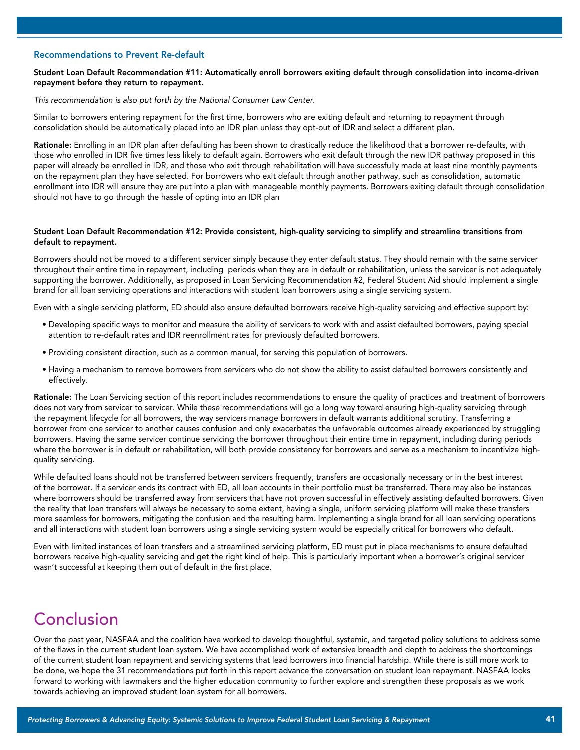### Recommendations to Prevent Re-default

**Student Loan Default Recommendation #11: Automatically enroll borrowers exiting default through consolidation into income-driven repayment before they return to repayment.**

*This recommendation is also put forth by the National Consumer Law Center.*

Similar to borrowers entering repayment for the first time, borrowers who are exiting default and returning to repayment through consolidation should be automatically placed into an IDR plan unless they opt-out of IDR and select a different plan.

**Rationale:** Enrolling in an IDR plan after defaulting has been shown to drastically reduce the likelihood that a borrower re-defaults, with those who enrolled in IDR five times less likely to default again. Borrowers who exit default through the new IDR pathway proposed in this paper will already be enrolled in IDR, and those who exit through rehabilitation will have successfully made at least nine monthly payments on the repayment plan they have selected. For borrowers who exit default through another pathway, such as consolidation, automatic enrollment into IDR will ensure they are put into a plan with manageable monthly payments. Borrowers exiting default through consolidation should not have to go through the hassle of opting into an IDR plan

**Student Loan Default Recommendation #12: Provide consistent, high-quality servicing to simplify and streamline transitions from default to repayment.**

Borrowers should not be moved to a different servicer simply because they enter default status. They should remain with the same servicer throughout their entire time in repayment, including periods when they are in default or rehabilitation, unless the servicer is not adequately supporting the borrower. Additionally, as proposed in Loan Servicing Recommendation #2, Federal Student Aid should implement a single brand for all loan servicing operations and interactions with student loan borrowers using a single servicing system.

Even with a single servicing platform, ED should also ensure defaulted borrowers receive high-quality servicing and effective support by:

- Developing specific ways to monitor and measure the ability of servicers to work with and assist defaulted borrowers, paying special attention to re-default rates and IDR reenrollment rates for previously defaulted borrowers.
- Providing consistent direction, such as a common manual, for serving this population of borrowers.
- Having a mechanism to remove borrowers from servicers who do not show the ability to assist defaulted borrowers consistently and effectively.

**Rationale:** The Loan Servicing section of this report includes recommendations to ensure the quality of practices and treatment of borrowers does not vary from servicer to servicer. While these recommendations will go a long way toward ensuring high-quality servicing through the repayment lifecycle for all borrowers, the way servicers manage borrowers in default warrants additional scrutiny. Transferring a borrower from one servicer to another causes confusion and only exacerbates the unfavorable outcomes already experienced by struggling borrowers. Having the same servicer continue servicing the borrower throughout their entire time in repayment, including during periods where the borrower is in default or rehabilitation, will both provide consistency for borrowers and serve as a mechanism to incentivize high-quality servicing.

While defaulted loans should not be transferred between servicers frequently, transfers are occasionally necessary or in the best interest of the borrower. If a servicer ends its contract with ED, all loan accounts in their portfolio must be transferred. There may also be instances where borrowers should be transferred away from servicers that have not proven successful in effectively assisting defaulted borrowers. Given the reality that loan transfers will always be necessary to some extent, having a single, uniform servicing platform will make these transfers more seamless for borrowers, mitigating the confusion and the resulting harm. Implementing a single brand for all loan servicing operations and all interactions with student loan borrowers using a single servicing system would be especially critical for borrowers who default.

Even with limited instances of loan transfers and a streamlined servicing platform, ED must put in place mechanisms to ensure defaulted borrowers receive high-quality servicing and get the right kind of help. This is particularly important when a borrower's original servicer wasn't successful at keeping them out of default in the first place.

# Conclusion

Over the past year, NASFAA and the coalition have worked to develop thoughtful, systemic, and targeted policy solutions to address some of the flaws in the current student loan system. We have accomplished work of extensive breadth and depth to address the shortcomings of the current student loan repayment and servicing systems that lead borrowers into financial hardship. While there is still more work to be done, we hope the 31 recommendations put forth in this report advance the conversation on student loan repayment. NASFAA looks forward to working with lawmakers and the higher education community to further explore and strengthen these proposals as we work towards achieving an improved student loan system for all borrowers.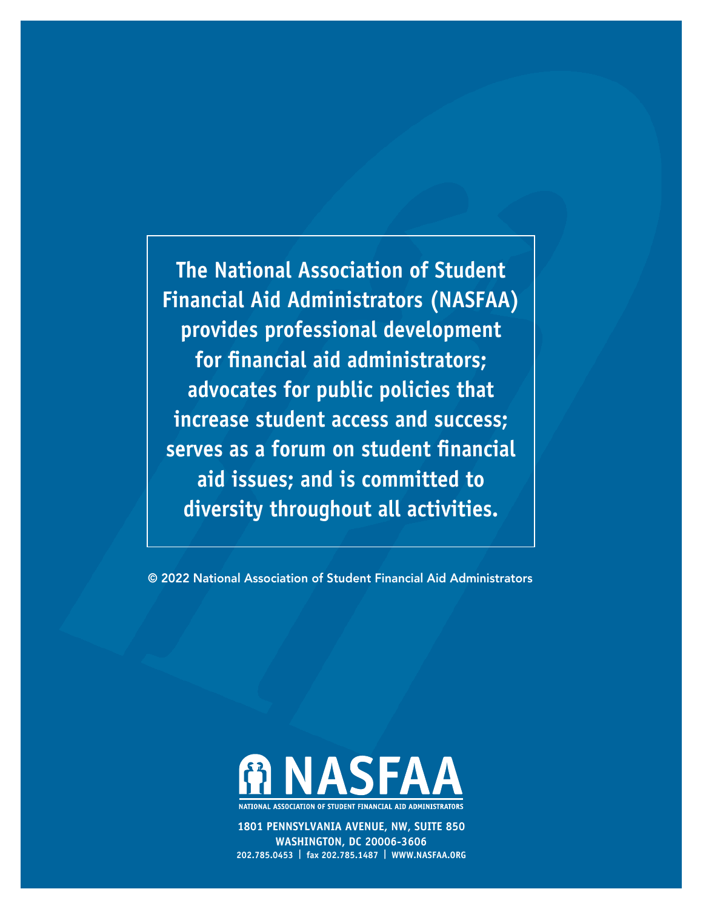**The National Association of Student Financial Aid Administrators (NASFAA) provides professional development for financial aid administrators; advocates for public policies that increase student access and success; serves as a forum on student financial aid issues; and is committed to diversity throughout all activities.**

© 2022 National Association of Student Financial Aid Administrators

NASFAA

NATIONAL ASSOCIATION OF STUDENT FINANCIAL AID ADMINISTRATORS

1801 PENNSYLVANIA AVENUE, NW, SUITE 850
WASHINGTON, DC 20006-3606
202.785.0453 | fax 202.785.1487 | WWW.NASFAA.ORG